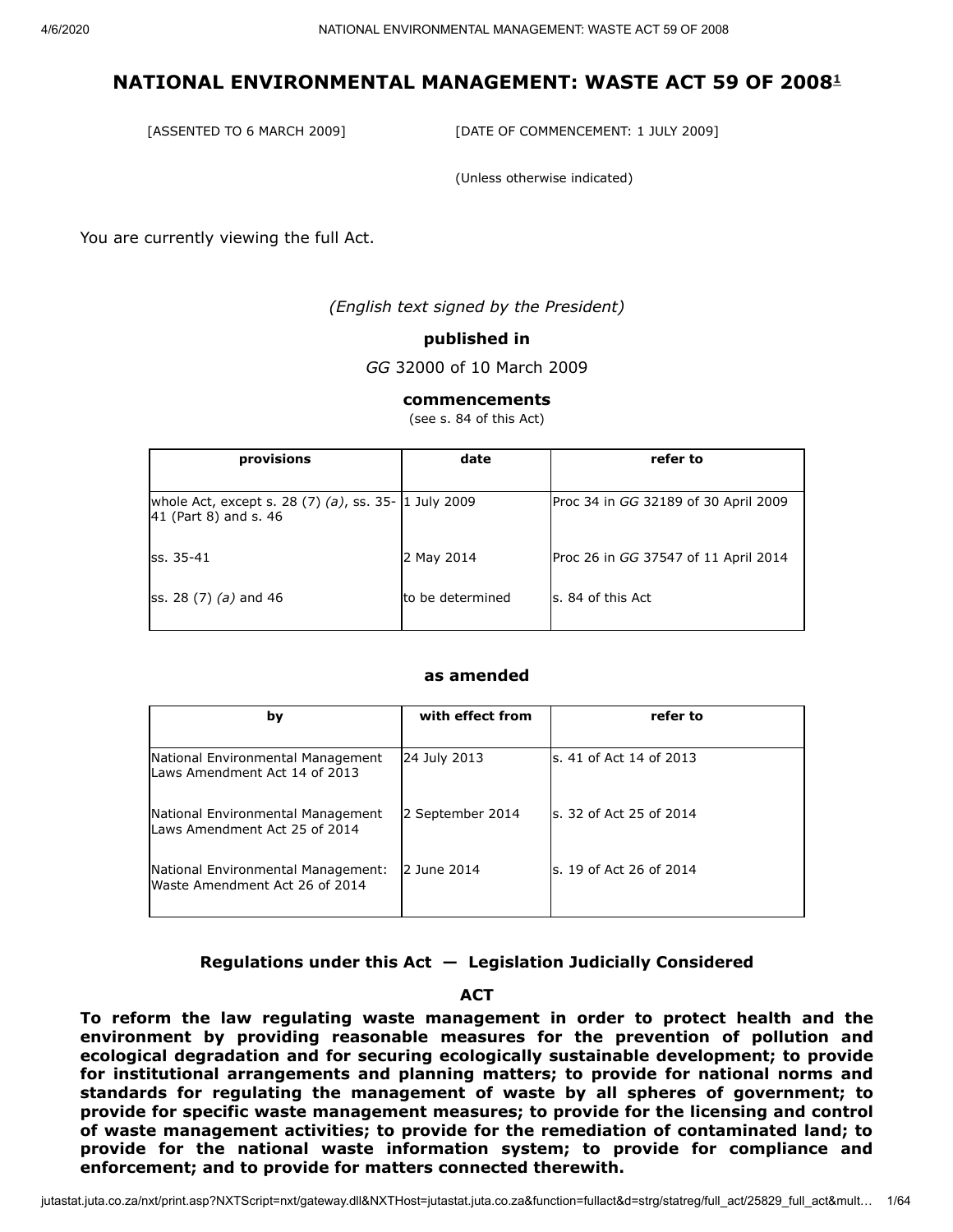# NATIONAL ENVIRONMENTAL MANAGEMENT: WASTE ACT 59 OF 2008[1]

[ASSENTED TO 6 MARCH 2009] [DATE OF COMMENCEMENT: 1 JULY 2009]

(Unless otherwise indicated)

You are currently viewing the full Act.

*(English text signed by the President)*

**published in**

*GG* 32000 of 10 March 2009

**commencements**

(see s. 84 of this Act)

| provisions | date | refer to |
|---|---|---|
| whole Act, except s. 28 (7) *(a)*, ss. 35-41 (Part 8) and s. 46 | 1 July 2009 | Proc 34 in *GG* 32189 of 30 April 2009 |
| ss. 35-41 | 2 May 2014 | Proc 26 in *GG* 37547 of 11 April 2014 |
| ss. 28 (7) *(a)* and 46 | to be determined | s. 84 of this Act |

**as amended**

| by | with effect from | refer to |
|---|---|---|
| National Environmental Management Laws Amendment Act 14 of 2013 | 24 July 2013 | s. 41 of Act 14 of 2013 |
| National Environmental Management Laws Amendment Act 25 of 2014 | 2 September 2014 | s. 32 of Act 25 of 2014 |
| National Environmental Management: Waste Amendment Act 26 of 2014 | 2 June 2014 | s. 19 of Act 26 of 2014 |

**Regulations under this Act — Legislation Judicially Considered**

## ACT

**To reform the law regulating waste management in order to protect health and the environment by providing reasonable measures for the prevention of pollution and ecological degradation and for securing ecologically sustainable development; to provide for institutional arrangements and planning matters; to provide for national norms and standards for regulating the management of waste by all spheres of government; to provide for specific waste management measures; to provide for the licensing and control of waste management activities; to provide for the remediation of contaminated land; to provide for the national waste information system; to provide for compliance and enforcement; and to provide for matters connected therewith.**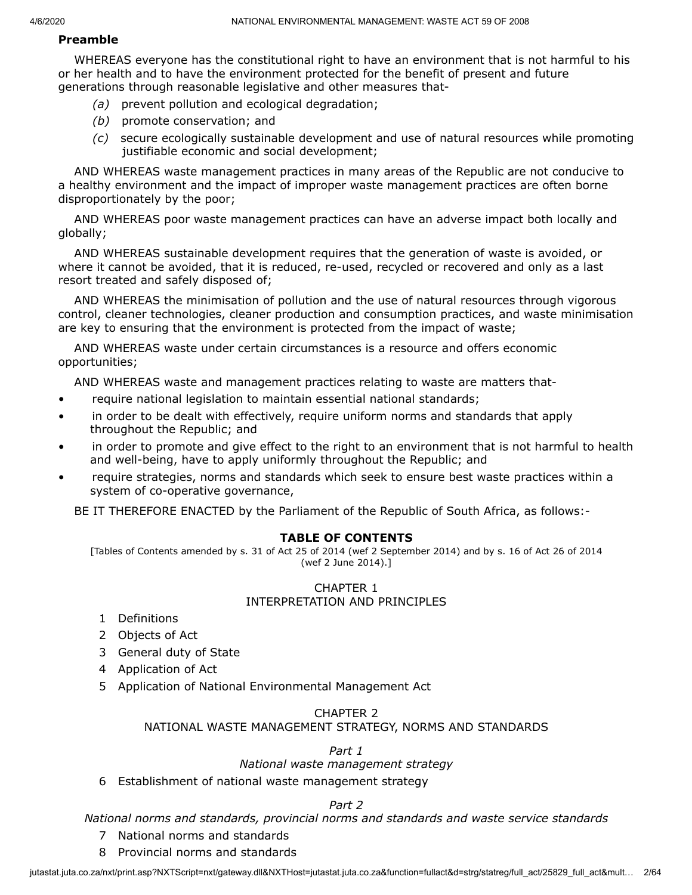**Preamble**

WHEREAS everyone has the constitutional right to have an environment that is not harmful to his or her health and to have the environment protected for the benefit of present and future generations through reasonable legislative and other measures that-

*(a)* prevent pollution and ecological degradation;

*(b)* promote conservation; and

*(c)* secure ecologically sustainable development and use of natural resources while promoting justifiable economic and social development;

AND WHEREAS waste management practices in many areas of the Republic are not conducive to a healthy environment and the impact of improper waste management practices are often borne disproportionately by the poor;

AND WHEREAS poor waste management practices can have an adverse impact both locally and globally;

AND WHEREAS sustainable development requires that the generation of waste is avoided, or where it cannot be avoided, that it is reduced, re-used, recycled or recovered and only as a last resort treated and safely disposed of;

AND WHEREAS the minimisation of pollution and the use of natural resources through vigorous control, cleaner technologies, cleaner production and consumption practices, and waste minimisation are key to ensuring that the environment is protected from the impact of waste;

AND WHEREAS waste under certain circumstances is a resource and offers economic opportunities;

AND WHEREAS waste and management practices relating to waste are matters that-

- require national legislation to maintain essential national standards;
- in order to be dealt with effectively, require uniform norms and standards that apply throughout the Republic; and
- in order to promote and give effect to the right to an environment that is not harmful to health and well-being, have to apply uniformly throughout the Republic; and
- require strategies, norms and standards which seek to ensure best waste practices within a system of co-operative governance,

BE IT THEREFORE ENACTED by the Parliament of the Republic of South Africa, as follows:-

## TABLE OF CONTENTS

[Tables of Contents amended by s. 31 of Act 25 of 2014 (wef 2 September 2014) and by s. 16 of Act 26 of 2014 (wef 2 June 2014).]

### CHAPTER 1
### INTERPRETATION AND PRINCIPLES

1 Definitions

2 Objects of Act

3 General duty of State

4 Application of Act

5 Application of National Environmental Management Act

### CHAPTER 2
### NATIONAL WASTE MANAGEMENT STRATEGY, NORMS AND STANDARDS

*Part 1*

*National waste management strategy*

6 Establishment of national waste management strategy

*Part 2*

*National norms and standards, provincial norms and standards and waste service standards*

7 National norms and standards

8 Provincial norms and standards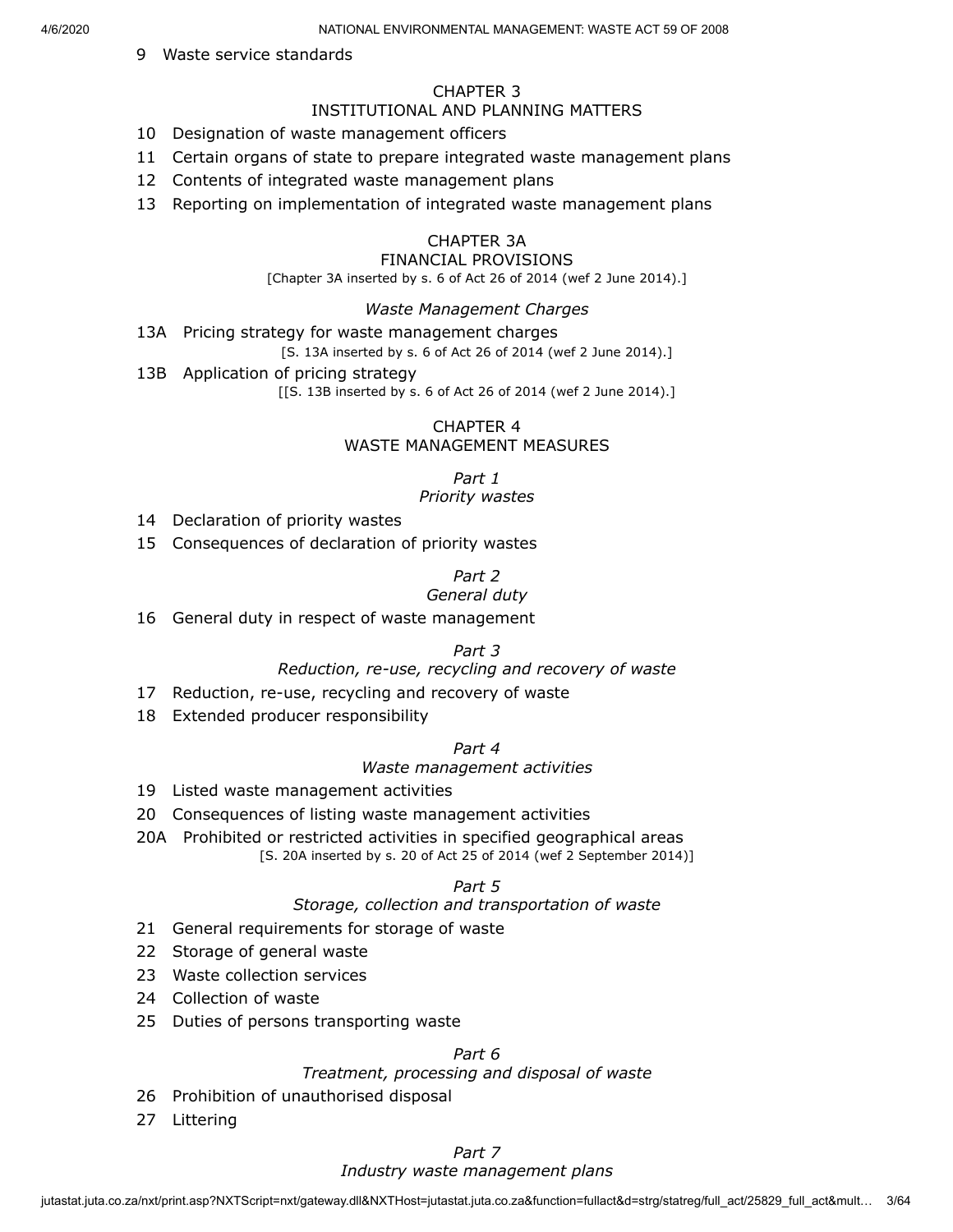9 Waste service standards

## CHAPTER 3
## INSTITUTIONAL AND PLANNING MATTERS

10 Designation of waste management officers

11 Certain organs of state to prepare integrated waste management plans

12 Contents of integrated waste management plans

13 Reporting on implementation of integrated waste management plans

## CHAPTER 3A
## FINANCIAL PROVISIONS

[Chapter 3A inserted by s. 6 of Act 26 of 2014 (wef 2 June 2014).]

*Waste Management Charges*

13A Pricing strategy for waste management charges

[S. 13A inserted by s. 6 of Act 26 of 2014 (wef 2 June 2014).]

13B Application of pricing strategy

[[S. 13B inserted by s. 6 of Act 26 of 2014 (wef 2 June 2014).]

## CHAPTER 4
## WASTE MANAGEMENT MEASURES

*Part 1*
*Priority wastes*

14 Declaration of priority wastes

15 Consequences of declaration of priority wastes

*Part 2*
*General duty*

16 General duty in respect of waste management

*Part 3*
*Reduction, re-use, recycling and recovery of waste*

17 Reduction, re-use, recycling and recovery of waste

18 Extended producer responsibility

*Part 4*
*Waste management activities*

19 Listed waste management activities

20 Consequences of listing waste management activities

20A Prohibited or restricted activities in specified geographical areas

[S. 20A inserted by s. 20 of Act 25 of 2014 (wef 2 September 2014)]

*Part 5*
*Storage, collection and transportation of waste*

21 General requirements for storage of waste

22 Storage of general waste

23 Waste collection services

24 Collection of waste

25 Duties of persons transporting waste

*Part 6*
*Treatment, processing and disposal of waste*

26 Prohibition of unauthorised disposal

27 Littering

*Part 7*
*Industry waste management plans*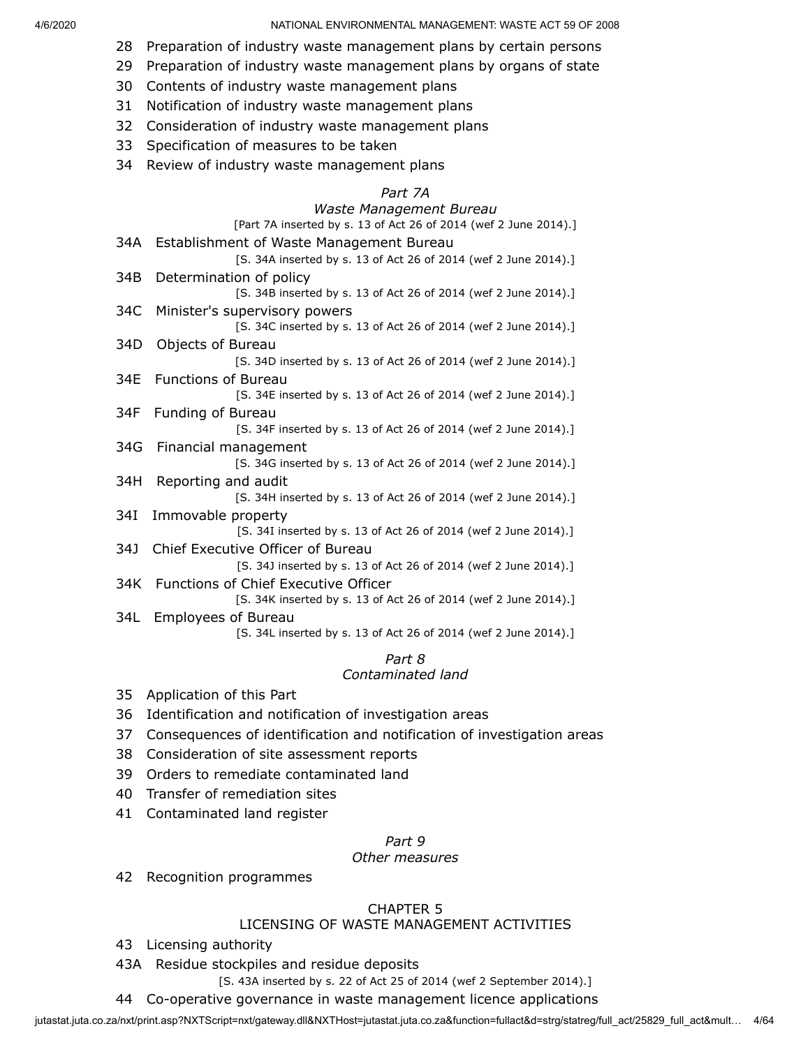28 Preparation of industry waste management plans by certain persons

29 Preparation of industry waste management plans by organs of state

30 Contents of industry waste management plans

31 Notification of industry waste management plans

32 Consideration of industry waste management plans

33 Specification of measures to be taken

34 Review of industry waste management plans

*Part 7A*

*Waste Management Bureau*

[Part 7A inserted by s. 13 of Act 26 of 2014 (wef 2 June 2014).]

34A Establishment of Waste Management Bureau

[S. 34A inserted by s. 13 of Act 26 of 2014 (wef 2 June 2014).]

34B Determination of policy

[S. 34B inserted by s. 13 of Act 26 of 2014 (wef 2 June 2014).]

34C Minister's supervisory powers

[S. 34C inserted by s. 13 of Act 26 of 2014 (wef 2 June 2014).]

34D Objects of Bureau

[S. 34D inserted by s. 13 of Act 26 of 2014 (wef 2 June 2014).]

34E Functions of Bureau

[S. 34E inserted by s. 13 of Act 26 of 2014 (wef 2 June 2014).]

34F Funding of Bureau

[S. 34F inserted by s. 13 of Act 26 of 2014 (wef 2 June 2014).]

34G Financial management

[S. 34G inserted by s. 13 of Act 26 of 2014 (wef 2 June 2014).]

34H Reporting and audit

[S. 34H inserted by s. 13 of Act 26 of 2014 (wef 2 June 2014).]

34I Immovable property

[S. 34I inserted by s. 13 of Act 26 of 2014 (wef 2 June 2014).]

34J Chief Executive Officer of Bureau

[S. 34J inserted by s. 13 of Act 26 of 2014 (wef 2 June 2014).]

34K Functions of Chief Executive Officer

[S. 34K inserted by s. 13 of Act 26 of 2014 (wef 2 June 2014).]

34L Employees of Bureau

[S. 34L inserted by s. 13 of Act 26 of 2014 (wef 2 June 2014).]

*Part 8*

*Contaminated land*

35 Application of this Part

36 Identification and notification of investigation areas

37 Consequences of identification and notification of investigation areas

38 Consideration of site assessment reports

39 Orders to remediate contaminated land

40 Transfer of remediation sites

41 Contaminated land register

*Part 9*

*Other measures*

42 Recognition programmes

CHAPTER 5

LICENSING OF WASTE MANAGEMENT ACTIVITIES

43 Licensing authority

43A Residue stockpiles and residue deposits

[S. 43A inserted by s. 22 of Act 25 of 2014 (wef 2 September 2014).]

44 Co-operative governance in waste management licence applications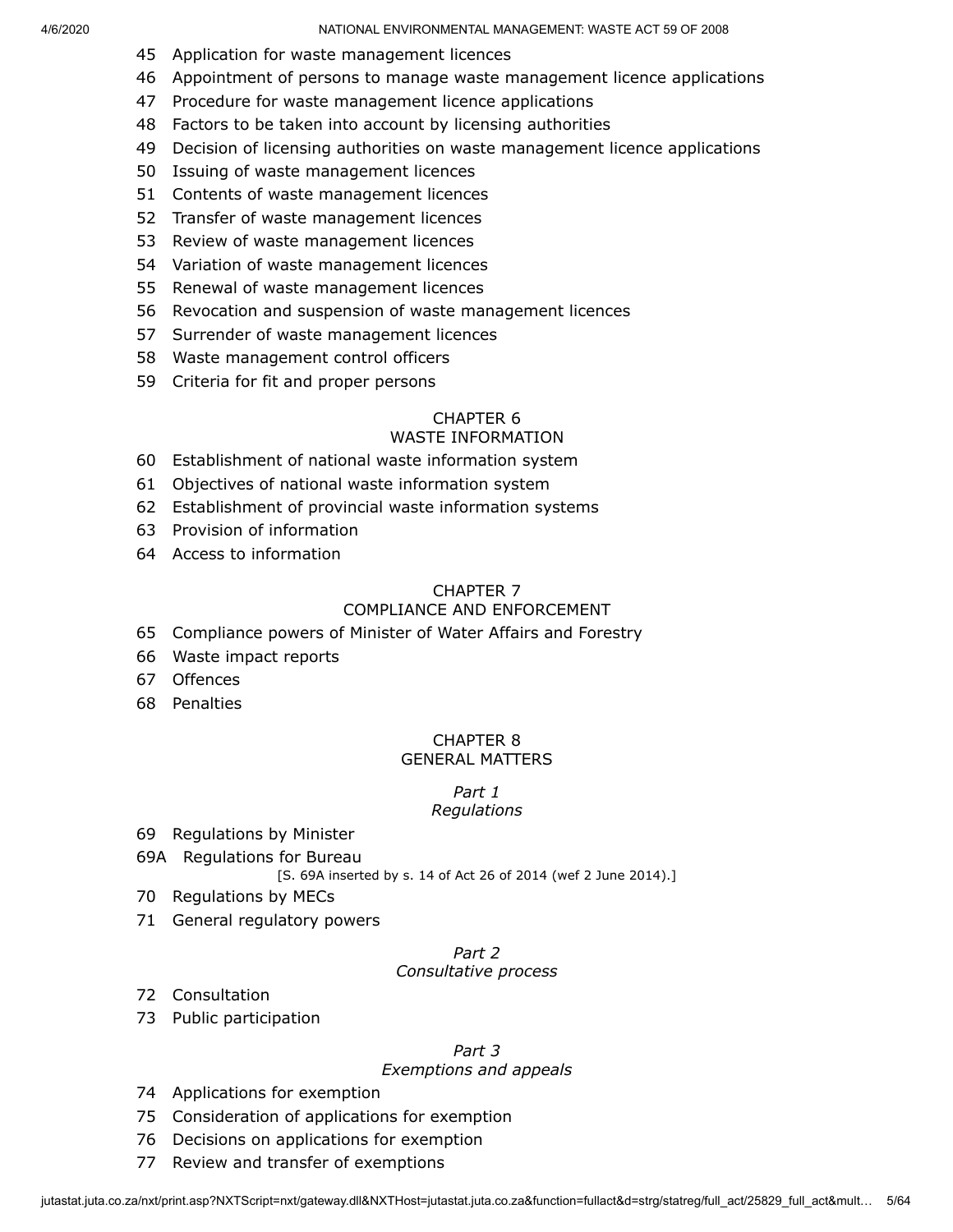45 Application for waste management licences

46 Appointment of persons to manage waste management licence applications

47 Procedure for waste management licence applications

48 Factors to be taken into account by licensing authorities

49 Decision of licensing authorities on waste management licence applications

50 Issuing of waste management licences

51 Contents of waste management licences

52 Transfer of waste management licences

53 Review of waste management licences

54 Variation of waste management licences

55 Renewal of waste management licences

56 Revocation and suspension of waste management licences

57 Surrender of waste management licences

58 Waste management control officers

59 Criteria for fit and proper persons

## CHAPTER 6
## WASTE INFORMATION

60 Establishment of national waste information system

61 Objectives of national waste information system

62 Establishment of provincial waste information systems

63 Provision of information

64 Access to information

## CHAPTER 7
## COMPLIANCE AND ENFORCEMENT

65 Compliance powers of Minister of Water Affairs and Forestry

66 Waste impact reports

67 Offences

68 Penalties

## CHAPTER 8
## GENERAL MATTERS

### *Part 1*
### *Regulations*

69 Regulations by Minister

69A Regulations for Bureau

[S. 69A inserted by s. 14 of Act 26 of 2014 (wef 2 June 2014).]

70 Regulations by MECs

71 General regulatory powers

### *Part 2*
### *Consultative process*

72 Consultation

73 Public participation

### *Part 3*
### *Exemptions and appeals*

74 Applications for exemption

75 Consideration of applications for exemption

76 Decisions on applications for exemption

77 Review and transfer of exemptions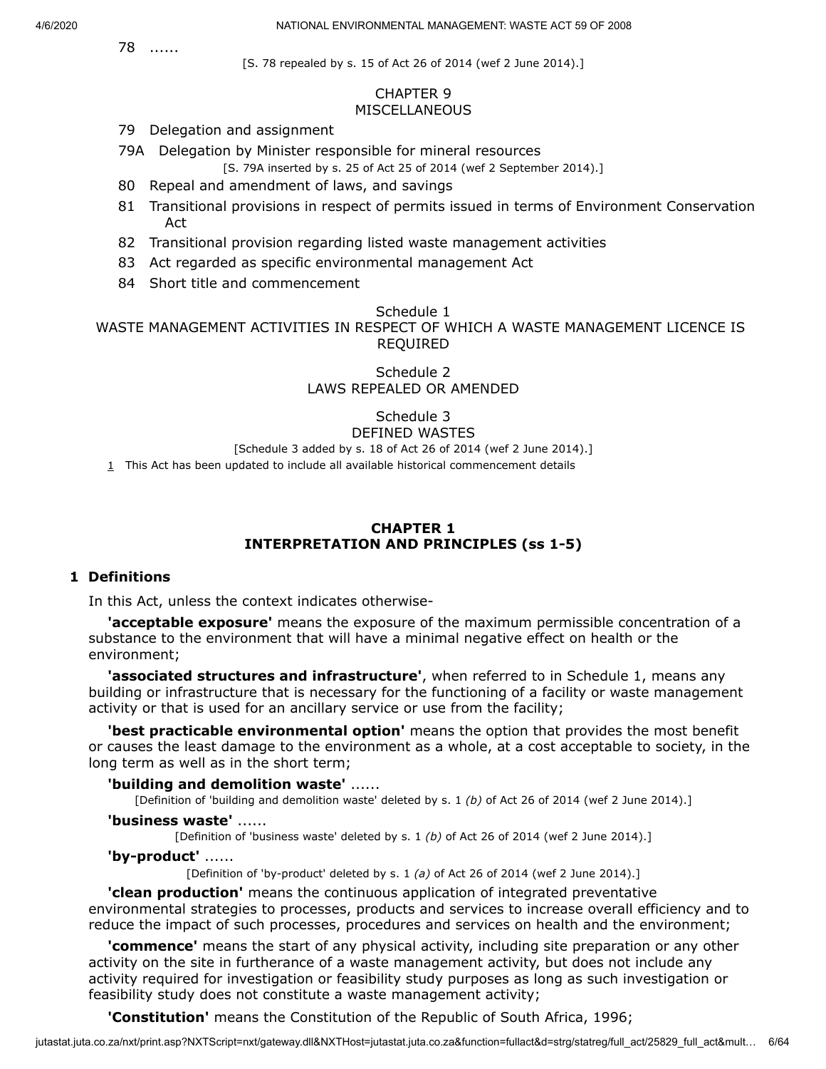78 ......

[S. 78 repealed by s. 15 of Act 26 of 2014 (wef 2 June 2014).]

CHAPTER 9
MISCELLANEOUS

79 Delegation and assignment

79A Delegation by Minister responsible for mineral resources

[S. 79A inserted by s. 25 of Act 25 of 2014 (wef 2 September 2014).]

80 Repeal and amendment of laws, and savings

81 Transitional provisions in respect of permits issued in terms of Environment Conservation Act

82 Transitional provision regarding listed waste management activities

83 Act regarded as specific environmental management Act

84 Short title and commencement

Schedule 1
WASTE MANAGEMENT ACTIVITIES IN RESPECT OF WHICH A WASTE MANAGEMENT LICENCE IS REQUIRED

Schedule 2
LAWS REPEALED OR AMENDED

Schedule 3
DEFINED WASTES

[Schedule 3 added by s. 18 of Act 26 of 2014 (wef 2 June 2014).]

1 This Act has been updated to include all available historical commencement details

## CHAPTER 1
## INTERPRETATION AND PRINCIPLES (ss 1-5)

### 1 Definitions

In this Act, unless the context indicates otherwise-

**'acceptable exposure'** means the exposure of the maximum permissible concentration of a substance to the environment that will have a minimal negative effect on health or the environment;

**'associated structures and infrastructure'**, when referred to in Schedule 1, means any building or infrastructure that is necessary for the functioning of a facility or waste management activity or that is used for an ancillary service or use from the facility;

**'best practicable environmental option'** means the option that provides the most benefit or causes the least damage to the environment as a whole, at a cost acceptable to society, in the long term as well as in the short term;

**'building and demolition waste'** ......

[Definition of 'building and demolition waste' deleted by s. 1 *(b)* of Act 26 of 2014 (wef 2 June 2014).]

**'business waste'** ......

[Definition of 'business waste' deleted by s. 1 *(b)* of Act 26 of 2014 (wef 2 June 2014).]

**'by-product'** ......

[Definition of 'by-product' deleted by s. 1 *(a)* of Act 26 of 2014 (wef 2 June 2014).]

**'clean production'** means the continuous application of integrated preventative environmental strategies to processes, products and services to increase overall efficiency and to reduce the impact of such processes, procedures and services on health and the environment;

**'commence'** means the start of any physical activity, including site preparation or any other activity on the site in furtherance of a waste management activity, but does not include any activity required for investigation or feasibility study purposes as long as such investigation or feasibility study does not constitute a waste management activity;

**'Constitution'** means the Constitution of the Republic of South Africa, 1996;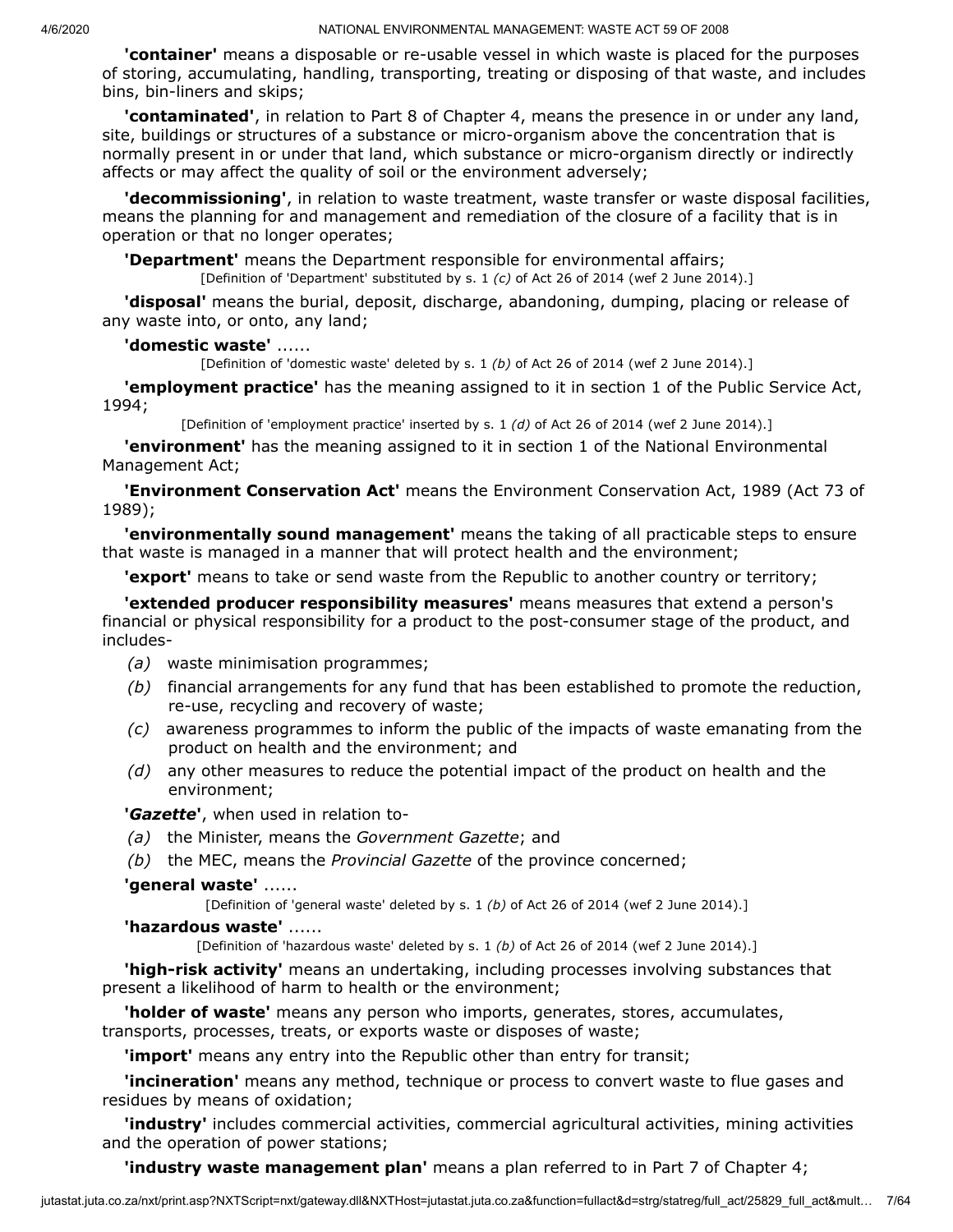**'container'** means a disposable or re-usable vessel in which waste is placed for the purposes of storing, accumulating, handling, transporting, treating or disposing of that waste, and includes bins, bin-liners and skips;

**'contaminated'**, in relation to Part 8 of Chapter 4, means the presence in or under any land, site, buildings or structures of a substance or micro-organism above the concentration that is normally present in or under that land, which substance or micro-organism directly or indirectly affects or may affect the quality of soil or the environment adversely;

**'decommissioning'**, in relation to waste treatment, waste transfer or waste disposal facilities, means the planning for and management and remediation of the closure of a facility that is in operation or that no longer operates;

**'Department'** means the Department responsible for environmental affairs;

[Definition of 'Department' substituted by s. 1 *(c)* of Act 26 of 2014 (wef 2 June 2014).]

**'disposal'** means the burial, deposit, discharge, abandoning, dumping, placing or release of any waste into, or onto, any land;

**'domestic waste'** ......

[Definition of 'domestic waste' deleted by s. 1 *(b)* of Act 26 of 2014 (wef 2 June 2014).]

**'employment practice'** has the meaning assigned to it in section 1 of the Public Service Act, 1994;

[Definition of 'employment practice' inserted by s. 1 *(d)* of Act 26 of 2014 (wef 2 June 2014).]

**'environment'** has the meaning assigned to it in section 1 of the National Environmental Management Act;

**'Environment Conservation Act'** means the Environment Conservation Act, 1989 (Act 73 of 1989);

**'environmentally sound management'** means the taking of all practicable steps to ensure that waste is managed in a manner that will protect health and the environment;

**'export'** means to take or send waste from the Republic to another country or territory;

**'extended producer responsibility measures'** means measures that extend a person's financial or physical responsibility for a product to the post-consumer stage of the product, and includes-

*(a)* waste minimisation programmes;

*(b)* financial arrangements for any fund that has been established to promote the reduction, re-use, recycling and recovery of waste;

*(c)* awareness programmes to inform the public of the impacts of waste emanating from the product on health and the environment; and

*(d)* any other measures to reduce the potential impact of the product on health and the environment;

**'*Gazette*'**, when used in relation to-

*(a)* the Minister, means the *Government Gazette*; and

*(b)* the MEC, means the *Provincial Gazette* of the province concerned;

**'general waste'** ......

[Definition of 'general waste' deleted by s. 1 *(b)* of Act 26 of 2014 (wef 2 June 2014).]

**'hazardous waste'** ......

[Definition of 'hazardous waste' deleted by s. 1 *(b)* of Act 26 of 2014 (wef 2 June 2014).]

**'high-risk activity'** means an undertaking, including processes involving substances that present a likelihood of harm to health or the environment;

**'holder of waste'** means any person who imports, generates, stores, accumulates, transports, processes, treats, or exports waste or disposes of waste;

**'import'** means any entry into the Republic other than entry for transit;

**'incineration'** means any method, technique or process to convert waste to flue gases and residues by means of oxidation;

**'industry'** includes commercial activities, commercial agricultural activities, mining activities and the operation of power stations;

**'industry waste management plan'** means a plan referred to in Part 7 of Chapter 4;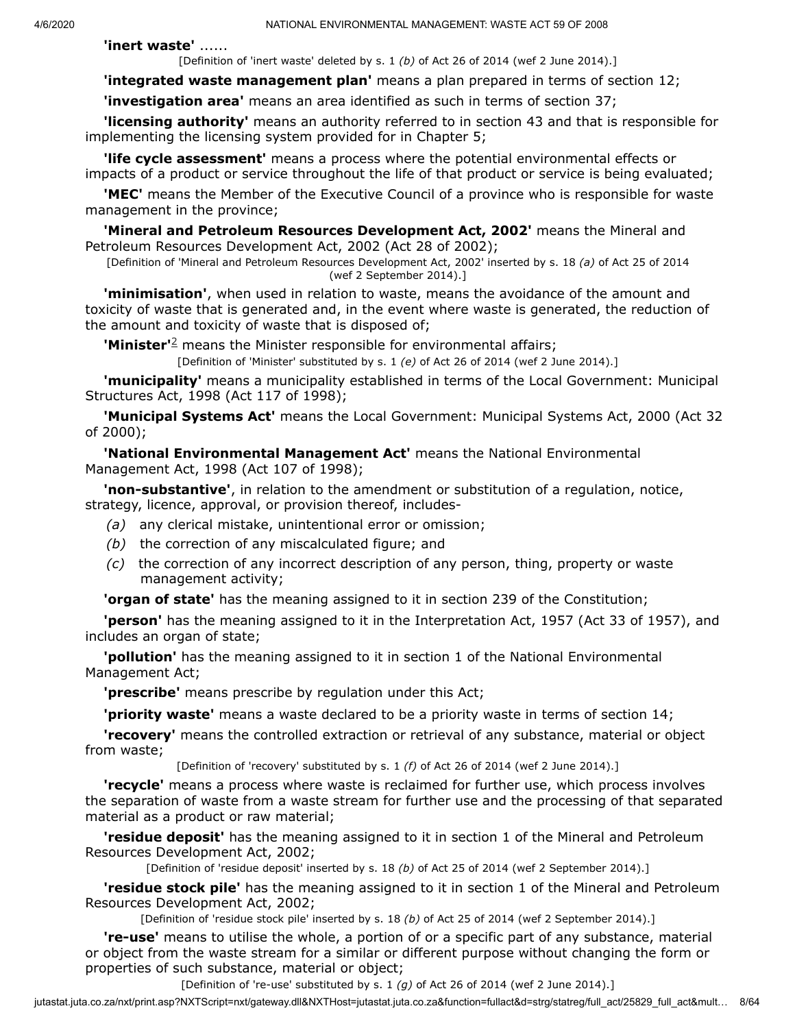**'inert waste'** ......

[Definition of 'inert waste' deleted by s. 1 *(b)* of Act 26 of 2014 (wef 2 June 2014).]

**'integrated waste management plan'** means a plan prepared in terms of section 12;

**'investigation area'** means an area identified as such in terms of section 37;

**'licensing authority'** means an authority referred to in section 43 and that is responsible for implementing the licensing system provided for in Chapter 5;

**'life cycle assessment'** means a process where the potential environmental effects or impacts of a product or service throughout the life of that product or service is being evaluated;

**'MEC'** means the Member of the Executive Council of a province who is responsible for waste management in the province;

**'Mineral and Petroleum Resources Development Act, 2002'** means the Mineral and Petroleum Resources Development Act, 2002 (Act 28 of 2002);

[Definition of 'Mineral and Petroleum Resources Development Act, 2002' inserted by s. 18 *(a)* of Act 25 of 2014 (wef 2 September 2014).]

**'minimisation'**, when used in relation to waste, means the avoidance of the amount and toxicity of waste that is generated and, in the event where waste is generated, the reduction of the amount and toxicity of waste that is disposed of;

**'Minister'**[2] means the Minister responsible for environmental affairs;

[Definition of 'Minister' substituted by s. 1 *(e)* of Act 26 of 2014 (wef 2 June 2014).]

**'municipality'** means a municipality established in terms of the Local Government: Municipal Structures Act, 1998 (Act 117 of 1998);

**'Municipal Systems Act'** means the Local Government: Municipal Systems Act, 2000 (Act 32 of 2000);

**'National Environmental Management Act'** means the National Environmental Management Act, 1998 (Act 107 of 1998);

**'non-substantive'**, in relation to the amendment or substitution of a regulation, notice, strategy, licence, approval, or provision thereof, includes-

*(a)* any clerical mistake, unintentional error or omission;

*(b)* the correction of any miscalculated figure; and

*(c)* the correction of any incorrect description of any person, thing, property or waste management activity;

**'organ of state'** has the meaning assigned to it in section 239 of the Constitution;

**'person'** has the meaning assigned to it in the Interpretation Act, 1957 (Act 33 of 1957), and includes an organ of state;

**'pollution'** has the meaning assigned to it in section 1 of the National Environmental Management Act;

**'prescribe'** means prescribe by regulation under this Act;

**'priority waste'** means a waste declared to be a priority waste in terms of section 14;

**'recovery'** means the controlled extraction or retrieval of any substance, material or object from waste;

[Definition of 'recovery' substituted by s. 1 *(f)* of Act 26 of 2014 (wef 2 June 2014).]

**'recycle'** means a process where waste is reclaimed for further use, which process involves the separation of waste from a waste stream for further use and the processing of that separated material as a product or raw material;

**'residue deposit'** has the meaning assigned to it in section 1 of the Mineral and Petroleum Resources Development Act, 2002;

[Definition of 'residue deposit' inserted by s. 18 *(b)* of Act 25 of 2014 (wef 2 September 2014).]

**'residue stock pile'** has the meaning assigned to it in section 1 of the Mineral and Petroleum Resources Development Act, 2002;

[Definition of 'residue stock pile' inserted by s. 18 *(b)* of Act 25 of 2014 (wef 2 September 2014).]

**'re-use'** means to utilise the whole, a portion of or a specific part of any substance, material or object from the waste stream for a similar or different purpose without changing the form or properties of such substance, material or object;

[Definition of 're-use' substituted by s. 1 *(g)* of Act 26 of 2014 (wef 2 June 2014).]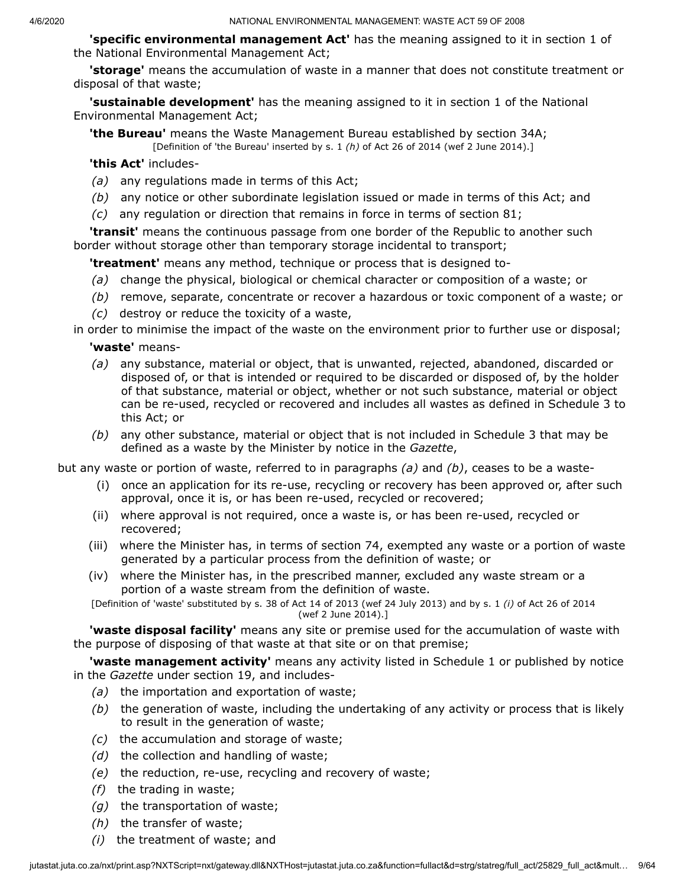**'specific environmental management Act'** has the meaning assigned to it in section 1 of the National Environmental Management Act;

**'storage'** means the accumulation of waste in a manner that does not constitute treatment or disposal of that waste;

**'sustainable development'** has the meaning assigned to it in section 1 of the National Environmental Management Act;

**'the Bureau'** means the Waste Management Bureau established by section 34A;

[Definition of 'the Bureau' inserted by s. 1 *(h)* of Act 26 of 2014 (wef 2 June 2014).]

**'this Act'** includes-

*(a)* any regulations made in terms of this Act;

*(b)* any notice or other subordinate legislation issued or made in terms of this Act; and

*(c)* any regulation or direction that remains in force in terms of section 81;

**'transit'** means the continuous passage from one border of the Republic to another such border without storage other than temporary storage incidental to transport;

**'treatment'** means any method, technique or process that is designed to-

*(a)* change the physical, biological or chemical character or composition of a waste; or

*(b)* remove, separate, concentrate or recover a hazardous or toxic component of a waste; or

*(c)* destroy or reduce the toxicity of a waste,

in order to minimise the impact of the waste on the environment prior to further use or disposal;

**'waste'** means-

*(a)* any substance, material or object, that is unwanted, rejected, abandoned, discarded or disposed of, or that is intended or required to be discarded or disposed of, by the holder of that substance, material or object, whether or not such substance, material or object can be re-used, recycled or recovered and includes all wastes as defined in Schedule 3 to this Act; or

*(b)* any other substance, material or object that is not included in Schedule 3 that may be defined as a waste by the Minister by notice in the *Gazette*,

but any waste or portion of waste, referred to in paragraphs *(a)* and *(b)*, ceases to be a waste-

(i) once an application for its re-use, recycling or recovery has been approved or, after such approval, once it is, or has been re-used, recycled or recovered;

(ii) where approval is not required, once a waste is, or has been re-used, recycled or recovered;

(iii) where the Minister has, in terms of section 74, exempted any waste or a portion of waste generated by a particular process from the definition of waste; or

(iv) where the Minister has, in the prescribed manner, excluded any waste stream or a portion of a waste stream from the definition of waste.

[Definition of 'waste' substituted by s. 38 of Act 14 of 2013 (wef 24 July 2013) and by s. 1 *(i)* of Act 26 of 2014 (wef 2 June 2014).]

**'waste disposal facility'** means any site or premise used for the accumulation of waste with the purpose of disposing of that waste at that site or on that premise;

**'waste management activity'** means any activity listed in Schedule 1 or published by notice in the *Gazette* under section 19, and includes-

*(a)* the importation and exportation of waste;

*(b)* the generation of waste, including the undertaking of any activity or process that is likely to result in the generation of waste;

*(c)* the accumulation and storage of waste;

*(d)* the collection and handling of waste;

*(e)* the reduction, re-use, recycling and recovery of waste;

*(f)* the trading in waste;

*(g)* the transportation of waste;

*(h)* the transfer of waste;

*(i)* the treatment of waste; and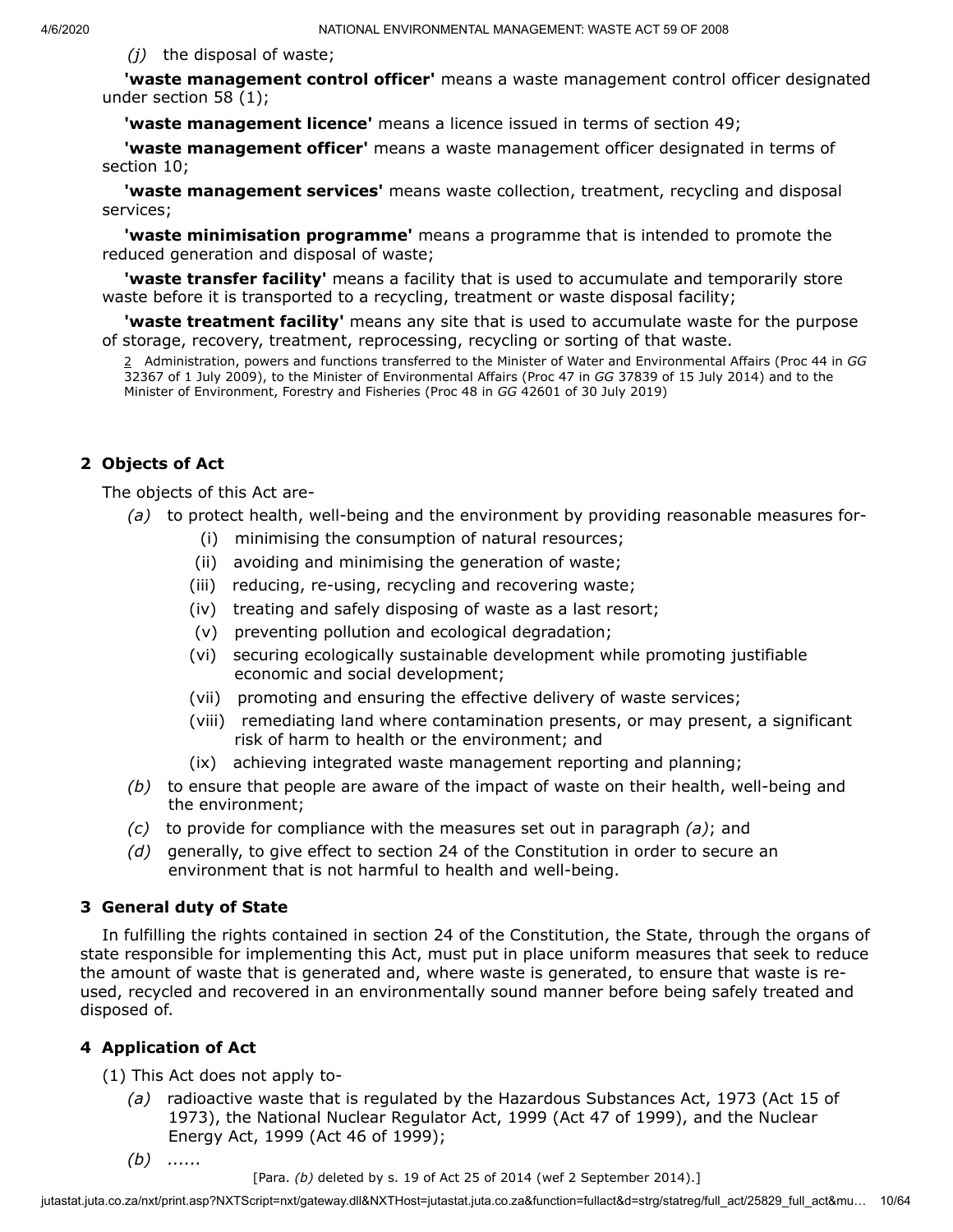*(j)* the disposal of waste;

**'waste management control officer'** means a waste management control officer designated under section 58 (1);

**'waste management licence'** means a licence issued in terms of section 49;

**'waste management officer'** means a waste management officer designated in terms of section 10;

**'waste management services'** means waste collection, treatment, recycling and disposal services;

**'waste minimisation programme'** means a programme that is intended to promote the reduced generation and disposal of waste;

**'waste transfer facility'** means a facility that is used to accumulate and temporarily store waste before it is transported to a recycling, treatment or waste disposal facility;

**'waste treatment facility'** means any site that is used to accumulate waste for the purpose of storage, recovery, treatment, reprocessing, recycling or sorting of that waste.

2 Administration, powers and functions transferred to the Minister of Water and Environmental Affairs (Proc 44 in *GG* 32367 of 1 July 2009), to the Minister of Environmental Affairs (Proc 47 in *GG* 37839 of 15 July 2014) and to the Minister of Environment, Forestry and Fisheries (Proc 48 in *GG* 42601 of 30 July 2019)

## 2 Objects of Act

The objects of this Act are-

*(a)* to protect health, well-being and the environment by providing reasonable measures for-

(i) minimising the consumption of natural resources;

(ii) avoiding and minimising the generation of waste;

(iii) reducing, re-using, recycling and recovering waste;

(iv) treating and safely disposing of waste as a last resort;

(v) preventing pollution and ecological degradation;

(vi) securing ecologically sustainable development while promoting justifiable economic and social development;

(vii) promoting and ensuring the effective delivery of waste services;

(viii) remediating land where contamination presents, or may present, a significant risk of harm to health or the environment; and

(ix) achieving integrated waste management reporting and planning;

*(b)* to ensure that people are aware of the impact of waste on their health, well-being and the environment;

*(c)* to provide for compliance with the measures set out in paragraph *(a)*; and

*(d)* generally, to give effect to section 24 of the Constitution in order to secure an environment that is not harmful to health and well-being.

## 3 General duty of State

In fulfilling the rights contained in section 24 of the Constitution, the State, through the organs of state responsible for implementing this Act, must put in place uniform measures that seek to reduce the amount of waste that is generated and, where waste is generated, to ensure that waste is re-used, recycled and recovered in an environmentally sound manner before being safely treated and disposed of.

## 4 Application of Act

(1) This Act does not apply to-

*(a)* radioactive waste that is regulated by the Hazardous Substances Act, 1973 (Act 15 of 1973), the National Nuclear Regulator Act, 1999 (Act 47 of 1999), and the Nuclear Energy Act, 1999 (Act 46 of 1999);

*(b)* ......

[Para. *(b)* deleted by s. 19 of Act 25 of 2014 (wef 2 September 2014).]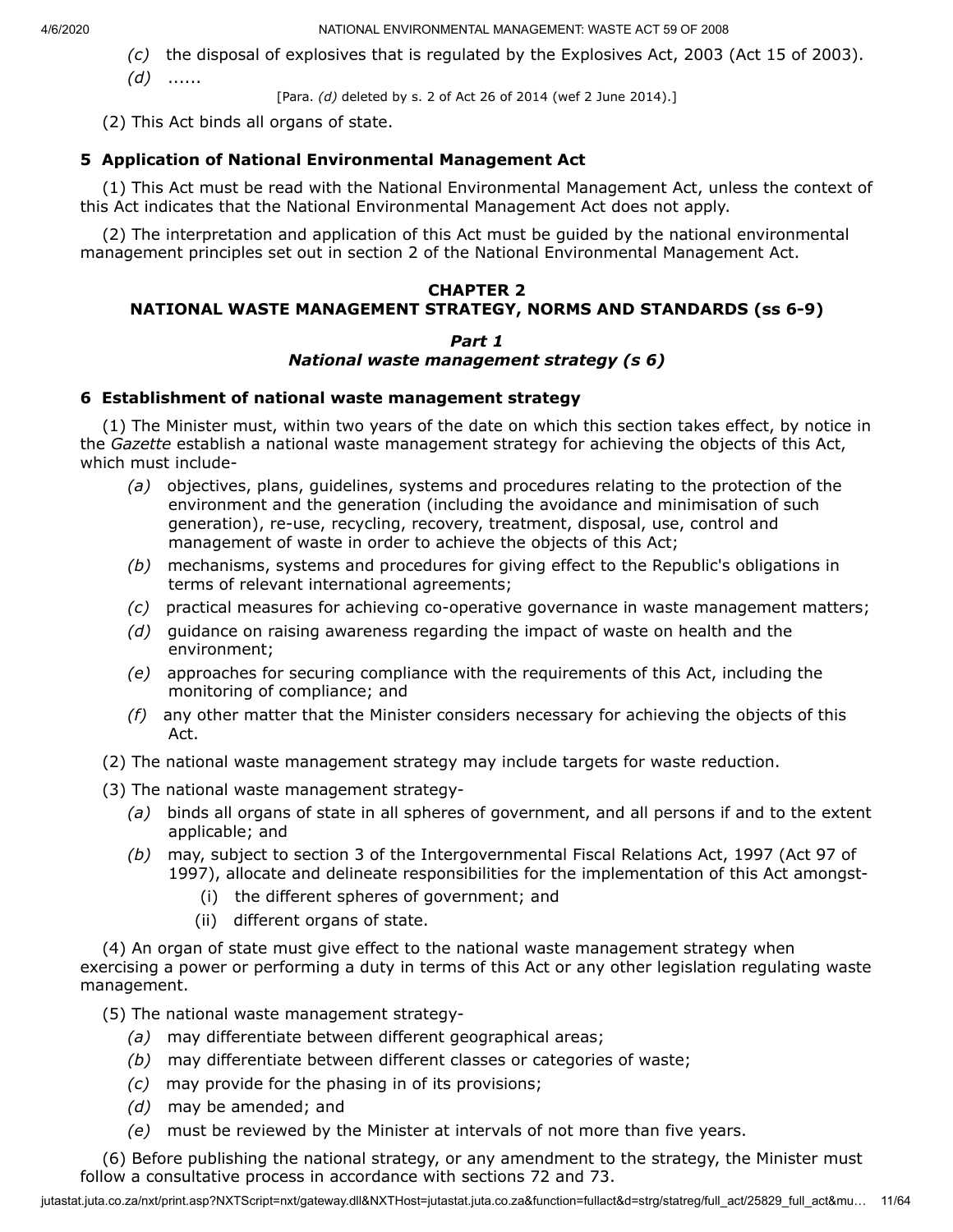*(c)* the disposal of explosives that is regulated by the Explosives Act, 2003 (Act 15 of 2003).

*(d)* ......

[Para. *(d)* deleted by s. 2 of Act 26 of 2014 (wef 2 June 2014).]

(2) This Act binds all organs of state.

### 5 Application of National Environmental Management Act

(1) This Act must be read with the National Environmental Management Act, unless the context of this Act indicates that the National Environmental Management Act does not apply.

(2) The interpretation and application of this Act must be guided by the national environmental management principles set out in section 2 of the National Environmental Management Act.

## CHAPTER 2
## NATIONAL WASTE MANAGEMENT STRATEGY, NORMS AND STANDARDS (ss 6-9)

### *Part 1*
### *National waste management strategy (s 6)*

### 6 Establishment of national waste management strategy

(1) The Minister must, within two years of the date on which this section takes effect, by notice in the *Gazette* establish a national waste management strategy for achieving the objects of this Act, which must include-

*(a)* objectives, plans, guidelines, systems and procedures relating to the protection of the environment and the generation (including the avoidance and minimisation of such generation), re-use, recycling, recovery, treatment, disposal, use, control and management of waste in order to achieve the objects of this Act;

*(b)* mechanisms, systems and procedures for giving effect to the Republic's obligations in terms of relevant international agreements;

*(c)* practical measures for achieving co-operative governance in waste management matters;

*(d)* guidance on raising awareness regarding the impact of waste on health and the environment;

*(e)* approaches for securing compliance with the requirements of this Act, including the monitoring of compliance; and

*(f)* any other matter that the Minister considers necessary for achieving the objects of this Act.

(2) The national waste management strategy may include targets for waste reduction.

(3) The national waste management strategy-

*(a)* binds all organs of state in all spheres of government, and all persons if and to the extent applicable; and

*(b)* may, subject to section 3 of the Intergovernmental Fiscal Relations Act, 1997 (Act 97 of 1997), allocate and delineate responsibilities for the implementation of this Act amongst-

(i) the different spheres of government; and

(ii) different organs of state.

(4) An organ of state must give effect to the national waste management strategy when exercising a power or performing a duty in terms of this Act or any other legislation regulating waste management.

(5) The national waste management strategy-

*(a)* may differentiate between different geographical areas;

*(b)* may differentiate between different classes or categories of waste;

*(c)* may provide for the phasing in of its provisions;

*(d)* may be amended; and

*(e)* must be reviewed by the Minister at intervals of not more than five years.

(6) Before publishing the national strategy, or any amendment to the strategy, the Minister must follow a consultative process in accordance with sections 72 and 73.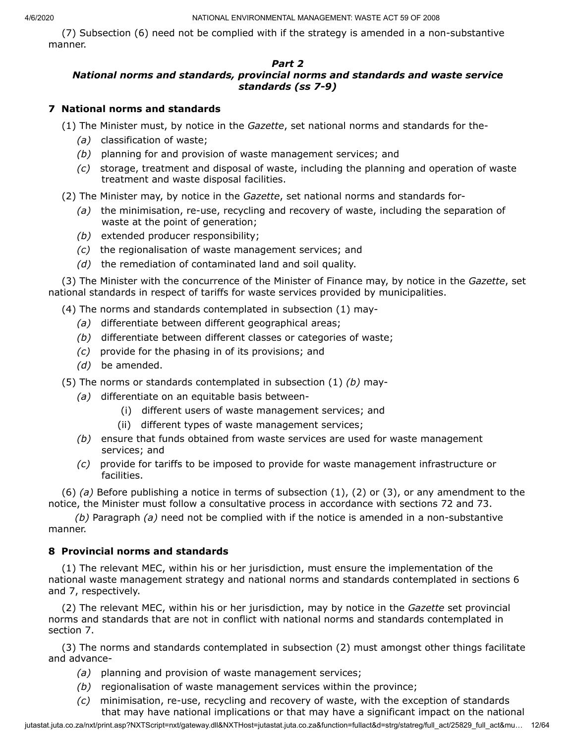(7) Subsection (6) need not be complied with if the strategy is amended in a non-substantive manner.

### *Part 2*
### *National norms and standards, provincial norms and standards and waste service standards (ss 7-9)*

## 7 National norms and standards

(1) The Minister must, by notice in the *Gazette*, set national norms and standards for the-

*(a)* classification of waste;

*(b)* planning for and provision of waste management services; and

*(c)* storage, treatment and disposal of waste, including the planning and operation of waste treatment and waste disposal facilities.

(2) The Minister may, by notice in the *Gazette*, set national norms and standards for-

*(a)* the minimisation, re-use, recycling and recovery of waste, including the separation of waste at the point of generation;

*(b)* extended producer responsibility;

*(c)* the regionalisation of waste management services; and

*(d)* the remediation of contaminated land and soil quality.

(3) The Minister with the concurrence of the Minister of Finance may, by notice in the *Gazette*, set national standards in respect of tariffs for waste services provided by municipalities.

(4) The norms and standards contemplated in subsection (1) may-

*(a)* differentiate between different geographical areas;

*(b)* differentiate between different classes or categories of waste;

*(c)* provide for the phasing in of its provisions; and

*(d)* be amended.

(5) The norms or standards contemplated in subsection (1) *(b)* may-

*(a)* differentiate on an equitable basis between-

(i) different users of waste management services; and

(ii) different types of waste management services;

*(b)* ensure that funds obtained from waste services are used for waste management services; and

*(c)* provide for tariffs to be imposed to provide for waste management infrastructure or facilities.

(6) *(a)* Before publishing a notice in terms of subsection (1), (2) or (3), or any amendment to the notice, the Minister must follow a consultative process in accordance with sections 72 and 73.

*(b)* Paragraph *(a)* need not be complied with if the notice is amended in a non-substantive manner.

## 8 Provincial norms and standards

(1) The relevant MEC, within his or her jurisdiction, must ensure the implementation of the national waste management strategy and national norms and standards contemplated in sections 6 and 7, respectively.

(2) The relevant MEC, within his or her jurisdiction, may by notice in the *Gazette* set provincial norms and standards that are not in conflict with national norms and standards contemplated in section 7.

(3) The norms and standards contemplated in subsection (2) must amongst other things facilitate and advance-

*(a)* planning and provision of waste management services;

*(b)* regionalisation of waste management services within the province;

*(c)* minimisation, re-use, recycling and recovery of waste, with the exception of standards that may have national implications or that may have a significant impact on the national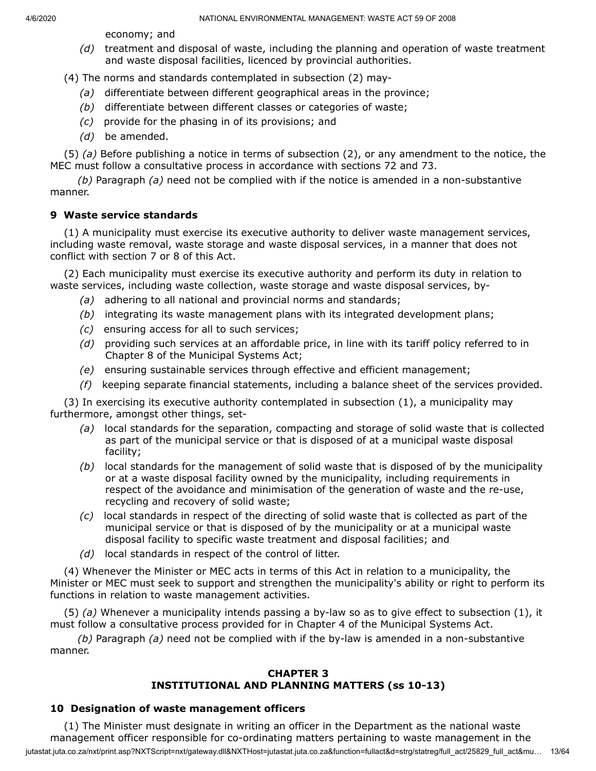economy; and

*(d)* treatment and disposal of waste, including the planning and operation of waste treatment and waste disposal facilities, licenced by provincial authorities.

(4) The norms and standards contemplated in subsection (2) may-

*(a)* differentiate between different geographical areas in the province;

*(b)* differentiate between different classes or categories of waste;

*(c)* provide for the phasing in of its provisions; and

*(d)* be amended.

(5) *(a)* Before publishing a notice in terms of subsection (2), or any amendment to the notice, the MEC must follow a consultative process in accordance with sections 72 and 73.

*(b)* Paragraph *(a)* need not be complied with if the notice is amended in a non-substantive manner.

### 9 Waste service standards

(1) A municipality must exercise its executive authority to deliver waste management services, including waste removal, waste storage and waste disposal services, in a manner that does not conflict with section 7 or 8 of this Act.

(2) Each municipality must exercise its executive authority and perform its duty in relation to waste services, including waste collection, waste storage and waste disposal services, by-

*(a)* adhering to all national and provincial norms and standards;

*(b)* integrating its waste management plans with its integrated development plans;

*(c)* ensuring access for all to such services;

*(d)* providing such services at an affordable price, in line with its tariff policy referred to in Chapter 8 of the Municipal Systems Act;

*(e)* ensuring sustainable services through effective and efficient management;

*(f)* keeping separate financial statements, including a balance sheet of the services provided.

(3) In exercising its executive authority contemplated in subsection (1), a municipality may furthermore, amongst other things, set-

*(a)* local standards for the separation, compacting and storage of solid waste that is collected as part of the municipal service or that is disposed of at a municipal waste disposal facility;

*(b)* local standards for the management of solid waste that is disposed of by the municipality or at a waste disposal facility owned by the municipality, including requirements in respect of the avoidance and minimisation of the generation of waste and the re-use, recycling and recovery of solid waste;

*(c)* local standards in respect of the directing of solid waste that is collected as part of the municipal service or that is disposed of by the municipality or at a municipal waste disposal facility to specific waste treatment and disposal facilities; and

*(d)* local standards in respect of the control of litter.

(4) Whenever the Minister or MEC acts in terms of this Act in relation to a municipality, the Minister or MEC must seek to support and strengthen the municipality's ability or right to perform its functions in relation to waste management activities.

(5) *(a)* Whenever a municipality intends passing a by-law so as to give effect to subsection (1), it must follow a consultative process provided for in Chapter 4 of the Municipal Systems Act.

*(b)* Paragraph *(a)* need not be complied with if the by-law is amended in a non-substantive manner.

## CHAPTER 3
## INSTITUTIONAL AND PLANNING MATTERS (ss 10-13)

### 10 Designation of waste management officers

(1) The Minister must designate in writing an officer in the Department as the national waste management officer responsible for co-ordinating matters pertaining to waste management in the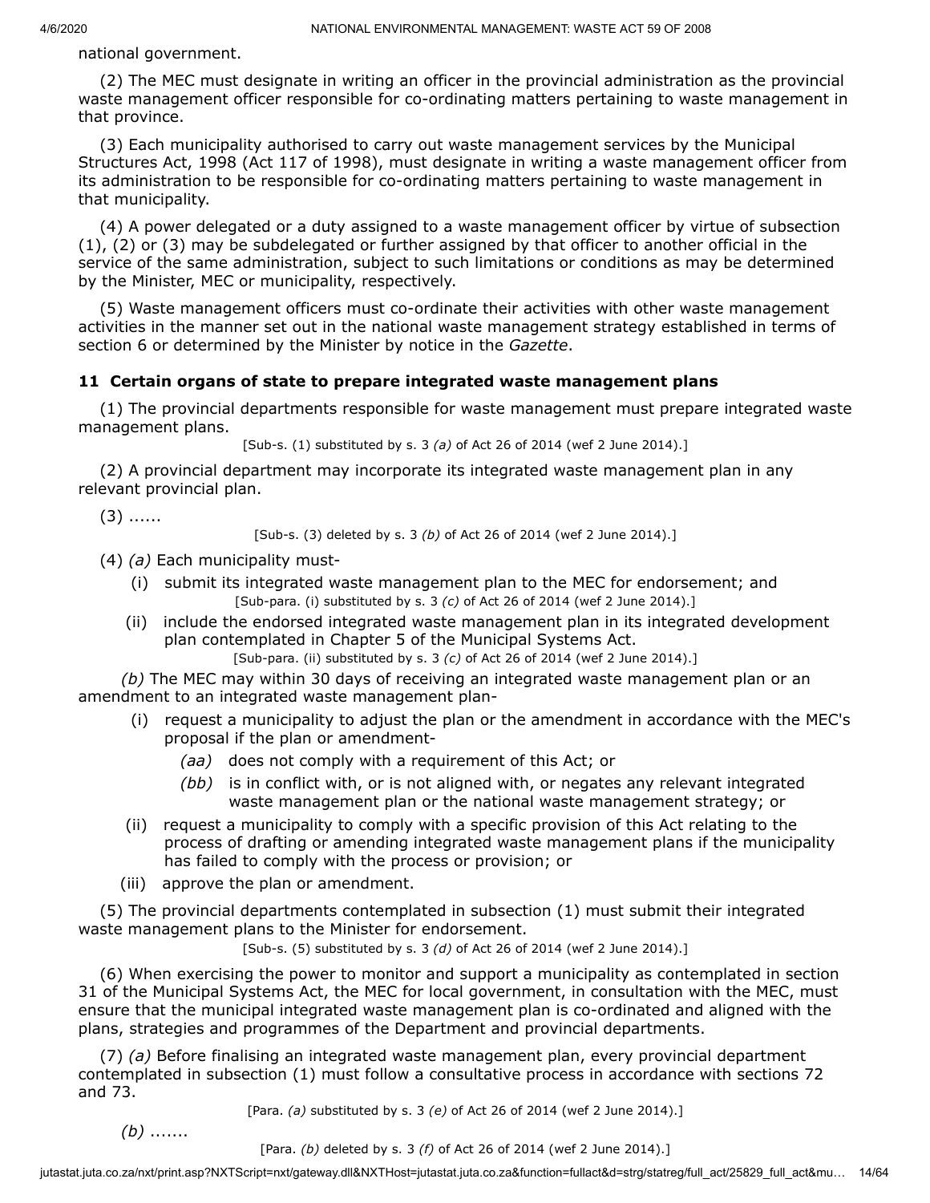national government.

(2) The MEC must designate in writing an officer in the provincial administration as the provincial waste management officer responsible for co-ordinating matters pertaining to waste management in that province.

(3) Each municipality authorised to carry out waste management services by the Municipal Structures Act, 1998 (Act 117 of 1998), must designate in writing a waste management officer from its administration to be responsible for co-ordinating matters pertaining to waste management in that municipality.

(4) A power delegated or a duty assigned to a waste management officer by virtue of subsection (1), (2) or (3) may be subdelegated or further assigned by that officer to another official in the service of the same administration, subject to such limitations or conditions as may be determined by the Minister, MEC or municipality, respectively.

(5) Waste management officers must co-ordinate their activities with other waste management activities in the manner set out in the national waste management strategy established in terms of section 6 or determined by the Minister by notice in the *Gazette*.

### 11 Certain organs of state to prepare integrated waste management plans

(1) The provincial departments responsible for waste management must prepare integrated waste management plans.

[Sub-s. (1) substituted by s. 3 *(a)* of Act 26 of 2014 (wef 2 June 2014).]

(2) A provincial department may incorporate its integrated waste management plan in any relevant provincial plan.

(3) ......

[Sub-s. (3) deleted by s. 3 *(b)* of Act 26 of 2014 (wef 2 June 2014).]

(4) *(a)* Each municipality must-

(i) submit its integrated waste management plan to the MEC for endorsement; and

[Sub-para. (i) substituted by s. 3 *(c)* of Act 26 of 2014 (wef 2 June 2014).]

(ii) include the endorsed integrated waste management plan in its integrated development plan contemplated in Chapter 5 of the Municipal Systems Act.

[Sub-para. (ii) substituted by s. 3 *(c)* of Act 26 of 2014 (wef 2 June 2014).]

*(b)* The MEC may within 30 days of receiving an integrated waste management plan or an amendment to an integrated waste management plan-

(i) request a municipality to adjust the plan or the amendment in accordance with the MEC's proposal if the plan or amendment-

*(aa)* does not comply with a requirement of this Act; or

*(bb)* is in conflict with, or is not aligned with, or negates any relevant integrated waste management plan or the national waste management strategy; or

(ii) request a municipality to comply with a specific provision of this Act relating to the process of drafting or amending integrated waste management plans if the municipality has failed to comply with the process or provision; or

(iii) approve the plan or amendment.

(5) The provincial departments contemplated in subsection (1) must submit their integrated waste management plans to the Minister for endorsement.

[Sub-s. (5) substituted by s. 3 *(d)* of Act 26 of 2014 (wef 2 June 2014).]

(6) When exercising the power to monitor and support a municipality as contemplated in section 31 of the Municipal Systems Act, the MEC for local government, in consultation with the MEC, must ensure that the municipal integrated waste management plan is co-ordinated and aligned with the plans, strategies and programmes of the Department and provincial departments.

(7) *(a)* Before finalising an integrated waste management plan, every provincial department contemplated in subsection (1) must follow a consultative process in accordance with sections 72 and 73.

[Para. *(a)* substituted by s. 3 *(e)* of Act 26 of 2014 (wef 2 June 2014).]

*(b)* .......

[Para. *(b)* deleted by s. 3 *(f)* of Act 26 of 2014 (wef 2 June 2014).]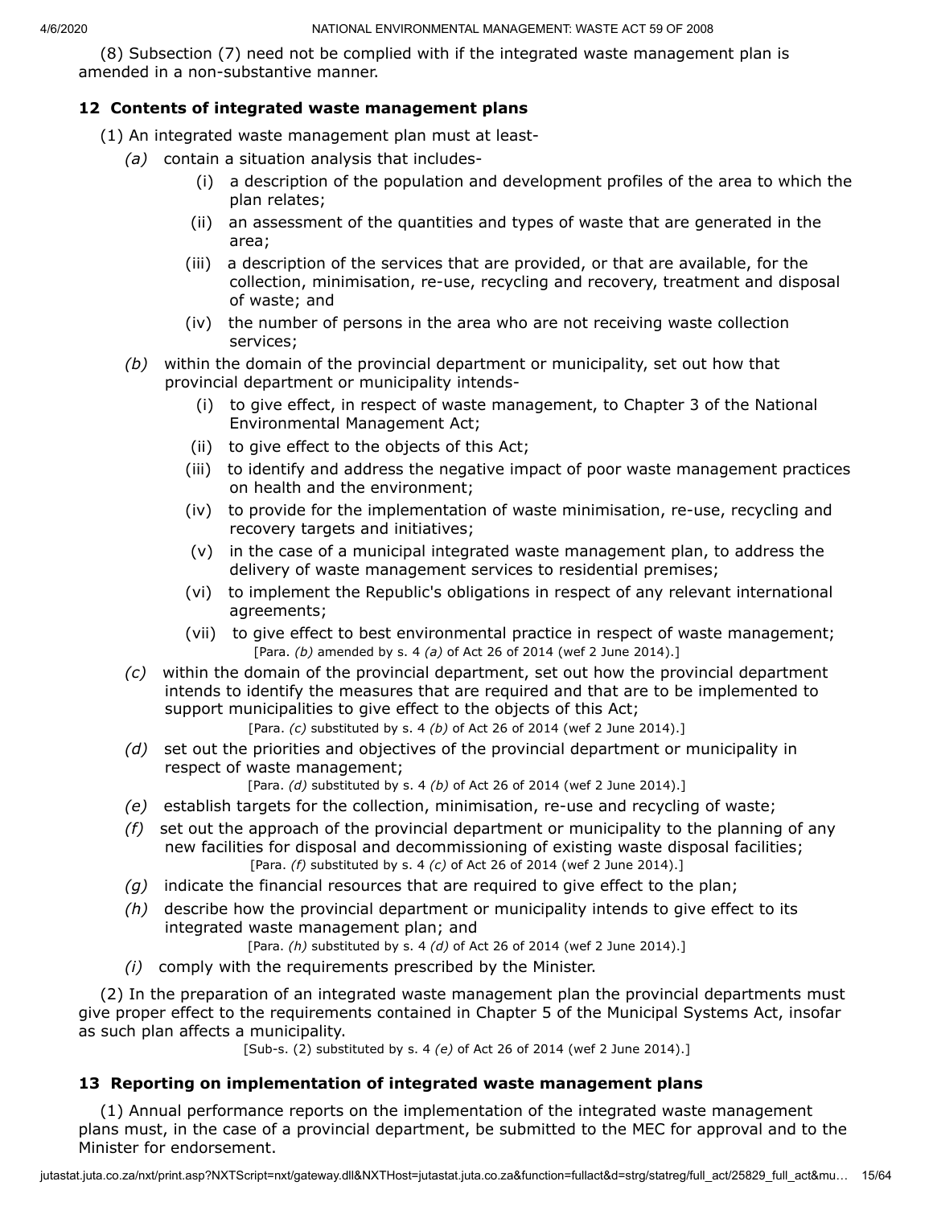(8) Subsection (7) need not be complied with if the integrated waste management plan is amended in a non-substantive manner.

### 12 Contents of integrated waste management plans

(1) An integrated waste management plan must at least-

*(a)* contain a situation analysis that includes-

(i) a description of the population and development profiles of the area to which the plan relates;

(ii) an assessment of the quantities and types of waste that are generated in the area;

(iii) a description of the services that are provided, or that are available, for the collection, minimisation, re-use, recycling and recovery, treatment and disposal of waste; and

(iv) the number of persons in the area who are not receiving waste collection services;

*(b)* within the domain of the provincial department or municipality, set out how that provincial department or municipality intends-

(i) to give effect, in respect of waste management, to Chapter 3 of the National Environmental Management Act;

(ii) to give effect to the objects of this Act;

(iii) to identify and address the negative impact of poor waste management practices on health and the environment;

(iv) to provide for the implementation of waste minimisation, re-use, recycling and recovery targets and initiatives;

(v) in the case of a municipal integrated waste management plan, to address the delivery of waste management services to residential premises;

(vi) to implement the Republic's obligations in respect of any relevant international agreements;

(vii) to give effect to best environmental practice in respect of waste management;

[Para. *(b)* amended by s. 4 *(a)* of Act 26 of 2014 (wef 2 June 2014).]

*(c)* within the domain of the provincial department, set out how the provincial department intends to identify the measures that are required and that are to be implemented to support municipalities to give effect to the objects of this Act;

[Para. *(c)* substituted by s. 4 *(b)* of Act 26 of 2014 (wef 2 June 2014).]

*(d)* set out the priorities and objectives of the provincial department or municipality in respect of waste management;

[Para. *(d)* substituted by s. 4 *(b)* of Act 26 of 2014 (wef 2 June 2014).]

*(e)* establish targets for the collection, minimisation, re-use and recycling of waste;

*(f)* set out the approach of the provincial department or municipality to the planning of any new facilities for disposal and decommissioning of existing waste disposal facilities;

[Para. *(f)* substituted by s. 4 *(c)* of Act 26 of 2014 (wef 2 June 2014).]

*(g)* indicate the financial resources that are required to give effect to the plan;

*(h)* describe how the provincial department or municipality intends to give effect to its integrated waste management plan; and

[Para. *(h)* substituted by s. 4 *(d)* of Act 26 of 2014 (wef 2 June 2014).]

*(i)* comply with the requirements prescribed by the Minister.

(2) In the preparation of an integrated waste management plan the provincial departments must give proper effect to the requirements contained in Chapter 5 of the Municipal Systems Act, insofar as such plan affects a municipality.

[Sub-s. (2) substituted by s. 4 *(e)* of Act 26 of 2014 (wef 2 June 2014).]

### 13 Reporting on implementation of integrated waste management plans

(1) Annual performance reports on the implementation of the integrated waste management plans must, in the case of a provincial department, be submitted to the MEC for approval and to the Minister for endorsement.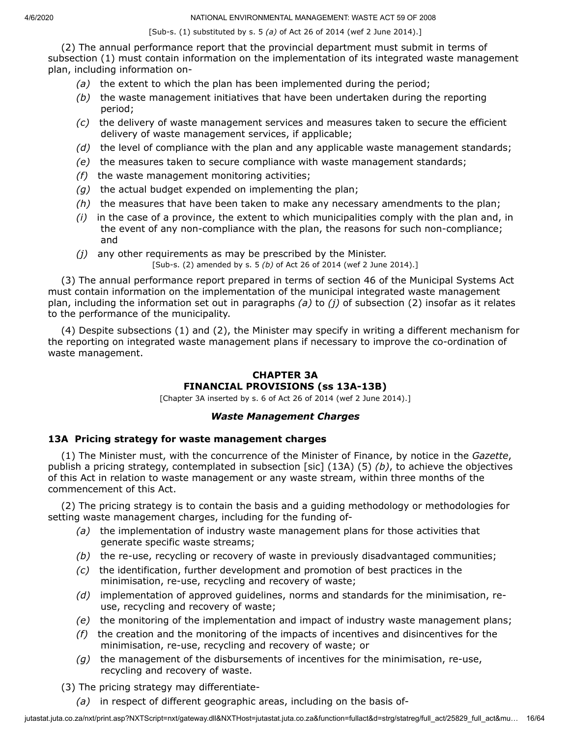[Sub-s. (1) substituted by s. 5 *(a)* of Act 26 of 2014 (wef 2 June 2014).]

(2) The annual performance report that the provincial department must submit in terms of subsection (1) must contain information on the implementation of its integrated waste management plan, including information on-

- *(a)* the extent to which the plan has been implemented during the period;
- *(b)* the waste management initiatives that have been undertaken during the reporting period;
- *(c)* the delivery of waste management services and measures taken to secure the efficient delivery of waste management services, if applicable;
- *(d)* the level of compliance with the plan and any applicable waste management standards;
- *(e)* the measures taken to secure compliance with waste management standards;
- *(f)* the waste management monitoring activities;
- *(g)* the actual budget expended on implementing the plan;
- *(h)* the measures that have been taken to make any necessary amendments to the plan;
- *(i)* in the case of a province, the extent to which municipalities comply with the plan and, in the event of any non-compliance with the plan, the reasons for such non-compliance; and
- *(j)* any other requirements as may be prescribed by the Minister.

[Sub-s. (2) amended by s. 5 *(b)* of Act 26 of 2014 (wef 2 June 2014).]

(3) The annual performance report prepared in terms of section 46 of the Municipal Systems Act must contain information on the implementation of the municipal integrated waste management plan, including the information set out in paragraphs *(a)* to *(j)* of subsection (2) insofar as it relates to the performance of the municipality.

(4) Despite subsections (1) and (2), the Minister may specify in writing a different mechanism for the reporting on integrated waste management plans if necessary to improve the co-ordination of waste management.

## CHAPTER 3A
## FINANCIAL PROVISIONS (ss 13A-13B)

[Chapter 3A inserted by s. 6 of Act 26 of 2014 (wef 2 June 2014).]

### *Waste Management Charges*

### 13A Pricing strategy for waste management charges

(1) The Minister must, with the concurrence of the Minister of Finance, by notice in the *Gazette*, publish a pricing strategy, contemplated in subsection [sic] (13A) (5) *(b)*, to achieve the objectives of this Act in relation to waste management or any waste stream, within three months of the commencement of this Act.

(2) The pricing strategy is to contain the basis and a guiding methodology or methodologies for setting waste management charges, including for the funding of-

- *(a)* the implementation of industry waste management plans for those activities that generate specific waste streams;
- *(b)* the re-use, recycling or recovery of waste in previously disadvantaged communities;
- *(c)* the identification, further development and promotion of best practices in the minimisation, re-use, recycling and recovery of waste;
- *(d)* implementation of approved guidelines, norms and standards for the minimisation, re-use, recycling and recovery of waste;
- *(e)* the monitoring of the implementation and impact of industry waste management plans;
- *(f)* the creation and the monitoring of the impacts of incentives and disincentives for the minimisation, re-use, recycling and recovery of waste; or
- *(g)* the management of the disbursements of incentives for the minimisation, re-use, recycling and recovery of waste.

(3) The pricing strategy may differentiate-

- *(a)* in respect of different geographic areas, including on the basis of-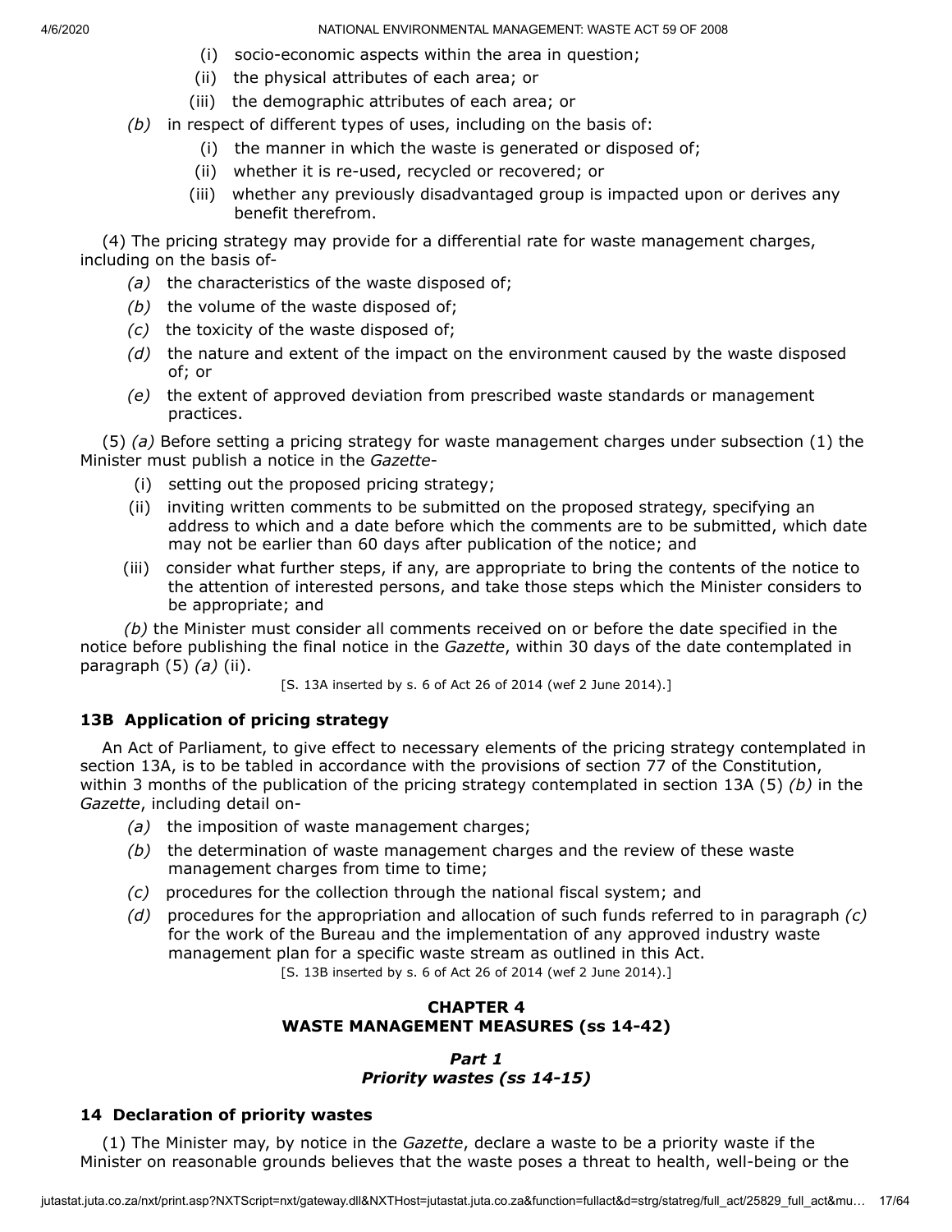(i) socio-economic aspects within the area in question;

(ii) the physical attributes of each area; or

(iii) the demographic attributes of each area; or

*(b)* in respect of different types of uses, including on the basis of:

(i) the manner in which the waste is generated or disposed of;

(ii) whether it is re-used, recycled or recovered; or

(iii) whether any previously disadvantaged group is impacted upon or derives any benefit therefrom.

(4) The pricing strategy may provide for a differential rate for waste management charges, including on the basis of-

*(a)* the characteristics of the waste disposed of;

*(b)* the volume of the waste disposed of;

*(c)* the toxicity of the waste disposed of;

*(d)* the nature and extent of the impact on the environment caused by the waste disposed of; or

*(e)* the extent of approved deviation from prescribed waste standards or management practices.

(5) *(a)* Before setting a pricing strategy for waste management charges under subsection (1) the Minister must publish a notice in the *Gazette*-

(i) setting out the proposed pricing strategy;

(ii) inviting written comments to be submitted on the proposed strategy, specifying an address to which and a date before which the comments are to be submitted, which date may not be earlier than 60 days after publication of the notice; and

(iii) consider what further steps, if any, are appropriate to bring the contents of the notice to the attention of interested persons, and take those steps which the Minister considers to be appropriate; and

*(b)* the Minister must consider all comments received on or before the date specified in the notice before publishing the final notice in the *Gazette*, within 30 days of the date contemplated in paragraph (5) *(a)* (ii).

[S. 13A inserted by s. 6 of Act 26 of 2014 (wef 2 June 2014).]

### 13B Application of pricing strategy

An Act of Parliament, to give effect to necessary elements of the pricing strategy contemplated in section 13A, is to be tabled in accordance with the provisions of section 77 of the Constitution, within 3 months of the publication of the pricing strategy contemplated in section 13A (5) *(b)* in the *Gazette*, including detail on-

*(a)* the imposition of waste management charges;

*(b)* the determination of waste management charges and the review of these waste management charges from time to time;

*(c)* procedures for the collection through the national fiscal system; and

*(d)* procedures for the appropriation and allocation of such funds referred to in paragraph *(c)* for the work of the Bureau and the implementation of any approved industry waste management plan for a specific waste stream as outlined in this Act.

[S. 13B inserted by s. 6 of Act 26 of 2014 (wef 2 June 2014).]

## CHAPTER 4
## WASTE MANAGEMENT MEASURES (ss 14-42)

### *Part 1*
### *Priority wastes (ss 14-15)*

### 14 Declaration of priority wastes

(1) The Minister may, by notice in the *Gazette*, declare a waste to be a priority waste if the Minister on reasonable grounds believes that the waste poses a threat to health, well-being or the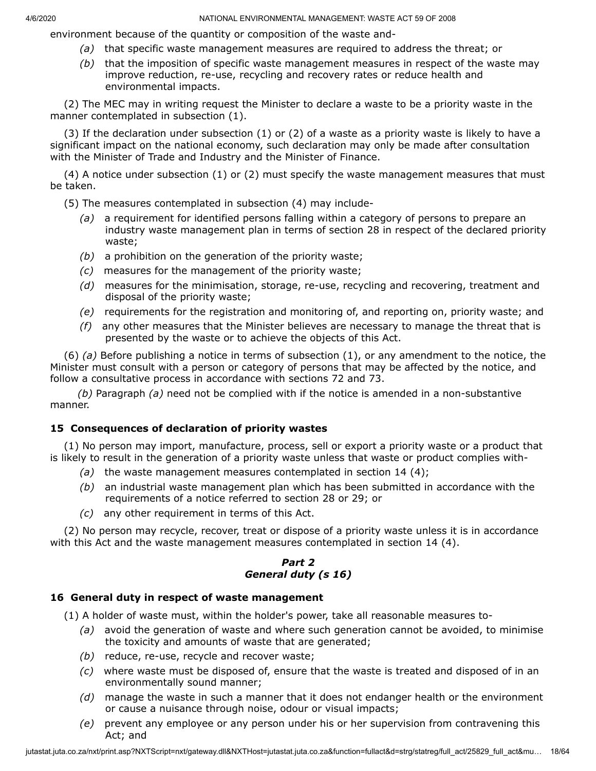environment because of the quantity or composition of the waste and-

*(a)* that specific waste management measures are required to address the threat; or

*(b)* that the imposition of specific waste management measures in respect of the waste may improve reduction, re-use, recycling and recovery rates or reduce health and environmental impacts.

(2) The MEC may in writing request the Minister to declare a waste to be a priority waste in the manner contemplated in subsection (1).

(3) If the declaration under subsection (1) or (2) of a waste as a priority waste is likely to have a significant impact on the national economy, such declaration may only be made after consultation with the Minister of Trade and Industry and the Minister of Finance.

(4) A notice under subsection (1) or (2) must specify the waste management measures that must be taken.

(5) The measures contemplated in subsection (4) may include-

*(a)* a requirement for identified persons falling within a category of persons to prepare an industry waste management plan in terms of section 28 in respect of the declared priority waste;

*(b)* a prohibition on the generation of the priority waste;

*(c)* measures for the management of the priority waste;

*(d)* measures for the minimisation, storage, re-use, recycling and recovering, treatment and disposal of the priority waste;

*(e)* requirements for the registration and monitoring of, and reporting on, priority waste; and

*(f)* any other measures that the Minister believes are necessary to manage the threat that is presented by the waste or to achieve the objects of this Act.

(6) *(a)* Before publishing a notice in terms of subsection (1), or any amendment to the notice, the Minister must consult with a person or category of persons that may be affected by the notice, and follow a consultative process in accordance with sections 72 and 73.

*(b)* Paragraph *(a)* need not be complied with if the notice is amended in a non-substantive manner.

### 15 Consequences of declaration of priority wastes

(1) No person may import, manufacture, process, sell or export a priority waste or a product that is likely to result in the generation of a priority waste unless that waste or product complies with-

*(a)* the waste management measures contemplated in section 14 (4);

*(b)* an industrial waste management plan which has been submitted in accordance with the requirements of a notice referred to section 28 or 29; or

*(c)* any other requirement in terms of this Act.

(2) No person may recycle, recover, treat or dispose of a priority waste unless it is in accordance with this Act and the waste management measures contemplated in section 14 (4).

## *Part 2*
## *General duty (s 16)*

### 16 General duty in respect of waste management

(1) A holder of waste must, within the holder's power, take all reasonable measures to-

*(a)* avoid the generation of waste and where such generation cannot be avoided, to minimise the toxicity and amounts of waste that are generated;

*(b)* reduce, re-use, recycle and recover waste;

*(c)* where waste must be disposed of, ensure that the waste is treated and disposed of in an environmentally sound manner;

*(d)* manage the waste in such a manner that it does not endanger health or the environment or cause a nuisance through noise, odour or visual impacts;

*(e)* prevent any employee or any person under his or her supervision from contravening this Act; and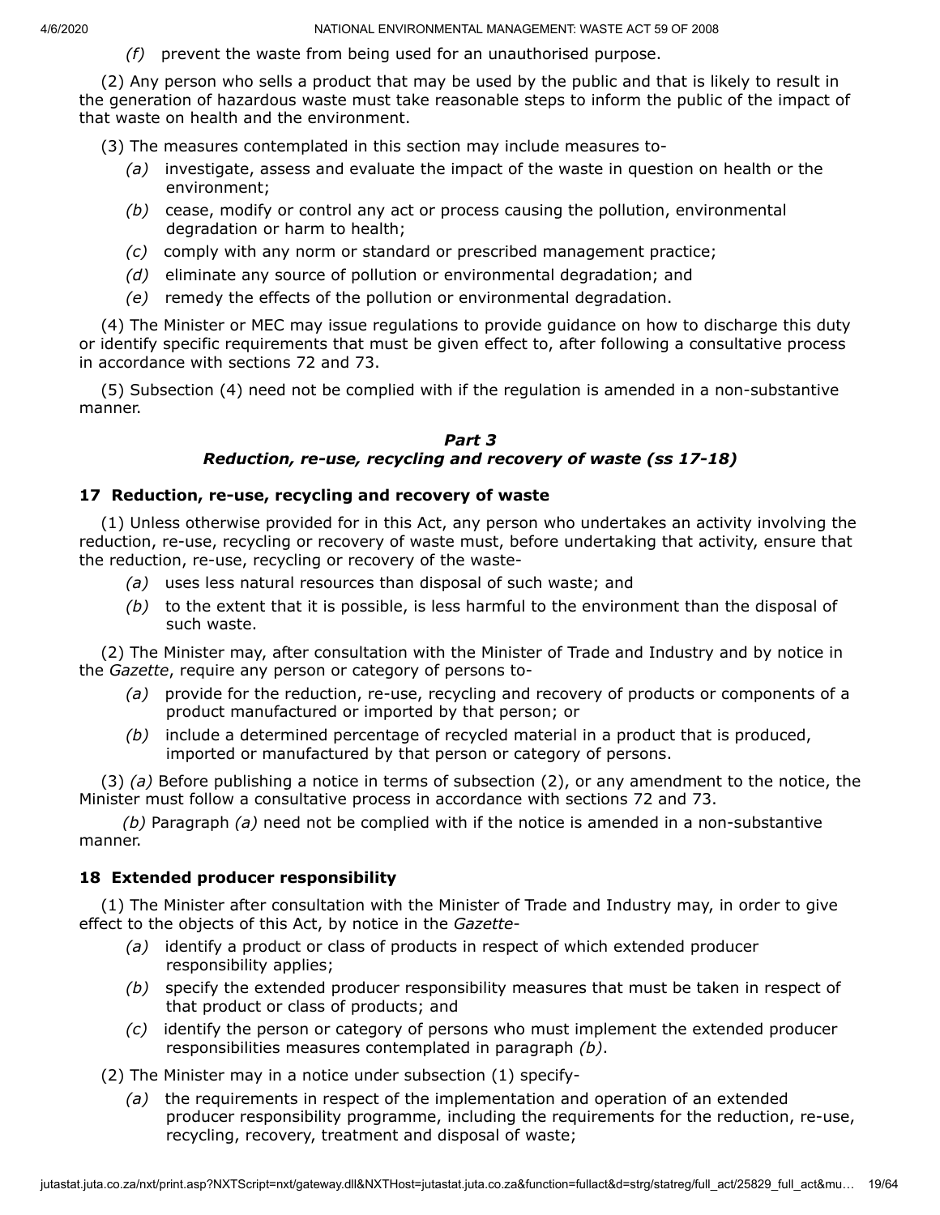*(f)* prevent the waste from being used for an unauthorised purpose.

(2) Any person who sells a product that may be used by the public and that is likely to result in the generation of hazardous waste must take reasonable steps to inform the public of the impact of that waste on health and the environment.

(3) The measures contemplated in this section may include measures to-

*(a)* investigate, assess and evaluate the impact of the waste in question on health or the environment;

*(b)* cease, modify or control any act or process causing the pollution, environmental degradation or harm to health;

*(c)* comply with any norm or standard or prescribed management practice;

*(d)* eliminate any source of pollution or environmental degradation; and

*(e)* remedy the effects of the pollution or environmental degradation.

(4) The Minister or MEC may issue regulations to provide guidance on how to discharge this duty or identify specific requirements that must be given effect to, after following a consultative process in accordance with sections 72 and 73.

(5) Subsection (4) need not be complied with if the regulation is amended in a non-substantive manner.

### *Part 3*
### *Reduction, re-use, recycling and recovery of waste (ss 17-18)*

**17 Reduction, re-use, recycling and recovery of waste**

(1) Unless otherwise provided for in this Act, any person who undertakes an activity involving the reduction, re-use, recycling or recovery of waste must, before undertaking that activity, ensure that the reduction, re-use, recycling or recovery of the waste-

*(a)* uses less natural resources than disposal of such waste; and

*(b)* to the extent that it is possible, is less harmful to the environment than the disposal of such waste.

(2) The Minister may, after consultation with the Minister of Trade and Industry and by notice in the *Gazette*, require any person or category of persons to-

*(a)* provide for the reduction, re-use, recycling and recovery of products or components of a product manufactured or imported by that person; or

*(b)* include a determined percentage of recycled material in a product that is produced, imported or manufactured by that person or category of persons.

(3) *(a)* Before publishing a notice in terms of subsection (2), or any amendment to the notice, the Minister must follow a consultative process in accordance with sections 72 and 73.

*(b)* Paragraph *(a)* need not be complied with if the notice is amended in a non-substantive manner.

**18 Extended producer responsibility**

(1) The Minister after consultation with the Minister of Trade and Industry may, in order to give effect to the objects of this Act, by notice in the *Gazette*-

*(a)* identify a product or class of products in respect of which extended producer responsibility applies;

*(b)* specify the extended producer responsibility measures that must be taken in respect of that product or class of products; and

*(c)* identify the person or category of persons who must implement the extended producer responsibilities measures contemplated in paragraph *(b)*.

(2) The Minister may in a notice under subsection (1) specify-

*(a)* the requirements in respect of the implementation and operation of an extended producer responsibility programme, including the requirements for the reduction, re-use, recycling, recovery, treatment and disposal of waste;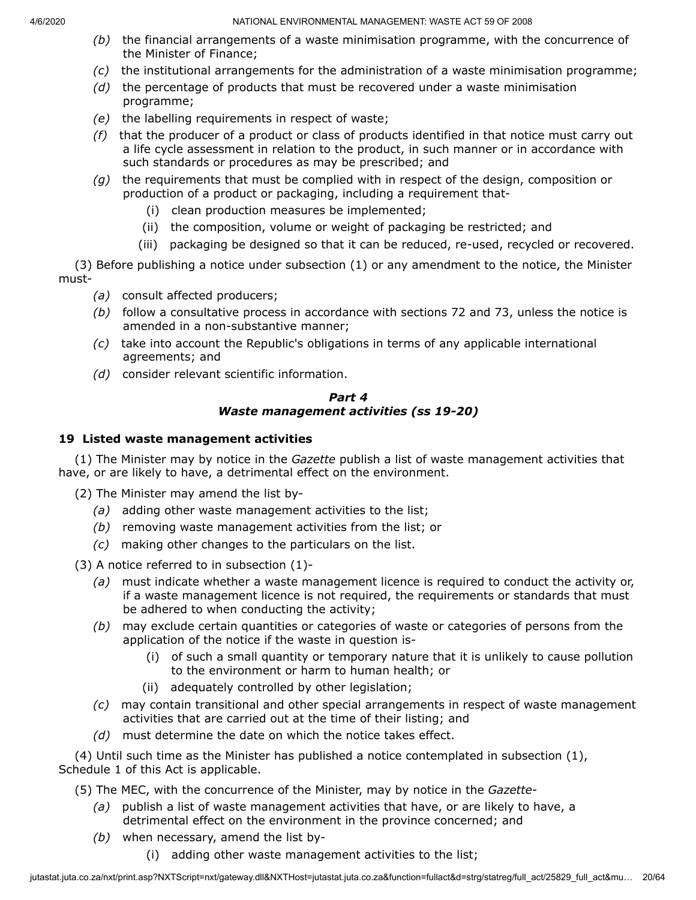*(b)* the financial arrangements of a waste minimisation programme, with the concurrence of the Minister of Finance;

*(c)* the institutional arrangements for the administration of a waste minimisation programme;

*(d)* the percentage of products that must be recovered under a waste minimisation programme;

*(e)* the labelling requirements in respect of waste;

*(f)* that the producer of a product or class of products identified in that notice must carry out a life cycle assessment in relation to the product, in such manner or in accordance with such standards or procedures as may be prescribed; and

*(g)* the requirements that must be complied with in respect of the design, composition or production of a product or packaging, including a requirement that-

(i) clean production measures be implemented;

(ii) the composition, volume or weight of packaging be restricted; and

(iii) packaging be designed so that it can be reduced, re-used, recycled or recovered.

(3) Before publishing a notice under subsection (1) or any amendment to the notice, the Minister must-

*(a)* consult affected producers;

*(b)* follow a consultative process in accordance with sections 72 and 73, unless the notice is amended in a non-substantive manner;

*(c)* take into account the Republic's obligations in terms of any applicable international agreements; and

*(d)* consider relevant scientific information.

## *Part 4*
## *Waste management activities (ss 19-20)*

### 19 Listed waste management activities

(1) The Minister may by notice in the *Gazette* publish a list of waste management activities that have, or are likely to have, a detrimental effect on the environment.

(2) The Minister may amend the list by-

*(a)* adding other waste management activities to the list;

*(b)* removing waste management activities from the list; or

*(c)* making other changes to the particulars on the list.

(3) A notice referred to in subsection (1)-

*(a)* must indicate whether a waste management licence is required to conduct the activity or, if a waste management licence is not required, the requirements or standards that must be adhered to when conducting the activity;

*(b)* may exclude certain quantities or categories of waste or categories of persons from the application of the notice if the waste in question is-

(i) of such a small quantity or temporary nature that it is unlikely to cause pollution to the environment or harm to human health; or

(ii) adequately controlled by other legislation;

*(c)* may contain transitional and other special arrangements in respect of waste management activities that are carried out at the time of their listing; and

*(d)* must determine the date on which the notice takes effect.

(4) Until such time as the Minister has published a notice contemplated in subsection (1), Schedule 1 of this Act is applicable.

(5) The MEC, with the concurrence of the Minister, may by notice in the *Gazette*-

*(a)* publish a list of waste management activities that have, or are likely to have, a detrimental effect on the environment in the province concerned; and

*(b)* when necessary, amend the list by-

(i) adding other waste management activities to the list;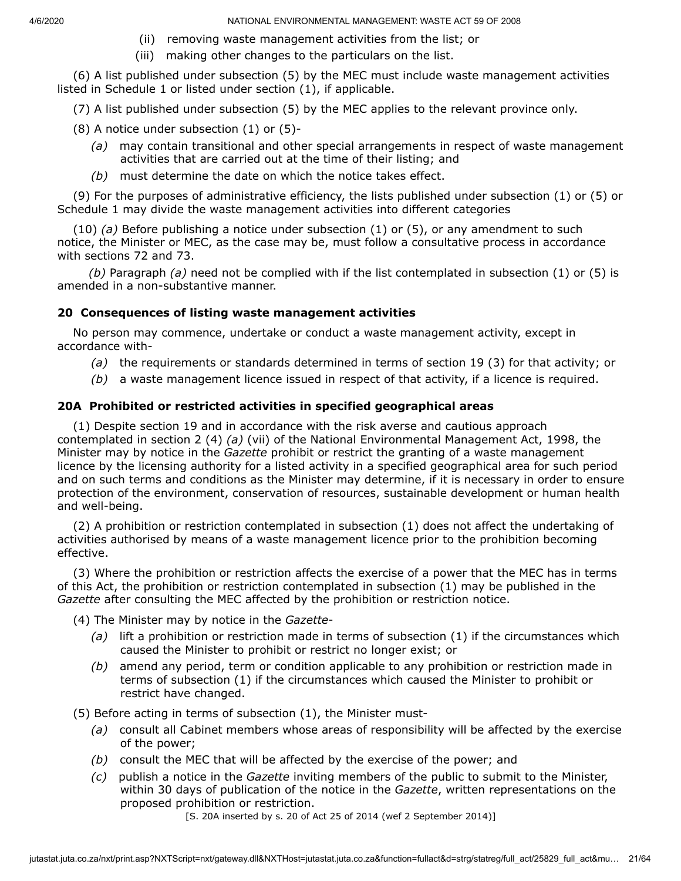(ii) removing waste management activities from the list; or

(iii) making other changes to the particulars on the list.

(6) A list published under subsection (5) by the MEC must include waste management activities listed in Schedule 1 or listed under section (1), if applicable.

(7) A list published under subsection (5) by the MEC applies to the relevant province only.

(8) A notice under subsection (1) or (5)-

*(a)* may contain transitional and other special arrangements in respect of waste management activities that are carried out at the time of their listing; and

*(b)* must determine the date on which the notice takes effect.

(9) For the purposes of administrative efficiency, the lists published under subsection (1) or (5) or Schedule 1 may divide the waste management activities into different categories

(10) *(a)* Before publishing a notice under subsection (1) or (5), or any amendment to such notice, the Minister or MEC, as the case may be, must follow a consultative process in accordance with sections 72 and 73.

*(b)* Paragraph *(a)* need not be complied with if the list contemplated in subsection (1) or (5) is amended in a non-substantive manner.

**20 Consequences of listing waste management activities**

No person may commence, undertake or conduct a waste management activity, except in accordance with-

*(a)* the requirements or standards determined in terms of section 19 (3) for that activity; or

*(b)* a waste management licence issued in respect of that activity, if a licence is required.

**20A Prohibited or restricted activities in specified geographical areas**

(1) Despite section 19 and in accordance with the risk averse and cautious approach contemplated in section 2 (4) *(a)* (vii) of the National Environmental Management Act, 1998, the Minister may by notice in the *Gazette* prohibit or restrict the granting of a waste management licence by the licensing authority for a listed activity in a specified geographical area for such period and on such terms and conditions as the Minister may determine, if it is necessary in order to ensure protection of the environment, conservation of resources, sustainable development or human health and well-being.

(2) A prohibition or restriction contemplated in subsection (1) does not affect the undertaking of activities authorised by means of a waste management licence prior to the prohibition becoming effective.

(3) Where the prohibition or restriction affects the exercise of a power that the MEC has in terms of this Act, the prohibition or restriction contemplated in subsection (1) may be published in the *Gazette* after consulting the MEC affected by the prohibition or restriction notice.

(4) The Minister may by notice in the *Gazette*-

*(a)* lift a prohibition or restriction made in terms of subsection (1) if the circumstances which caused the Minister to prohibit or restrict no longer exist; or

*(b)* amend any period, term or condition applicable to any prohibition or restriction made in terms of subsection (1) if the circumstances which caused the Minister to prohibit or restrict have changed.

(5) Before acting in terms of subsection (1), the Minister must-

*(a)* consult all Cabinet members whose areas of responsibility will be affected by the exercise of the power;

*(b)* consult the MEC that will be affected by the exercise of the power; and

*(c)* publish a notice in the *Gazette* inviting members of the public to submit to the Minister, within 30 days of publication of the notice in the *Gazette*, written representations on the proposed prohibition or restriction.

[S. 20A inserted by s. 20 of Act 25 of 2014 (wef 2 September 2014)]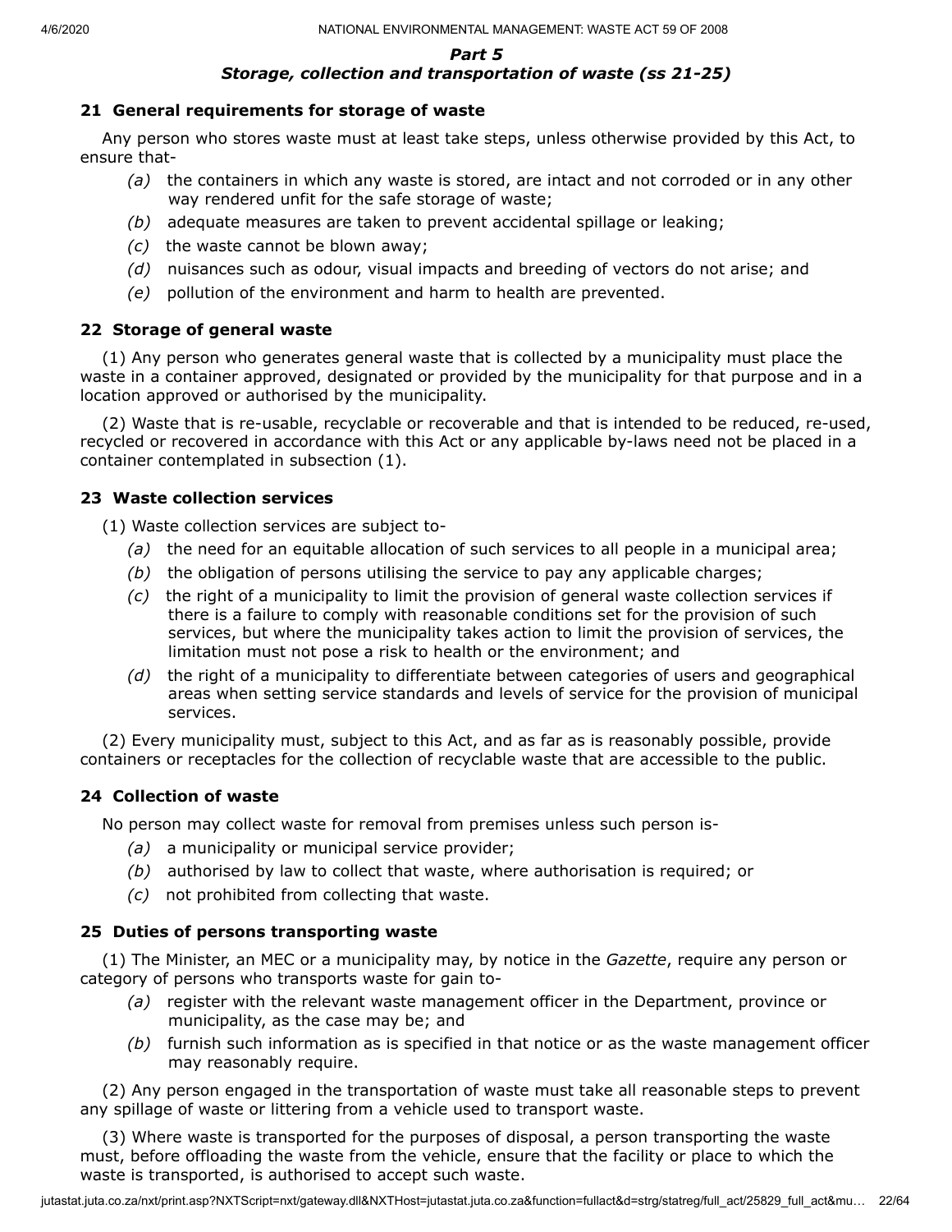## *Part 5*
## *Storage, collection and transportation of waste (ss 21-25)*

### 21 General requirements for storage of waste

Any person who stores waste must at least take steps, unless otherwise provided by this Act, to ensure that-

*(a)* the containers in which any waste is stored, are intact and not corroded or in any other way rendered unfit for the safe storage of waste;

*(b)* adequate measures are taken to prevent accidental spillage or leaking;

*(c)* the waste cannot be blown away;

*(d)* nuisances such as odour, visual impacts and breeding of vectors do not arise; and

*(e)* pollution of the environment and harm to health are prevented.

### 22 Storage of general waste

(1) Any person who generates general waste that is collected by a municipality must place the waste in a container approved, designated or provided by the municipality for that purpose and in a location approved or authorised by the municipality.

(2) Waste that is re-usable, recyclable or recoverable and that is intended to be reduced, re-used, recycled or recovered in accordance with this Act or any applicable by-laws need not be placed in a container contemplated in subsection (1).

### 23 Waste collection services

(1) Waste collection services are subject to-

*(a)* the need for an equitable allocation of such services to all people in a municipal area;

*(b)* the obligation of persons utilising the service to pay any applicable charges;

*(c)* the right of a municipality to limit the provision of general waste collection services if there is a failure to comply with reasonable conditions set for the provision of such services, but where the municipality takes action to limit the provision of services, the limitation must not pose a risk to health or the environment; and

*(d)* the right of a municipality to differentiate between categories of users and geographical areas when setting service standards and levels of service for the provision of municipal services.

(2) Every municipality must, subject to this Act, and as far as is reasonably possible, provide containers or receptacles for the collection of recyclable waste that are accessible to the public.

### 24 Collection of waste

No person may collect waste for removal from premises unless such person is-

*(a)* a municipality or municipal service provider;

*(b)* authorised by law to collect that waste, where authorisation is required; or

*(c)* not prohibited from collecting that waste.

### 25 Duties of persons transporting waste

(1) The Minister, an MEC or a municipality may, by notice in the *Gazette*, require any person or category of persons who transports waste for gain to-

*(a)* register with the relevant waste management officer in the Department, province or municipality, as the case may be; and

*(b)* furnish such information as is specified in that notice or as the waste management officer may reasonably require.

(2) Any person engaged in the transportation of waste must take all reasonable steps to prevent any spillage of waste or littering from a vehicle used to transport waste.

(3) Where waste is transported for the purposes of disposal, a person transporting the waste must, before offloading the waste from the vehicle, ensure that the facility or place to which the waste is transported, is authorised to accept such waste.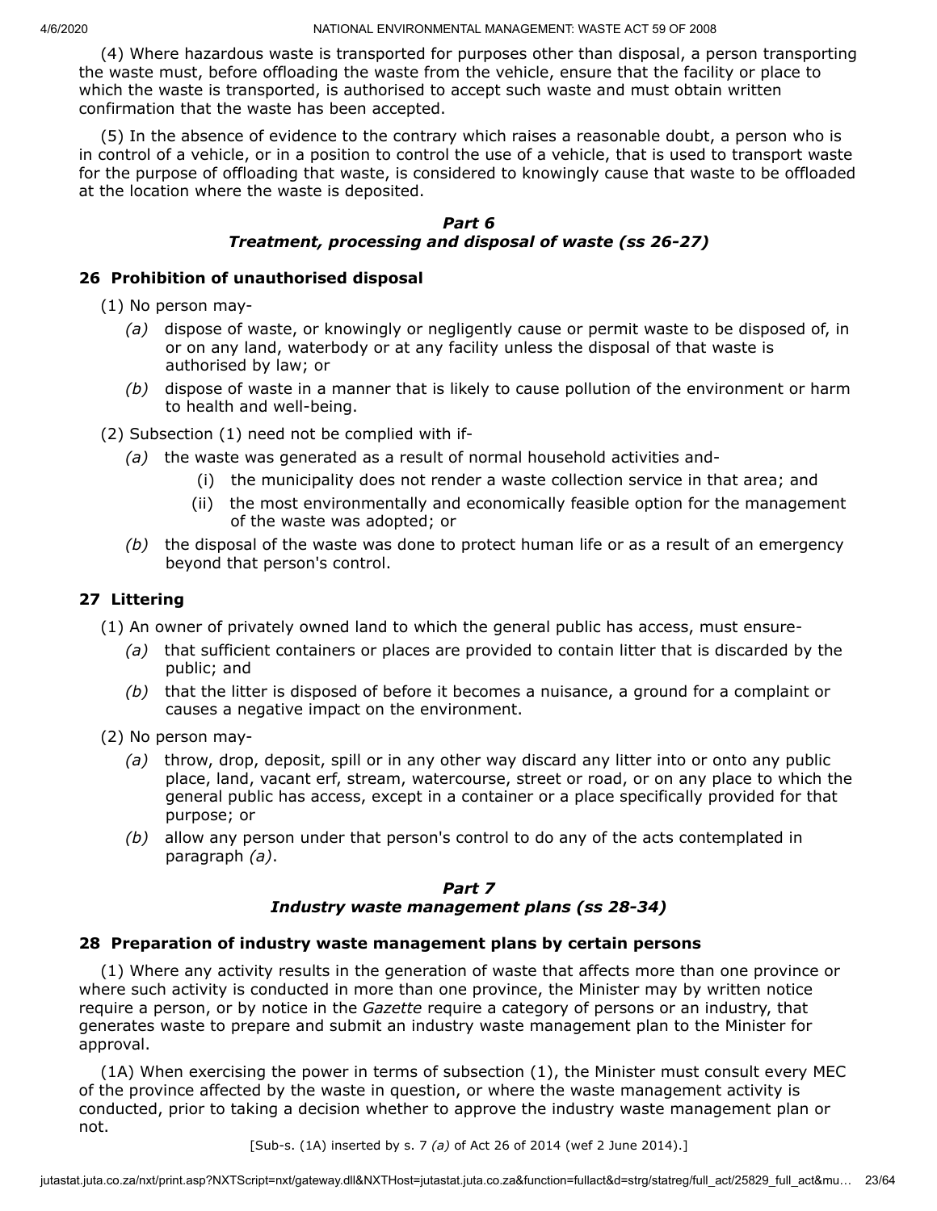(4) Where hazardous waste is transported for purposes other than disposal, a person transporting the waste must, before offloading the waste from the vehicle, ensure that the facility or place to which the waste is transported, is authorised to accept such waste and must obtain written confirmation that the waste has been accepted.

(5) In the absence of evidence to the contrary which raises a reasonable doubt, a person who is in control of a vehicle, or in a position to control the use of a vehicle, that is used to transport waste for the purpose of offloading that waste, is considered to knowingly cause that waste to be offloaded at the location where the waste is deposited.

### *Part 6*
### *Treatment, processing and disposal of waste (ss 26-27)*

**26 Prohibition of unauthorised disposal**

(1) No person may-

- *(a)* dispose of waste, or knowingly or negligently cause or permit waste to be disposed of, in or on any land, waterbody or at any facility unless the disposal of that waste is authorised by law; or
- *(b)* dispose of waste in a manner that is likely to cause pollution of the environment or harm to health and well-being.

(2) Subsection (1) need not be complied with if-

- *(a)* the waste was generated as a result of normal household activities and-
  - (i) the municipality does not render a waste collection service in that area; and
  - (ii) the most environmentally and economically feasible option for the management of the waste was adopted; or
- *(b)* the disposal of the waste was done to protect human life or as a result of an emergency beyond that person's control.

**27 Littering**

(1) An owner of privately owned land to which the general public has access, must ensure-

- *(a)* that sufficient containers or places are provided to contain litter that is discarded by the public; and
- *(b)* that the litter is disposed of before it becomes a nuisance, a ground for a complaint or causes a negative impact on the environment.

(2) No person may-

- *(a)* throw, drop, deposit, spill or in any other way discard any litter into or onto any public place, land, vacant erf, stream, watercourse, street or road, or on any place to which the general public has access, except in a container or a place specifically provided for that purpose; or
- *(b)* allow any person under that person's control to do any of the acts contemplated in paragraph *(a)*.

### *Part 7*
### *Industry waste management plans (ss 28-34)*

**28 Preparation of industry waste management plans by certain persons**

(1) Where any activity results in the generation of waste that affects more than one province or where such activity is conducted in more than one province, the Minister may by written notice require a person, or by notice in the *Gazette* require a category of persons or an industry, that generates waste to prepare and submit an industry waste management plan to the Minister for approval.

(1A) When exercising the power in terms of subsection (1), the Minister must consult every MEC of the province affected by the waste in question, or where the waste management activity is conducted, prior to taking a decision whether to approve the industry waste management plan or not.

[Sub-s. (1A) inserted by s. 7 *(a)* of Act 26 of 2014 (wef 2 June 2014).]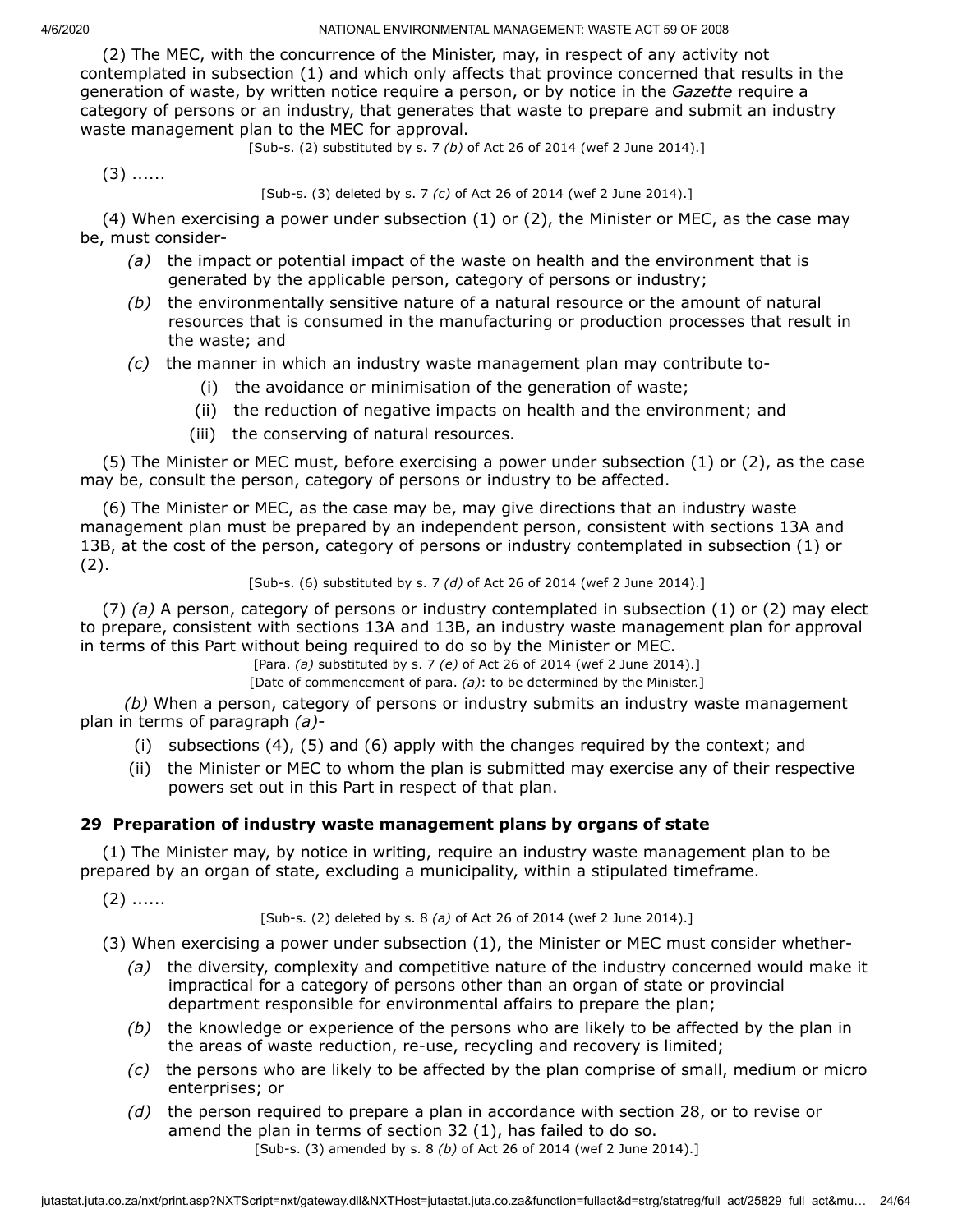(2) The MEC, with the concurrence of the Minister, may, in respect of any activity not contemplated in subsection (1) and which only affects that province concerned that results in the generation of waste, by written notice require a person, or by notice in the *Gazette* require a category of persons or an industry, that generates that waste to prepare and submit an industry waste management plan to the MEC for approval.

[Sub-s. (2) substituted by s. 7 *(b)* of Act 26 of 2014 (wef 2 June 2014).]

(3) ......

[Sub-s. (3) deleted by s. 7 *(c)* of Act 26 of 2014 (wef 2 June 2014).]

(4) When exercising a power under subsection (1) or (2), the Minister or MEC, as the case may be, must consider-

*(a)* the impact or potential impact of the waste on health and the environment that is generated by the applicable person, category of persons or industry;

*(b)* the environmentally sensitive nature of a natural resource or the amount of natural resources that is consumed in the manufacturing or production processes that result in the waste; and

*(c)* the manner in which an industry waste management plan may contribute to-

(i) the avoidance or minimisation of the generation of waste;

(ii) the reduction of negative impacts on health and the environment; and

(iii) the conserving of natural resources.

(5) The Minister or MEC must, before exercising a power under subsection (1) or (2), as the case may be, consult the person, category of persons or industry to be affected.

(6) The Minister or MEC, as the case may be, may give directions that an industry waste management plan must be prepared by an independent person, consistent with sections 13A and 13B, at the cost of the person, category of persons or industry contemplated in subsection (1) or (2).

[Sub-s. (6) substituted by s. 7 *(d)* of Act 26 of 2014 (wef 2 June 2014).]

(7) *(a)* A person, category of persons or industry contemplated in subsection (1) or (2) may elect to prepare, consistent with sections 13A and 13B, an industry waste management plan for approval in terms of this Part without being required to do so by the Minister or MEC.

[Para. *(a)* substituted by s. 7 *(e)* of Act 26 of 2014 (wef 2 June 2014).]

[Date of commencement of para. *(a)*: to be determined by the Minister.]

*(b)* When a person, category of persons or industry submits an industry waste management plan in terms of paragraph *(a)*-

(i) subsections (4), (5) and (6) apply with the changes required by the context; and

(ii) the Minister or MEC to whom the plan is submitted may exercise any of their respective powers set out in this Part in respect of that plan.

### 29 Preparation of industry waste management plans by organs of state

(1) The Minister may, by notice in writing, require an industry waste management plan to be prepared by an organ of state, excluding a municipality, within a stipulated timeframe.

(2) ......

[Sub-s. (2) deleted by s. 8 *(a)* of Act 26 of 2014 (wef 2 June 2014).]

(3) When exercising a power under subsection (1), the Minister or MEC must consider whether-

*(a)* the diversity, complexity and competitive nature of the industry concerned would make it impractical for a category of persons other than an organ of state or provincial department responsible for environmental affairs to prepare the plan;

*(b)* the knowledge or experience of the persons who are likely to be affected by the plan in the areas of waste reduction, re-use, recycling and recovery is limited;

*(c)* the persons who are likely to be affected by the plan comprise of small, medium or micro enterprises; or

*(d)* the person required to prepare a plan in accordance with section 28, or to revise or amend the plan in terms of section 32 (1), has failed to do so.

[Sub-s. (3) amended by s. 8 *(b)* of Act 26 of 2014 (wef 2 June 2014).]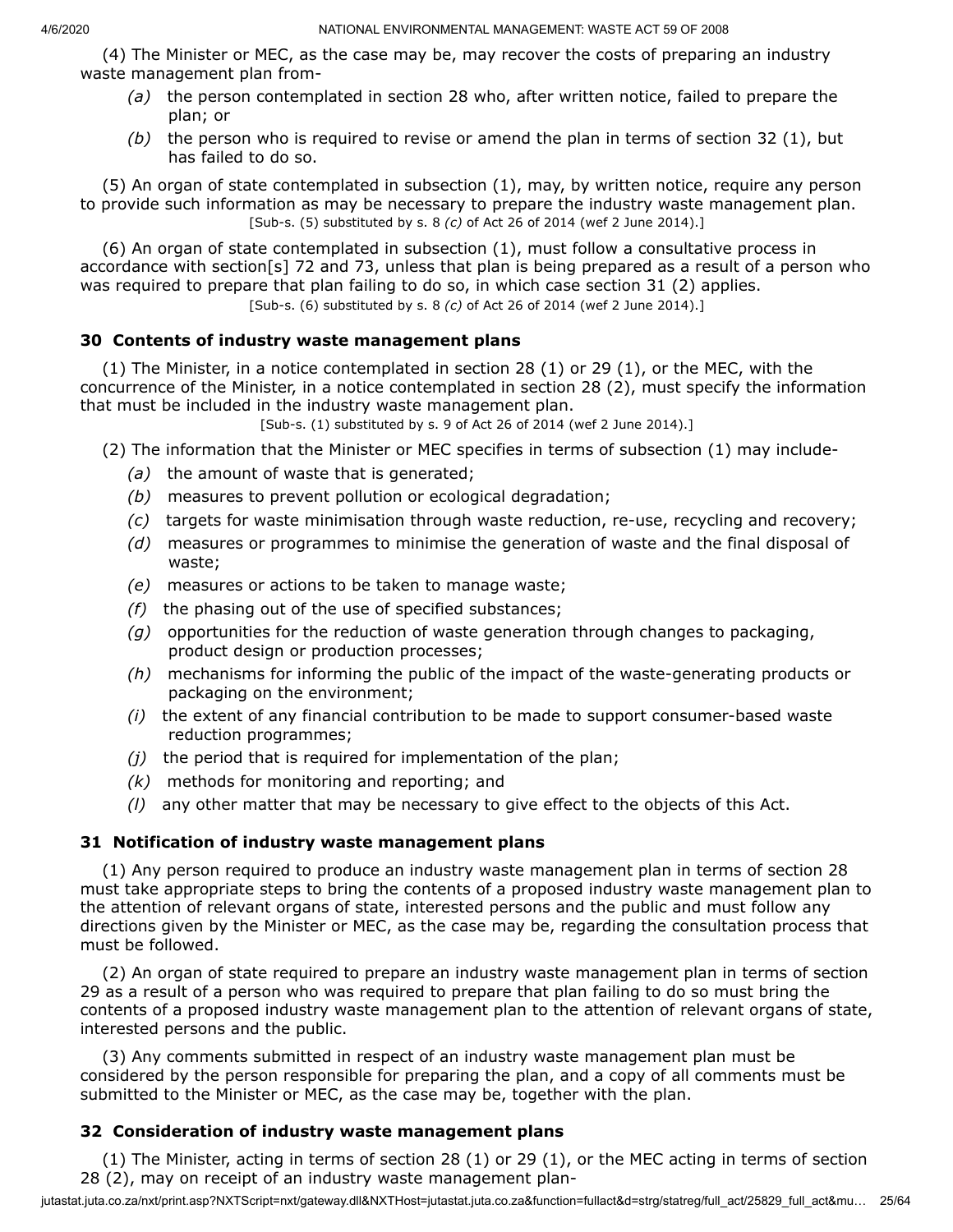(4) The Minister or MEC, as the case may be, may recover the costs of preparing an industry waste management plan from-

*(a)* the person contemplated in section 28 who, after written notice, failed to prepare the plan; or

*(b)* the person who is required to revise or amend the plan in terms of section 32 (1), but has failed to do so.

(5) An organ of state contemplated in subsection (1), may, by written notice, require any person to provide such information as may be necessary to prepare the industry waste management plan.

[Sub-s. (5) substituted by s. 8 *(c)* of Act 26 of 2014 (wef 2 June 2014).]

(6) An organ of state contemplated in subsection (1), must follow a consultative process in accordance with section[s] 72 and 73, unless that plan is being prepared as a result of a person who was required to prepare that plan failing to do so, in which case section 31 (2) applies.

[Sub-s. (6) substituted by s. 8 *(c)* of Act 26 of 2014 (wef 2 June 2014).]

### 30 Contents of industry waste management plans

(1) The Minister, in a notice contemplated in section 28 (1) or 29 (1), or the MEC, with the concurrence of the Minister, in a notice contemplated in section 28 (2), must specify the information that must be included in the industry waste management plan.

[Sub-s. (1) substituted by s. 9 of Act 26 of 2014 (wef 2 June 2014).]

(2) The information that the Minister or MEC specifies in terms of subsection (1) may include-

*(a)* the amount of waste that is generated;

*(b)* measures to prevent pollution or ecological degradation;

*(c)* targets for waste minimisation through waste reduction, re-use, recycling and recovery;

*(d)* measures or programmes to minimise the generation of waste and the final disposal of waste;

*(e)* measures or actions to be taken to manage waste;

*(f)* the phasing out of the use of specified substances;

*(g)* opportunities for the reduction of waste generation through changes to packaging, product design or production processes;

*(h)* mechanisms for informing the public of the impact of the waste-generating products or packaging on the environment;

*(i)* the extent of any financial contribution to be made to support consumer-based waste reduction programmes;

*(j)* the period that is required for implementation of the plan;

*(k)* methods for monitoring and reporting; and

*(l)* any other matter that may be necessary to give effect to the objects of this Act.

### 31 Notification of industry waste management plans

(1) Any person required to produce an industry waste management plan in terms of section 28 must take appropriate steps to bring the contents of a proposed industry waste management plan to the attention of relevant organs of state, interested persons and the public and must follow any directions given by the Minister or MEC, as the case may be, regarding the consultation process that must be followed.

(2) An organ of state required to prepare an industry waste management plan in terms of section 29 as a result of a person who was required to prepare that plan failing to do so must bring the contents of a proposed industry waste management plan to the attention of relevant organs of state, interested persons and the public.

(3) Any comments submitted in respect of an industry waste management plan must be considered by the person responsible for preparing the plan, and a copy of all comments must be submitted to the Minister or MEC, as the case may be, together with the plan.

### 32 Consideration of industry waste management plans

(1) The Minister, acting in terms of section 28 (1) or 29 (1), or the MEC acting in terms of section 28 (2), may on receipt of an industry waste management plan-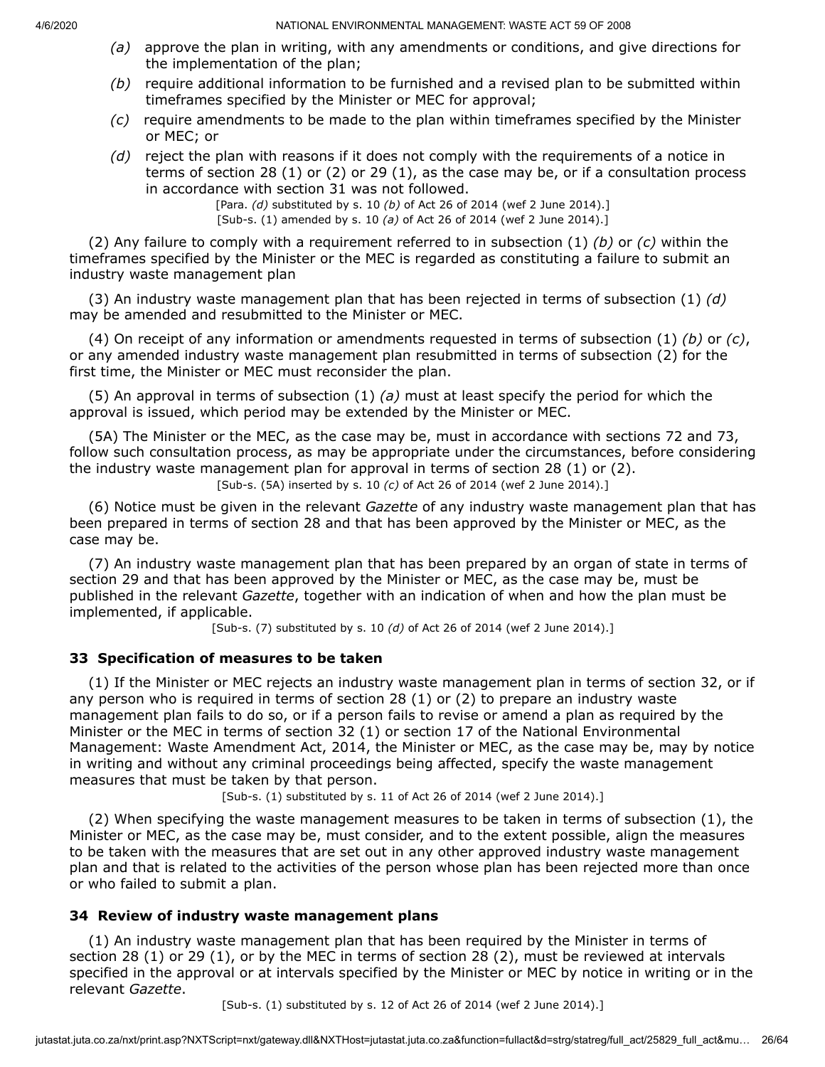*(a)* approve the plan in writing, with any amendments or conditions, and give directions for the implementation of the plan;

*(b)* require additional information to be furnished and a revised plan to be submitted within timeframes specified by the Minister or MEC for approval;

*(c)* require amendments to be made to the plan within timeframes specified by the Minister or MEC; or

*(d)* reject the plan with reasons if it does not comply with the requirements of a notice in terms of section 28 (1) or (2) or 29 (1), as the case may be, or if a consultation process in accordance with section 31 was not followed.

[Para. *(d)* substituted by s. 10 *(b)* of Act 26 of 2014 (wef 2 June 2014).]
[Sub-s. (1) amended by s. 10 *(a)* of Act 26 of 2014 (wef 2 June 2014).]

(2) Any failure to comply with a requirement referred to in subsection (1) *(b)* or *(c)* within the timeframes specified by the Minister or the MEC is regarded as constituting a failure to submit an industry waste management plan

(3) An industry waste management plan that has been rejected in terms of subsection (1) *(d)* may be amended and resubmitted to the Minister or MEC.

(4) On receipt of any information or amendments requested in terms of subsection (1) *(b)* or *(c)*, or any amended industry waste management plan resubmitted in terms of subsection (2) for the first time, the Minister or MEC must reconsider the plan.

(5) An approval in terms of subsection (1) *(a)* must at least specify the period for which the approval is issued, which period may be extended by the Minister or MEC.

(5A) The Minister or the MEC, as the case may be, must in accordance with sections 72 and 73, follow such consultation process, as may be appropriate under the circumstances, before considering the industry waste management plan for approval in terms of section 28 (1) or (2).

[Sub-s. (5A) inserted by s. 10 *(c)* of Act 26 of 2014 (wef 2 June 2014).]

(6) Notice must be given in the relevant *Gazette* of any industry waste management plan that has been prepared in terms of section 28 and that has been approved by the Minister or MEC, as the case may be.

(7) An industry waste management plan that has been prepared by an organ of state in terms of section 29 and that has been approved by the Minister or MEC, as the case may be, must be published in the relevant *Gazette*, together with an indication of when and how the plan must be implemented, if applicable.

[Sub-s. (7) substituted by s. 10 *(d)* of Act 26 of 2014 (wef 2 June 2014).]

### 33 Specification of measures to be taken

(1) If the Minister or MEC rejects an industry waste management plan in terms of section 32, or if any person who is required in terms of section 28 (1) or (2) to prepare an industry waste management plan fails to do so, or if a person fails to revise or amend a plan as required by the Minister or the MEC in terms of section 32 (1) or section 17 of the National Environmental Management: Waste Amendment Act, 2014, the Minister or MEC, as the case may be, may by notice in writing and without any criminal proceedings being affected, specify the waste management measures that must be taken by that person.

[Sub-s. (1) substituted by s. 11 of Act 26 of 2014 (wef 2 June 2014).]

(2) When specifying the waste management measures to be taken in terms of subsection (1), the Minister or MEC, as the case may be, must consider, and to the extent possible, align the measures to be taken with the measures that are set out in any other approved industry waste management plan and that is related to the activities of the person whose plan has been rejected more than once or who failed to submit a plan.

### 34 Review of industry waste management plans

(1) An industry waste management plan that has been required by the Minister in terms of section 28 (1) or 29 (1), or by the MEC in terms of section 28 (2), must be reviewed at intervals specified in the approval or at intervals specified by the Minister or MEC by notice in writing or in the relevant *Gazette*.

[Sub-s. (1) substituted by s. 12 of Act 26 of 2014 (wef 2 June 2014).]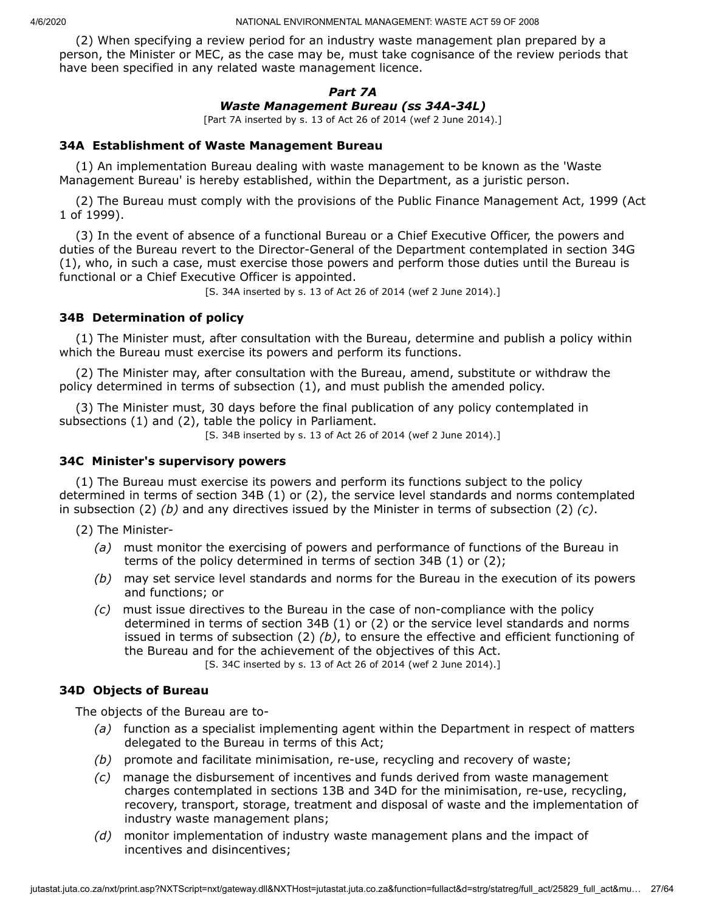(2) When specifying a review period for an industry waste management plan prepared by a person, the Minister or MEC, as the case may be, must take cognisance of the review periods that have been specified in any related waste management licence.

### *Part 7A*
### *Waste Management Bureau (ss 34A-34L)*

[Part 7A inserted by s. 13 of Act 26 of 2014 (wef 2 June 2014).]

#### 34A Establishment of Waste Management Bureau

(1) An implementation Bureau dealing with waste management to be known as the 'Waste Management Bureau' is hereby established, within the Department, as a juristic person.

(2) The Bureau must comply with the provisions of the Public Finance Management Act, 1999 (Act 1 of 1999).

(3) In the event of absence of a functional Bureau or a Chief Executive Officer, the powers and duties of the Bureau revert to the Director-General of the Department contemplated in section 34G (1), who, in such a case, must exercise those powers and perform those duties until the Bureau is functional or a Chief Executive Officer is appointed.

[S. 34A inserted by s. 13 of Act 26 of 2014 (wef 2 June 2014).]

#### 34B Determination of policy

(1) The Minister must, after consultation with the Bureau, determine and publish a policy within which the Bureau must exercise its powers and perform its functions.

(2) The Minister may, after consultation with the Bureau, amend, substitute or withdraw the policy determined in terms of subsection (1), and must publish the amended policy.

(3) The Minister must, 30 days before the final publication of any policy contemplated in subsections (1) and (2), table the policy in Parliament.

[S. 34B inserted by s. 13 of Act 26 of 2014 (wef 2 June 2014).]

#### 34C Minister's supervisory powers

(1) The Bureau must exercise its powers and perform its functions subject to the policy determined in terms of section 34B (1) or (2), the service level standards and norms contemplated in subsection (2) *(b)* and any directives issued by the Minister in terms of subsection (2) *(c)*.

(2) The Minister-

*(a)* must monitor the exercising of powers and performance of functions of the Bureau in terms of the policy determined in terms of section 34B (1) or (2);

*(b)* may set service level standards and norms for the Bureau in the execution of its powers and functions; or

*(c)* must issue directives to the Bureau in the case of non-compliance with the policy determined in terms of section 34B (1) or (2) or the service level standards and norms issued in terms of subsection (2) *(b)*, to ensure the effective and efficient functioning of the Bureau and for the achievement of the objectives of this Act.

[S. 34C inserted by s. 13 of Act 26 of 2014 (wef 2 June 2014).]

#### 34D Objects of Bureau

The objects of the Bureau are to-

*(a)* function as a specialist implementing agent within the Department in respect of matters delegated to the Bureau in terms of this Act;

*(b)* promote and facilitate minimisation, re-use, recycling and recovery of waste;

*(c)* manage the disbursement of incentives and funds derived from waste management charges contemplated in sections 13B and 34D for the minimisation, re-use, recycling, recovery, transport, storage, treatment and disposal of waste and the implementation of industry waste management plans;

*(d)* monitor implementation of industry waste management plans and the impact of incentives and disincentives;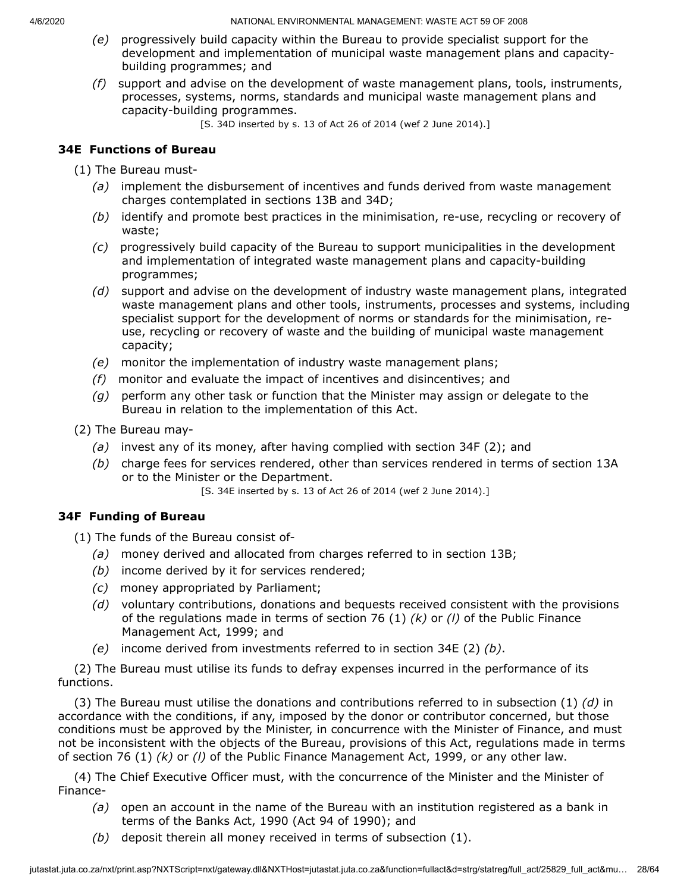*(e)* progressively build capacity within the Bureau to provide specialist support for the development and implementation of municipal waste management plans and capacity-building programmes; and

*(f)* support and advise on the development of waste management plans, tools, instruments, processes, systems, norms, standards and municipal waste management plans and capacity-building programmes.

[S. 34D inserted by s. 13 of Act 26 of 2014 (wef 2 June 2014).]

### 34E Functions of Bureau

(1) The Bureau must-

*(a)* implement the disbursement of incentives and funds derived from waste management charges contemplated in sections 13B and 34D;

*(b)* identify and promote best practices in the minimisation, re-use, recycling or recovery of waste;

*(c)* progressively build capacity of the Bureau to support municipalities in the development and implementation of integrated waste management plans and capacity-building programmes;

*(d)* support and advise on the development of industry waste management plans, integrated waste management plans and other tools, instruments, processes and systems, including specialist support for the development of norms or standards for the minimisation, re-use, recycling or recovery of waste and the building of municipal waste management capacity;

*(e)* monitor the implementation of industry waste management plans;

*(f)* monitor and evaluate the impact of incentives and disincentives; and

*(g)* perform any other task or function that the Minister may assign or delegate to the Bureau in relation to the implementation of this Act.

(2) The Bureau may-

*(a)* invest any of its money, after having complied with section 34F (2); and

*(b)* charge fees for services rendered, other than services rendered in terms of section 13A or to the Minister or the Department.

[S. 34E inserted by s. 13 of Act 26 of 2014 (wef 2 June 2014).]

### 34F Funding of Bureau

(1) The funds of the Bureau consist of-

*(a)* money derived and allocated from charges referred to in section 13B;

*(b)* income derived by it for services rendered;

*(c)* money appropriated by Parliament;

*(d)* voluntary contributions, donations and bequests received consistent with the provisions of the regulations made in terms of section 76 (1) *(k)* or *(l)* of the Public Finance Management Act, 1999; and

*(e)* income derived from investments referred to in section 34E (2) *(b)*.

(2) The Bureau must utilise its funds to defray expenses incurred in the performance of its functions.

(3) The Bureau must utilise the donations and contributions referred to in subsection (1) *(d)* in accordance with the conditions, if any, imposed by the donor or contributor concerned, but those conditions must be approved by the Minister, in concurrence with the Minister of Finance, and must not be inconsistent with the objects of the Bureau, provisions of this Act, regulations made in terms of section 76 (1) *(k)* or *(l)* of the Public Finance Management Act, 1999, or any other law.

(4) The Chief Executive Officer must, with the concurrence of the Minister and the Minister of Finance-

*(a)* open an account in the name of the Bureau with an institution registered as a bank in terms of the Banks Act, 1990 (Act 94 of 1990); and

*(b)* deposit therein all money received in terms of subsection (1).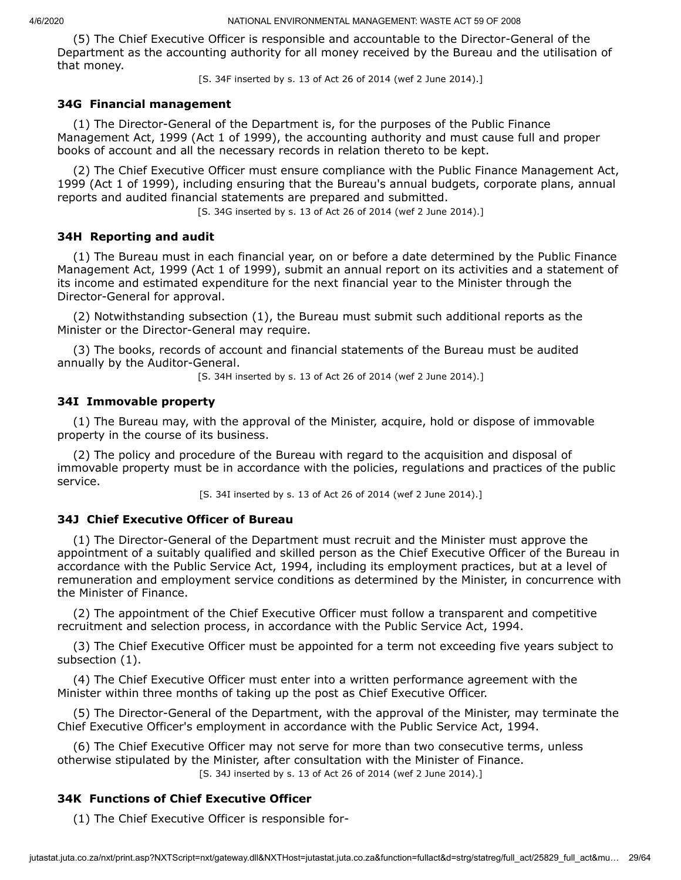(5) The Chief Executive Officer is responsible and accountable to the Director-General of the Department as the accounting authority for all money received by the Bureau and the utilisation of that money.

[S. 34F inserted by s. 13 of Act 26 of 2014 (wef 2 June 2014).]

### 34G Financial management

(1) The Director-General of the Department is, for the purposes of the Public Finance Management Act, 1999 (Act 1 of 1999), the accounting authority and must cause full and proper books of account and all the necessary records in relation thereto to be kept.

(2) The Chief Executive Officer must ensure compliance with the Public Finance Management Act, 1999 (Act 1 of 1999), including ensuring that the Bureau's annual budgets, corporate plans, annual reports and audited financial statements are prepared and submitted.

[S. 34G inserted by s. 13 of Act 26 of 2014 (wef 2 June 2014).]

### 34H Reporting and audit

(1) The Bureau must in each financial year, on or before a date determined by the Public Finance Management Act, 1999 (Act 1 of 1999), submit an annual report on its activities and a statement of its income and estimated expenditure for the next financial year to the Minister through the Director-General for approval.

(2) Notwithstanding subsection (1), the Bureau must submit such additional reports as the Minister or the Director-General may require.

(3) The books, records of account and financial statements of the Bureau must be audited annually by the Auditor-General.

[S. 34H inserted by s. 13 of Act 26 of 2014 (wef 2 June 2014).]

### 34I Immovable property

(1) The Bureau may, with the approval of the Minister, acquire, hold or dispose of immovable property in the course of its business.

(2) The policy and procedure of the Bureau with regard to the acquisition and disposal of immovable property must be in accordance with the policies, regulations and practices of the public service.

[S. 34I inserted by s. 13 of Act 26 of 2014 (wef 2 June 2014).]

### 34J Chief Executive Officer of Bureau

(1) The Director-General of the Department must recruit and the Minister must approve the appointment of a suitably qualified and skilled person as the Chief Executive Officer of the Bureau in accordance with the Public Service Act, 1994, including its employment practices, but at a level of remuneration and employment service conditions as determined by the Minister, in concurrence with the Minister of Finance.

(2) The appointment of the Chief Executive Officer must follow a transparent and competitive recruitment and selection process, in accordance with the Public Service Act, 1994.

(3) The Chief Executive Officer must be appointed for a term not exceeding five years subject to subsection (1).

(4) The Chief Executive Officer must enter into a written performance agreement with the Minister within three months of taking up the post as Chief Executive Officer.

(5) The Director-General of the Department, with the approval of the Minister, may terminate the Chief Executive Officer's employment in accordance with the Public Service Act, 1994.

(6) The Chief Executive Officer may not serve for more than two consecutive terms, unless otherwise stipulated by the Minister, after consultation with the Minister of Finance.

[S. 34J inserted by s. 13 of Act 26 of 2014 (wef 2 June 2014).]

### 34K Functions of Chief Executive Officer

(1) The Chief Executive Officer is responsible for-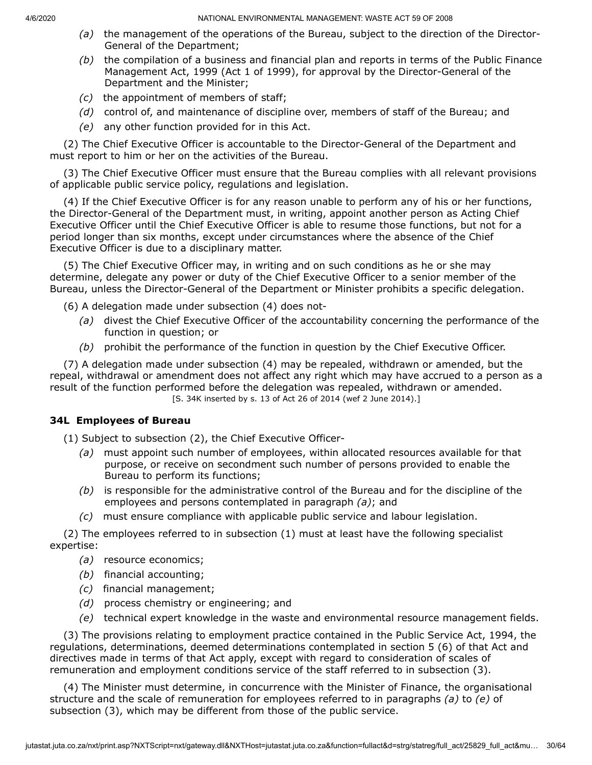- *(a)* the management of the operations of the Bureau, subject to the direction of the Director-General of the Department;
- *(b)* the compilation of a business and financial plan and reports in terms of the Public Finance Management Act, 1999 (Act 1 of 1999), for approval by the Director-General of the Department and the Minister;
- *(c)* the appointment of members of staff;
- *(d)* control of, and maintenance of discipline over, members of staff of the Bureau; and
- *(e)* any other function provided for in this Act.

(2) The Chief Executive Officer is accountable to the Director-General of the Department and must report to him or her on the activities of the Bureau.

(3) The Chief Executive Officer must ensure that the Bureau complies with all relevant provisions of applicable public service policy, regulations and legislation.

(4) If the Chief Executive Officer is for any reason unable to perform any of his or her functions, the Director-General of the Department must, in writing, appoint another person as Acting Chief Executive Officer until the Chief Executive Officer is able to resume those functions, but not for a period longer than six months, except under circumstances where the absence of the Chief Executive Officer is due to a disciplinary matter.

(5) The Chief Executive Officer may, in writing and on such conditions as he or she may determine, delegate any power or duty of the Chief Executive Officer to a senior member of the Bureau, unless the Director-General of the Department or Minister prohibits a specific delegation.

(6) A delegation made under subsection (4) does not-

- *(a)* divest the Chief Executive Officer of the accountability concerning the performance of the function in question; or
- *(b)* prohibit the performance of the function in question by the Chief Executive Officer.

(7) A delegation made under subsection (4) may be repealed, withdrawn or amended, but the repeal, withdrawal or amendment does not affect any right which may have accrued to a person as a result of the function performed before the delegation was repealed, withdrawn or amended.

[S. 34K inserted by s. 13 of Act 26 of 2014 (wef 2 June 2014).]

### 34L Employees of Bureau

(1) Subject to subsection (2), the Chief Executive Officer-

- *(a)* must appoint such number of employees, within allocated resources available for that purpose, or receive on secondment such number of persons provided to enable the Bureau to perform its functions;
- *(b)* is responsible for the administrative control of the Bureau and for the discipline of the employees and persons contemplated in paragraph *(a)*; and
- *(c)* must ensure compliance with applicable public service and labour legislation.

(2) The employees referred to in subsection (1) must at least have the following specialist expertise:

- *(a)* resource economics;
- *(b)* financial accounting;
- *(c)* financial management;
- *(d)* process chemistry or engineering; and
- *(e)* technical expert knowledge in the waste and environmental resource management fields.

(3) The provisions relating to employment practice contained in the Public Service Act, 1994, the regulations, determinations, deemed determinations contemplated in section 5 (6) of that Act and directives made in terms of that Act apply, except with regard to consideration of scales of remuneration and employment conditions service of the staff referred to in subsection (3).

(4) The Minister must determine, in concurrence with the Minister of Finance, the organisational structure and the scale of remuneration for employees referred to in paragraphs *(a)* to *(e)* of subsection (3), which may be different from those of the public service.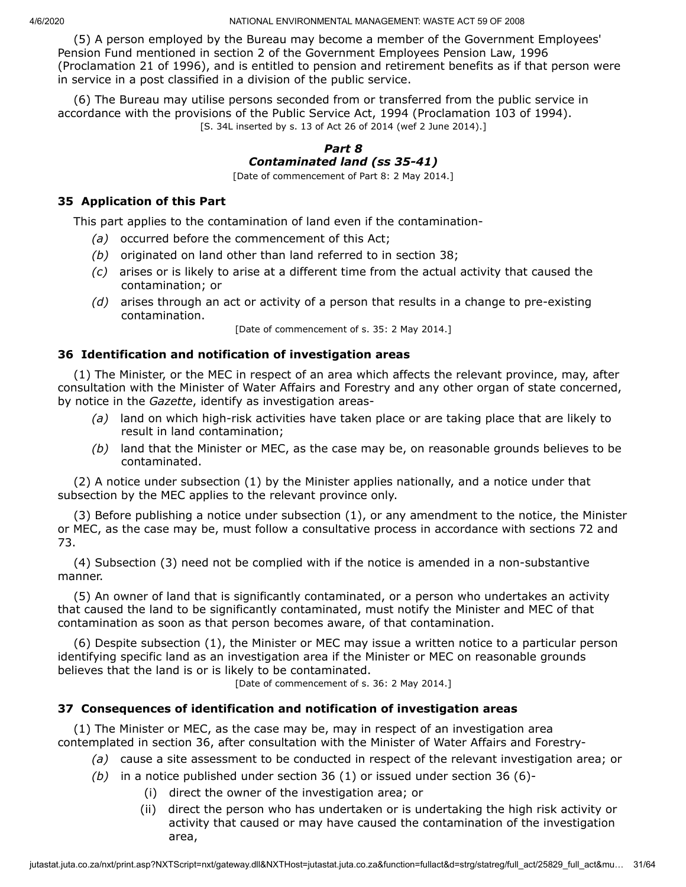(5) A person employed by the Bureau may become a member of the Government Employees' Pension Fund mentioned in section 2 of the Government Employees Pension Law, 1996 (Proclamation 21 of 1996), and is entitled to pension and retirement benefits as if that person were in service in a post classified in a division of the public service.

(6) The Bureau may utilise persons seconded from or transferred from the public service in accordance with the provisions of the Public Service Act, 1994 (Proclamation 103 of 1994).

[S. 34L inserted by s. 13 of Act 26 of 2014 (wef 2 June 2014).]

## *Part 8*
## *Contaminated land (ss 35-41)*

[Date of commencement of Part 8: 2 May 2014.]

### 35 Application of this Part

This part applies to the contamination of land even if the contamination-

- *(a)* occurred before the commencement of this Act;
- *(b)* originated on land other than land referred to in section 38;
- *(c)* arises or is likely to arise at a different time from the actual activity that caused the contamination; or
- *(d)* arises through an act or activity of a person that results in a change to pre-existing contamination.

[Date of commencement of s. 35: 2 May 2014.]

### 36 Identification and notification of investigation areas

(1) The Minister, or the MEC in respect of an area which affects the relevant province, may, after consultation with the Minister of Water Affairs and Forestry and any other organ of state concerned, by notice in the *Gazette*, identify as investigation areas-

- *(a)* land on which high-risk activities have taken place or are taking place that are likely to result in land contamination;
- *(b)* land that the Minister or MEC, as the case may be, on reasonable grounds believes to be contaminated.

(2) A notice under subsection (1) by the Minister applies nationally, and a notice under that subsection by the MEC applies to the relevant province only.

(3) Before publishing a notice under subsection (1), or any amendment to the notice, the Minister or MEC, as the case may be, must follow a consultative process in accordance with sections 72 and 73.

(4) Subsection (3) need not be complied with if the notice is amended in a non-substantive manner.

(5) An owner of land that is significantly contaminated, or a person who undertakes an activity that caused the land to be significantly contaminated, must notify the Minister and MEC of that contamination as soon as that person becomes aware, of that contamination.

(6) Despite subsection (1), the Minister or MEC may issue a written notice to a particular person identifying specific land as an investigation area if the Minister or MEC on reasonable grounds believes that the land is or is likely to be contaminated.

[Date of commencement of s. 36: 2 May 2014.]

### 37 Consequences of identification and notification of investigation areas

(1) The Minister or MEC, as the case may be, may in respect of an investigation area contemplated in section 36, after consultation with the Minister of Water Affairs and Forestry-

- *(a)* cause a site assessment to be conducted in respect of the relevant investigation area; or
- *(b)* in a notice published under section 36 (1) or issued under section 36 (6)-
  - (i) direct the owner of the investigation area; or
  - (ii) direct the person who has undertaken or is undertaking the high risk activity or activity that caused or may have caused the contamination of the investigation area,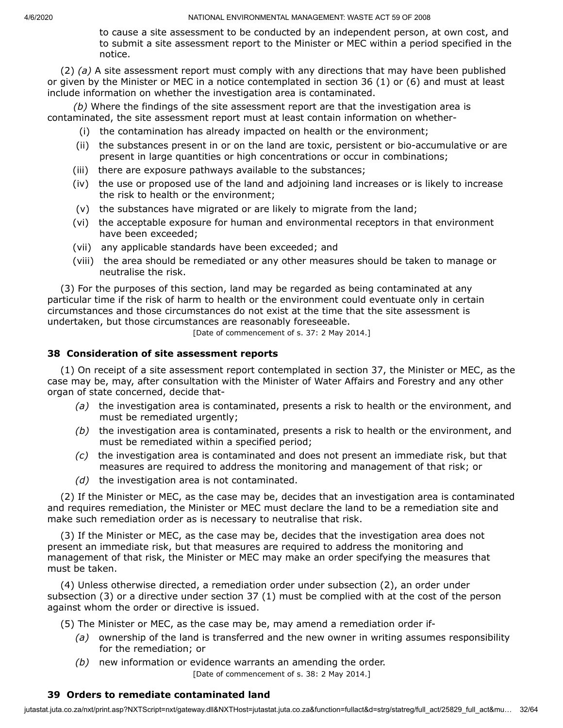to cause a site assessment to be conducted by an independent person, at own cost, and to submit a site assessment report to the Minister or MEC within a period specified in the notice.

(2) *(a)* A site assessment report must comply with any directions that may have been published or given by the Minister or MEC in a notice contemplated in section 36 (1) or (6) and must at least include information on whether the investigation area is contaminated.

*(b)* Where the findings of the site assessment report are that the investigation area is contaminated, the site assessment report must at least contain information on whether-

- (i) the contamination has already impacted on health or the environment;
- (ii) the substances present in or on the land are toxic, persistent or bio-accumulative or are present in large quantities or high concentrations or occur in combinations;
- (iii) there are exposure pathways available to the substances;
- (iv) the use or proposed use of the land and adjoining land increases or is likely to increase the risk to health or the environment;
- (v) the substances have migrated or are likely to migrate from the land;
- (vi) the acceptable exposure for human and environmental receptors in that environment have been exceeded;
- (vii) any applicable standards have been exceeded; and
- (viii) the area should be remediated or any other measures should be taken to manage or neutralise the risk.

(3) For the purposes of this section, land may be regarded as being contaminated at any particular time if the risk of harm to health or the environment could eventuate only in certain circumstances and those circumstances do not exist at the time that the site assessment is undertaken, but those circumstances are reasonably foreseeable.

[Date of commencement of s. 37: 2 May 2014.]

### 38 Consideration of site assessment reports

(1) On receipt of a site assessment report contemplated in section 37, the Minister or MEC, as the case may be, may, after consultation with the Minister of Water Affairs and Forestry and any other organ of state concerned, decide that-

- *(a)* the investigation area is contaminated, presents a risk to health or the environment, and must be remediated urgently;
- *(b)* the investigation area is contaminated, presents a risk to health or the environment, and must be remediated within a specified period;
- *(c)* the investigation area is contaminated and does not present an immediate risk, but that measures are required to address the monitoring and management of that risk; or
- *(d)* the investigation area is not contaminated.

(2) If the Minister or MEC, as the case may be, decides that an investigation area is contaminated and requires remediation, the Minister or MEC must declare the land to be a remediation site and make such remediation order as is necessary to neutralise that risk.

(3) If the Minister or MEC, as the case may be, decides that the investigation area does not present an immediate risk, but that measures are required to address the monitoring and management of that risk, the Minister or MEC may make an order specifying the measures that must be taken.

(4) Unless otherwise directed, a remediation order under subsection (2), an order under subsection (3) or a directive under section 37 (1) must be complied with at the cost of the person against whom the order or directive is issued.

(5) The Minister or MEC, as the case may be, may amend a remediation order if-

- *(a)* ownership of the land is transferred and the new owner in writing assumes responsibility for the remediation; or
- *(b)* new information or evidence warrants an amending the order.

[Date of commencement of s. 38: 2 May 2014.]

### 39 Orders to remediate contaminated land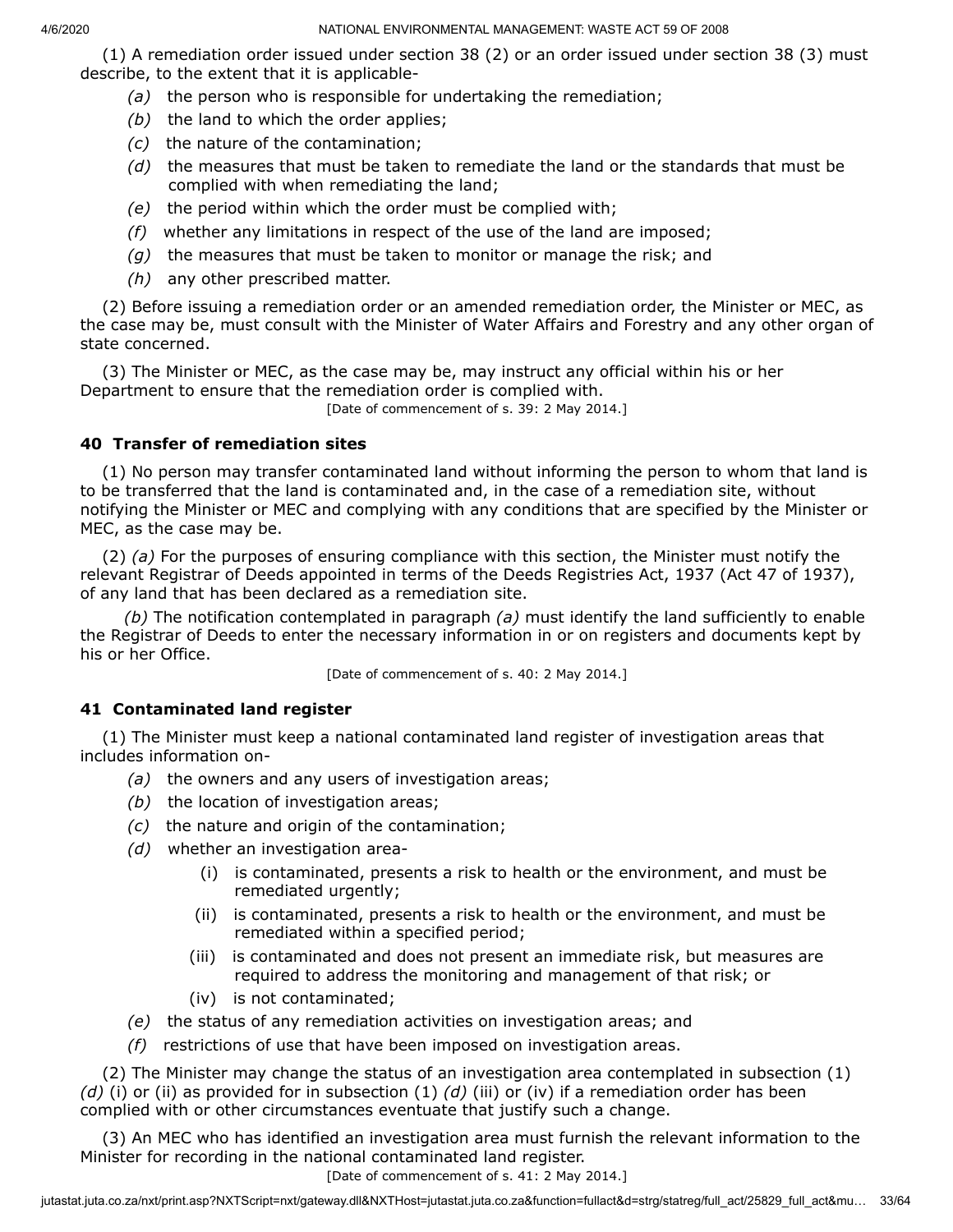(1) A remediation order issued under section 38 (2) or an order issued under section 38 (3) must describe, to the extent that it is applicable-

*(a)* the person who is responsible for undertaking the remediation;

*(b)* the land to which the order applies;

*(c)* the nature of the contamination;

*(d)* the measures that must be taken to remediate the land or the standards that must be complied with when remediating the land;

*(e)* the period within which the order must be complied with;

*(f)* whether any limitations in respect of the use of the land are imposed;

*(g)* the measures that must be taken to monitor or manage the risk; and

*(h)* any other prescribed matter.

(2) Before issuing a remediation order or an amended remediation order, the Minister or MEC, as the case may be, must consult with the Minister of Water Affairs and Forestry and any other organ of state concerned.

(3) The Minister or MEC, as the case may be, may instruct any official within his or her Department to ensure that the remediation order is complied with.

[Date of commencement of s. 39: 2 May 2014.]

### 40 Transfer of remediation sites

(1) No person may transfer contaminated land without informing the person to whom that land is to be transferred that the land is contaminated and, in the case of a remediation site, without notifying the Minister or MEC and complying with any conditions that are specified by the Minister or MEC, as the case may be.

(2) *(a)* For the purposes of ensuring compliance with this section, the Minister must notify the relevant Registrar of Deeds appointed in terms of the Deeds Registries Act, 1937 (Act 47 of 1937), of any land that has been declared as a remediation site.

*(b)* The notification contemplated in paragraph *(a)* must identify the land sufficiently to enable the Registrar of Deeds to enter the necessary information in or on registers and documents kept by his or her Office.

[Date of commencement of s. 40: 2 May 2014.]

### 41 Contaminated land register

(1) The Minister must keep a national contaminated land register of investigation areas that includes information on-

*(a)* the owners and any users of investigation areas;

*(b)* the location of investigation areas;

*(c)* the nature and origin of the contamination;

*(d)* whether an investigation area-

(i) is contaminated, presents a risk to health or the environment, and must be remediated urgently;

(ii) is contaminated, presents a risk to health or the environment, and must be remediated within a specified period;

(iii) is contaminated and does not present an immediate risk, but measures are required to address the monitoring and management of that risk; or

(iv) is not contaminated;

*(e)* the status of any remediation activities on investigation areas; and

*(f)* restrictions of use that have been imposed on investigation areas.

(2) The Minister may change the status of an investigation area contemplated in subsection (1) *(d)* (i) or (ii) as provided for in subsection (1) *(d)* (iii) or (iv) if a remediation order has been complied with or other circumstances eventuate that justify such a change.

(3) An MEC who has identified an investigation area must furnish the relevant information to the Minister for recording in the national contaminated land register.

[Date of commencement of s. 41: 2 May 2014.]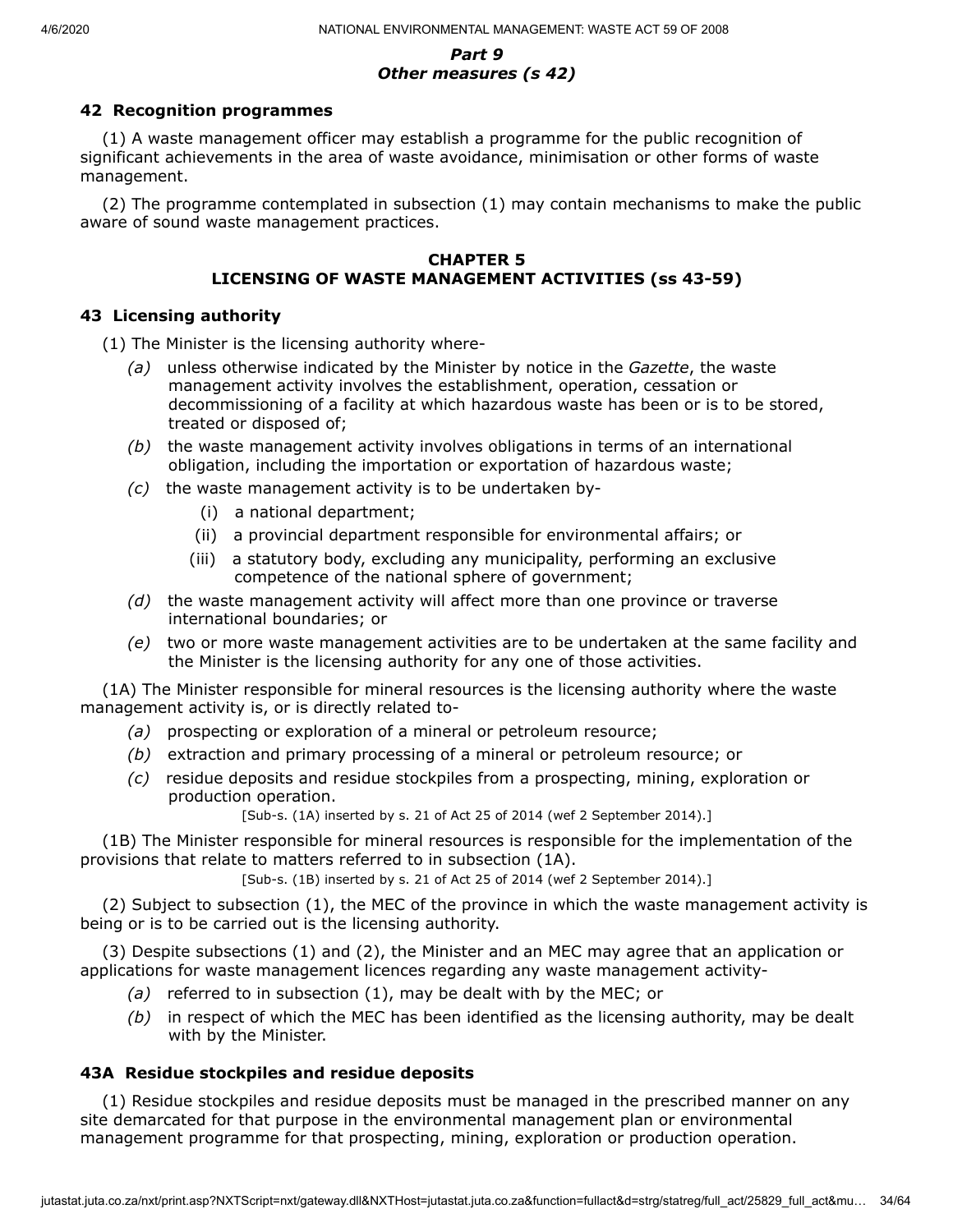*Part 9*
*Other measures (s 42)*

**42 Recognition programmes**

(1) A waste management officer may establish a programme for the public recognition of significant achievements in the area of waste avoidance, minimisation or other forms of waste management.

(2) The programme contemplated in subsection (1) may contain mechanisms to make the public aware of sound waste management practices.

**CHAPTER 5**
**LICENSING OF WASTE MANAGEMENT ACTIVITIES (ss 43-59)**

**43 Licensing authority**

(1) The Minister is the licensing authority where-

*(a)* unless otherwise indicated by the Minister by notice in the *Gazette*, the waste management activity involves the establishment, operation, cessation or decommissioning of a facility at which hazardous waste has been or is to be stored, treated or disposed of;

*(b)* the waste management activity involves obligations in terms of an international obligation, including the importation or exportation of hazardous waste;

*(c)* the waste management activity is to be undertaken by-

(i) a national department;

(ii) a provincial department responsible for environmental affairs; or

(iii) a statutory body, excluding any municipality, performing an exclusive competence of the national sphere of government;

*(d)* the waste management activity will affect more than one province or traverse international boundaries; or

*(e)* two or more waste management activities are to be undertaken at the same facility and the Minister is the licensing authority for any one of those activities.

(1A) The Minister responsible for mineral resources is the licensing authority where the waste management activity is, or is directly related to-

*(a)* prospecting or exploration of a mineral or petroleum resource;

*(b)* extraction and primary processing of a mineral or petroleum resource; or

*(c)* residue deposits and residue stockpiles from a prospecting, mining, exploration or production operation.

[Sub-s. (1A) inserted by s. 21 of Act 25 of 2014 (wef 2 September 2014).]

(1B) The Minister responsible for mineral resources is responsible for the implementation of the provisions that relate to matters referred to in subsection (1A).

[Sub-s. (1B) inserted by s. 21 of Act 25 of 2014 (wef 2 September 2014).]

(2) Subject to subsection (1), the MEC of the province in which the waste management activity is being or is to be carried out is the licensing authority.

(3) Despite subsections (1) and (2), the Minister and an MEC may agree that an application or applications for waste management licences regarding any waste management activity-

*(a)* referred to in subsection (1), may be dealt with by the MEC; or

*(b)* in respect of which the MEC has been identified as the licensing authority, may be dealt with by the Minister.

**43A Residue stockpiles and residue deposits**

(1) Residue stockpiles and residue deposits must be managed in the prescribed manner on any site demarcated for that purpose in the environmental management plan or environmental management programme for that prospecting, mining, exploration or production operation.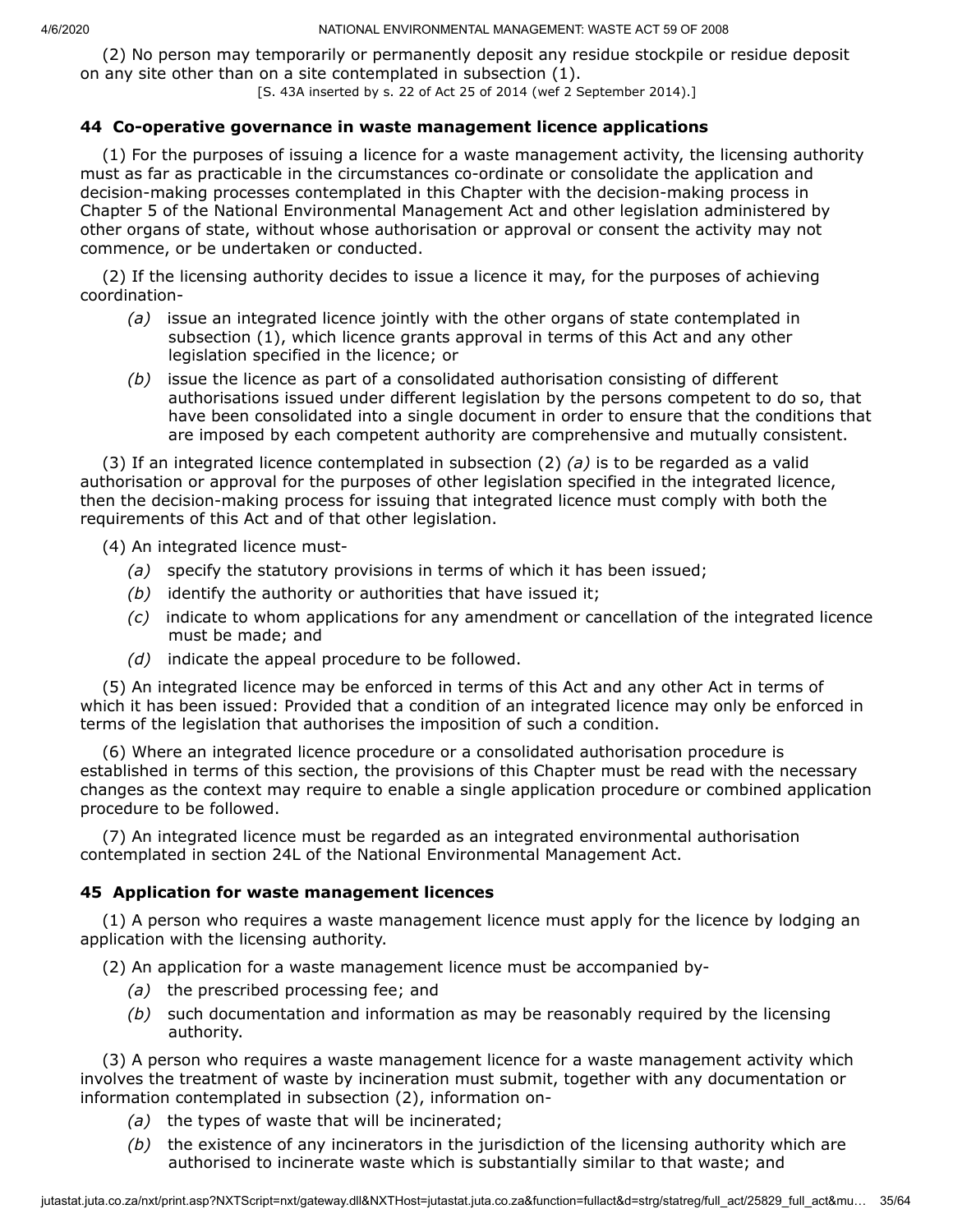(2) No person may temporarily or permanently deposit any residue stockpile or residue deposit on any site other than on a site contemplated in subsection (1).

[S. 43A inserted by s. 22 of Act 25 of 2014 (wef 2 September 2014).]

### 44 Co-operative governance in waste management licence applications

(1) For the purposes of issuing a licence for a waste management activity, the licensing authority must as far as practicable in the circumstances co-ordinate or consolidate the application and decision-making processes contemplated in this Chapter with the decision-making process in Chapter 5 of the National Environmental Management Act and other legislation administered by other organs of state, without whose authorisation or approval or consent the activity may not commence, or be undertaken or conducted.

(2) If the licensing authority decides to issue a licence it may, for the purposes of achieving coordination-

*(a)* issue an integrated licence jointly with the other organs of state contemplated in subsection (1), which licence grants approval in terms of this Act and any other legislation specified in the licence; or

*(b)* issue the licence as part of a consolidated authorisation consisting of different authorisations issued under different legislation by the persons competent to do so, that have been consolidated into a single document in order to ensure that the conditions that are imposed by each competent authority are comprehensive and mutually consistent.

(3) If an integrated licence contemplated in subsection (2) *(a)* is to be regarded as a valid authorisation or approval for the purposes of other legislation specified in the integrated licence, then the decision-making process for issuing that integrated licence must comply with both the requirements of this Act and of that other legislation.

(4) An integrated licence must-

*(a)* specify the statutory provisions in terms of which it has been issued;

*(b)* identify the authority or authorities that have issued it;

*(c)* indicate to whom applications for any amendment or cancellation of the integrated licence must be made; and

*(d)* indicate the appeal procedure to be followed.

(5) An integrated licence may be enforced in terms of this Act and any other Act in terms of which it has been issued: Provided that a condition of an integrated licence may only be enforced in terms of the legislation that authorises the imposition of such a condition.

(6) Where an integrated licence procedure or a consolidated authorisation procedure is established in terms of this section, the provisions of this Chapter must be read with the necessary changes as the context may require to enable a single application procedure or combined application procedure to be followed.

(7) An integrated licence must be regarded as an integrated environmental authorisation contemplated in section 24L of the National Environmental Management Act.

### 45 Application for waste management licences

(1) A person who requires a waste management licence must apply for the licence by lodging an application with the licensing authority.

(2) An application for a waste management licence must be accompanied by-

*(a)* the prescribed processing fee; and

*(b)* such documentation and information as may be reasonably required by the licensing authority.

(3) A person who requires a waste management licence for a waste management activity which involves the treatment of waste by incineration must submit, together with any documentation or information contemplated in subsection (2), information on-

*(a)* the types of waste that will be incinerated;

*(b)* the existence of any incinerators in the jurisdiction of the licensing authority which are authorised to incinerate waste which is substantially similar to that waste; and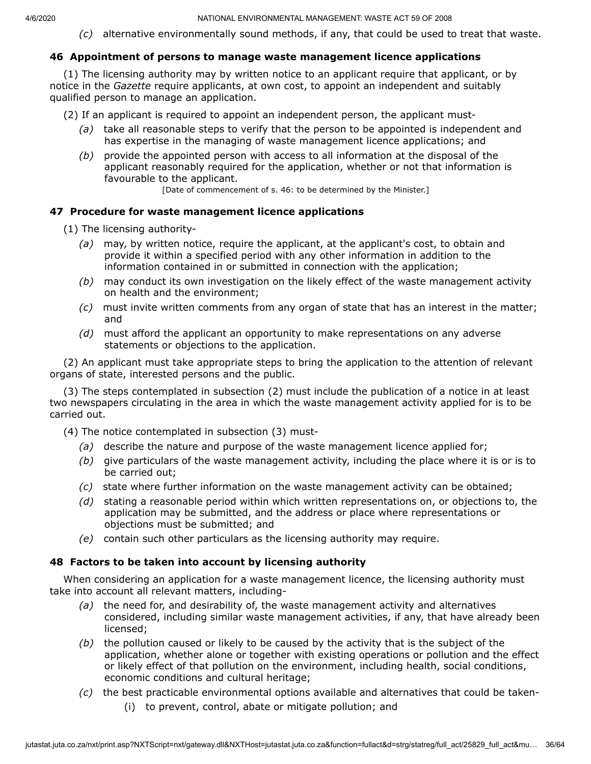*(c)* alternative environmentally sound methods, if any, that could be used to treat that waste.

### 46 Appointment of persons to manage waste management licence applications

(1) The licensing authority may by written notice to an applicant require that applicant, or by notice in the *Gazette* require applicants, at own cost, to appoint an independent and suitably qualified person to manage an application.

(2) If an applicant is required to appoint an independent person, the applicant must-

*(a)* take all reasonable steps to verify that the person to be appointed is independent and has expertise in the managing of waste management licence applications; and

*(b)* provide the appointed person with access to all information at the disposal of the applicant reasonably required for the application, whether or not that information is favourable to the applicant.

[Date of commencement of s. 46: to be determined by the Minister.]

### 47 Procedure for waste management licence applications

(1) The licensing authority-

*(a)* may, by written notice, require the applicant, at the applicant's cost, to obtain and provide it within a specified period with any other information in addition to the information contained in or submitted in connection with the application;

*(b)* may conduct its own investigation on the likely effect of the waste management activity on health and the environment;

*(c)* must invite written comments from any organ of state that has an interest in the matter; and

*(d)* must afford the applicant an opportunity to make representations on any adverse statements or objections to the application.

(2) An applicant must take appropriate steps to bring the application to the attention of relevant organs of state, interested persons and the public.

(3) The steps contemplated in subsection (2) must include the publication of a notice in at least two newspapers circulating in the area in which the waste management activity applied for is to be carried out.

(4) The notice contemplated in subsection (3) must-

*(a)* describe the nature and purpose of the waste management licence applied for;

*(b)* give particulars of the waste management activity, including the place where it is or is to be carried out;

*(c)* state where further information on the waste management activity can be obtained;

*(d)* stating a reasonable period within which written representations on, or objections to, the application may be submitted, and the address or place where representations or objections must be submitted; and

*(e)* contain such other particulars as the licensing authority may require.

### 48 Factors to be taken into account by licensing authority

When considering an application for a waste management licence, the licensing authority must take into account all relevant matters, including-

*(a)* the need for, and desirability of, the waste management activity and alternatives considered, including similar waste management activities, if any, that have already been licensed;

*(b)* the pollution caused or likely to be caused by the activity that is the subject of the application, whether alone or together with existing operations or pollution and the effect or likely effect of that pollution on the environment, including health, social conditions, economic conditions and cultural heritage;

*(c)* the best practicable environmental options available and alternatives that could be taken-

(i) to prevent, control, abate or mitigate pollution; and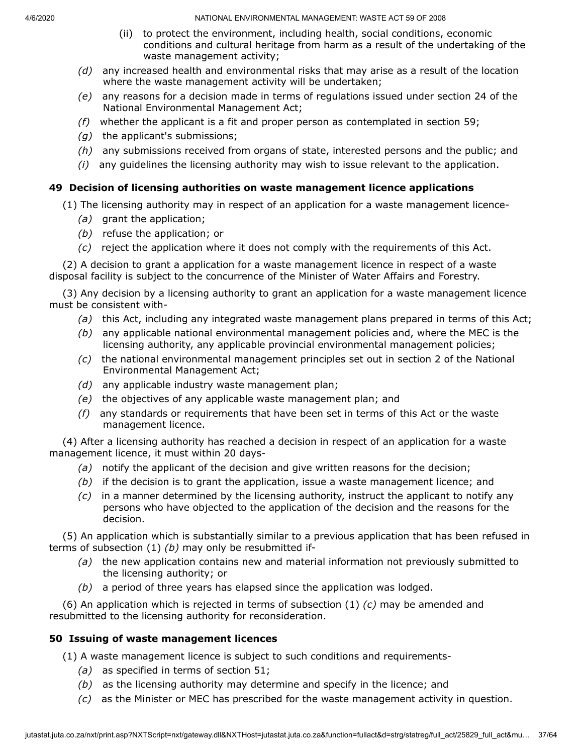(ii) to protect the environment, including health, social conditions, economic conditions and cultural heritage from harm as a result of the undertaking of the waste management activity;

*(d)* any increased health and environmental risks that may arise as a result of the location where the waste management activity will be undertaken;

*(e)* any reasons for a decision made in terms of regulations issued under section 24 of the National Environmental Management Act;

*(f)* whether the applicant is a fit and proper person as contemplated in section 59;

*(g)* the applicant's submissions;

*(h)* any submissions received from organs of state, interested persons and the public; and

*(i)* any guidelines the licensing authority may wish to issue relevant to the application.

**49 Decision of licensing authorities on waste management licence applications**

(1) The licensing authority may in respect of an application for a waste management licence-

*(a)* grant the application;

*(b)* refuse the application; or

*(c)* reject the application where it does not comply with the requirements of this Act.

(2) A decision to grant a application for a waste management licence in respect of a waste disposal facility is subject to the concurrence of the Minister of Water Affairs and Forestry.

(3) Any decision by a licensing authority to grant an application for a waste management licence must be consistent with-

*(a)* this Act, including any integrated waste management plans prepared in terms of this Act;

*(b)* any applicable national environmental management policies and, where the MEC is the licensing authority, any applicable provincial environmental management policies;

*(c)* the national environmental management principles set out in section 2 of the National Environmental Management Act;

*(d)* any applicable industry waste management plan;

*(e)* the objectives of any applicable waste management plan; and

*(f)* any standards or requirements that have been set in terms of this Act or the waste management licence.

(4) After a licensing authority has reached a decision in respect of an application for a waste management licence, it must within 20 days-

*(a)* notify the applicant of the decision and give written reasons for the decision;

*(b)* if the decision is to grant the application, issue a waste management licence; and

*(c)* in a manner determined by the licensing authority, instruct the applicant to notify any persons who have objected to the application of the decision and the reasons for the decision.

(5) An application which is substantially similar to a previous application that has been refused in terms of subsection (1) *(b)* may only be resubmitted if-

*(a)* the new application contains new and material information not previously submitted to the licensing authority; or

*(b)* a period of three years has elapsed since the application was lodged.

(6) An application which is rejected in terms of subsection (1) *(c)* may be amended and resubmitted to the licensing authority for reconsideration.

**50 Issuing of waste management licences**

(1) A waste management licence is subject to such conditions and requirements-

*(a)* as specified in terms of section 51;

*(b)* as the licensing authority may determine and specify in the licence; and

*(c)* as the Minister or MEC has prescribed for the waste management activity in question.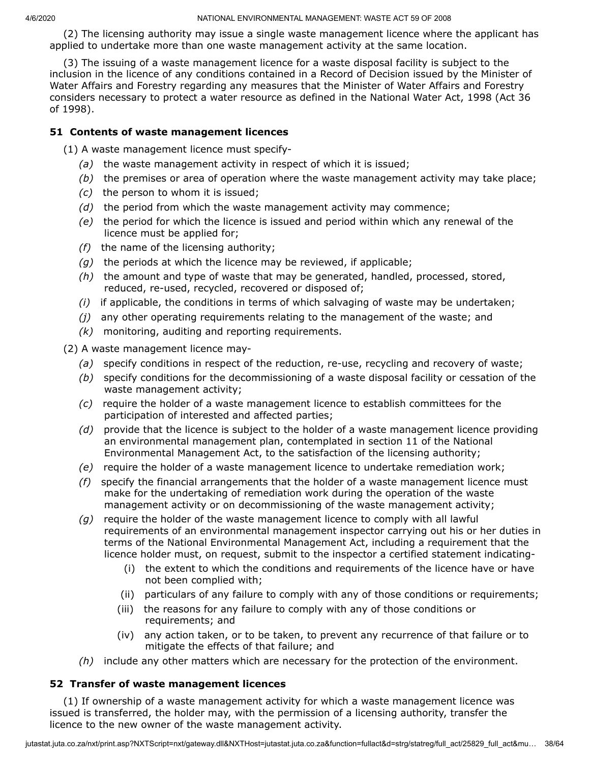(2) The licensing authority may issue a single waste management licence where the applicant has applied to undertake more than one waste management activity at the same location.

(3) The issuing of a waste management licence for a waste disposal facility is subject to the inclusion in the licence of any conditions contained in a Record of Decision issued by the Minister of Water Affairs and Forestry regarding any measures that the Minister of Water Affairs and Forestry considers necessary to protect a water resource as defined in the National Water Act, 1998 (Act 36 of 1998).

### 51 Contents of waste management licences

(1) A waste management licence must specify-

*(a)* the waste management activity in respect of which it is issued;

*(b)* the premises or area of operation where the waste management activity may take place;

*(c)* the person to whom it is issued;

*(d)* the period from which the waste management activity may commence;

*(e)* the period for which the licence is issued and period within which any renewal of the licence must be applied for;

*(f)* the name of the licensing authority;

*(g)* the periods at which the licence may be reviewed, if applicable;

*(h)* the amount and type of waste that may be generated, handled, processed, stored, reduced, re-used, recycled, recovered or disposed of;

*(i)* if applicable, the conditions in terms of which salvaging of waste may be undertaken;

*(j)* any other operating requirements relating to the management of the waste; and

*(k)* monitoring, auditing and reporting requirements.

(2) A waste management licence may-

*(a)* specify conditions in respect of the reduction, re-use, recycling and recovery of waste;

*(b)* specify conditions for the decommissioning of a waste disposal facility or cessation of the waste management activity;

*(c)* require the holder of a waste management licence to establish committees for the participation of interested and affected parties;

*(d)* provide that the licence is subject to the holder of a waste management licence providing an environmental management plan, contemplated in section 11 of the National Environmental Management Act, to the satisfaction of the licensing authority;

*(e)* require the holder of a waste management licence to undertake remediation work;

*(f)* specify the financial arrangements that the holder of a waste management licence must make for the undertaking of remediation work during the operation of the waste management activity or on decommissioning of the waste management activity;

*(g)* require the holder of the waste management licence to comply with all lawful requirements of an environmental management inspector carrying out his or her duties in terms of the National Environmental Management Act, including a requirement that the licence holder must, on request, submit to the inspector a certified statement indicating-

(i) the extent to which the conditions and requirements of the licence have or have not been complied with;

(ii) particulars of any failure to comply with any of those conditions or requirements;

(iii) the reasons for any failure to comply with any of those conditions or requirements; and

(iv) any action taken, or to be taken, to prevent any recurrence of that failure or to mitigate the effects of that failure; and

*(h)* include any other matters which are necessary for the protection of the environment.

### 52 Transfer of waste management licences

(1) If ownership of a waste management activity for which a waste management licence was issued is transferred, the holder may, with the permission of a licensing authority, transfer the licence to the new owner of the waste management activity.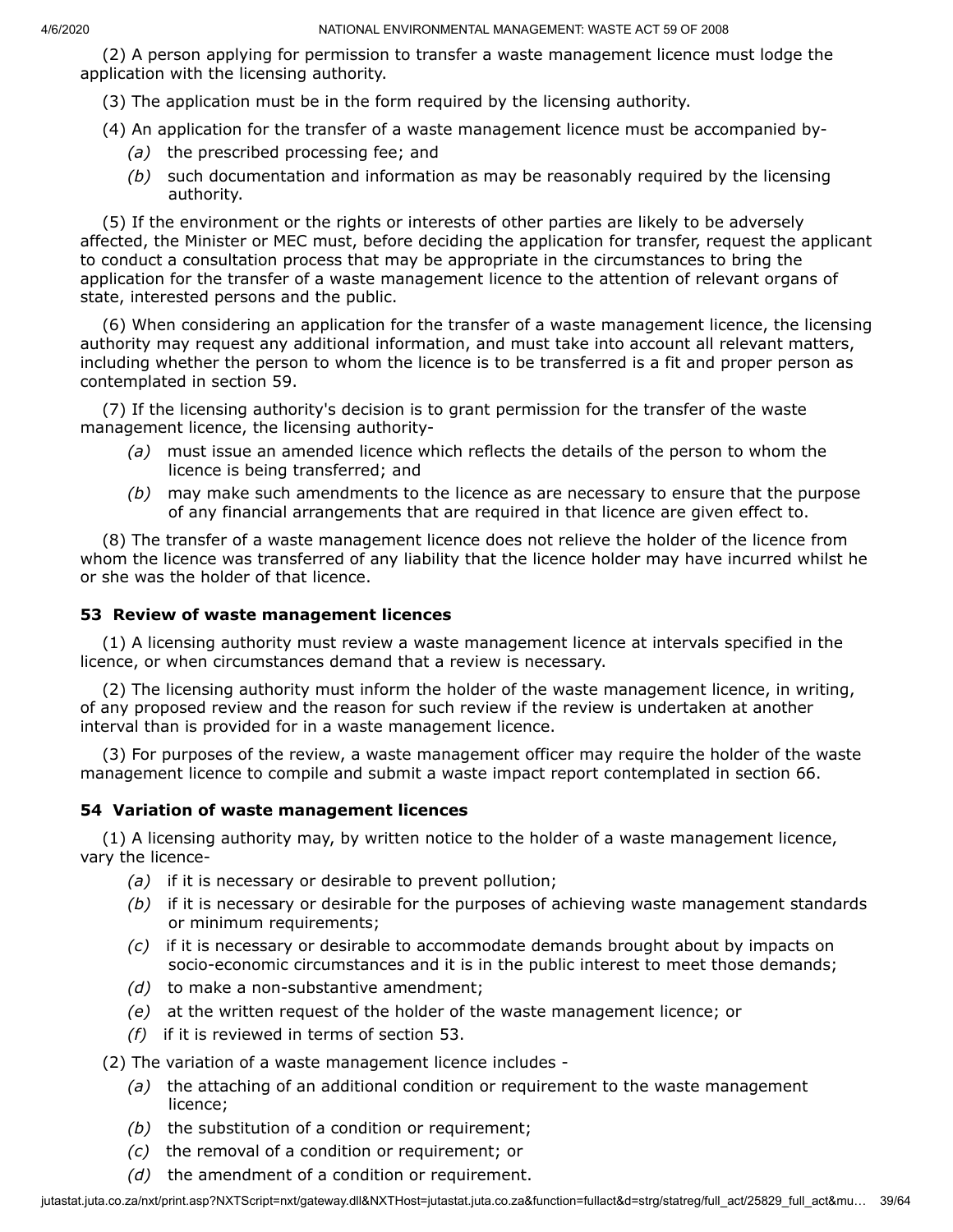(2) A person applying for permission to transfer a waste management licence must lodge the application with the licensing authority.

(3) The application must be in the form required by the licensing authority.

(4) An application for the transfer of a waste management licence must be accompanied by-

*(a)* the prescribed processing fee; and

*(b)* such documentation and information as may be reasonably required by the licensing authority.

(5) If the environment or the rights or interests of other parties are likely to be adversely affected, the Minister or MEC must, before deciding the application for transfer, request the applicant to conduct a consultation process that may be appropriate in the circumstances to bring the application for the transfer of a waste management licence to the attention of relevant organs of state, interested persons and the public.

(6) When considering an application for the transfer of a waste management licence, the licensing authority may request any additional information, and must take into account all relevant matters, including whether the person to whom the licence is to be transferred is a fit and proper person as contemplated in section 59.

(7) If the licensing authority's decision is to grant permission for the transfer of the waste management licence, the licensing authority-

*(a)* must issue an amended licence which reflects the details of the person to whom the licence is being transferred; and

*(b)* may make such amendments to the licence as are necessary to ensure that the purpose of any financial arrangements that are required in that licence are given effect to.

(8) The transfer of a waste management licence does not relieve the holder of the licence from whom the licence was transferred of any liability that the licence holder may have incurred whilst he or she was the holder of that licence.

### 53 Review of waste management licences

(1) A licensing authority must review a waste management licence at intervals specified in the licence, or when circumstances demand that a review is necessary.

(2) The licensing authority must inform the holder of the waste management licence, in writing, of any proposed review and the reason for such review if the review is undertaken at another interval than is provided for in a waste management licence.

(3) For purposes of the review, a waste management officer may require the holder of the waste management licence to compile and submit a waste impact report contemplated in section 66.

### 54 Variation of waste management licences

(1) A licensing authority may, by written notice to the holder of a waste management licence, vary the licence-

*(a)* if it is necessary or desirable to prevent pollution;

*(b)* if it is necessary or desirable for the purposes of achieving waste management standards or minimum requirements;

*(c)* if it is necessary or desirable to accommodate demands brought about by impacts on socio-economic circumstances and it is in the public interest to meet those demands;

*(d)* to make a non-substantive amendment;

*(e)* at the written request of the holder of the waste management licence; or

*(f)* if it is reviewed in terms of section 53.

(2) The variation of a waste management licence includes -

*(a)* the attaching of an additional condition or requirement to the waste management licence;

*(b)* the substitution of a condition or requirement;

*(c)* the removal of a condition or requirement; or

*(d)* the amendment of a condition or requirement.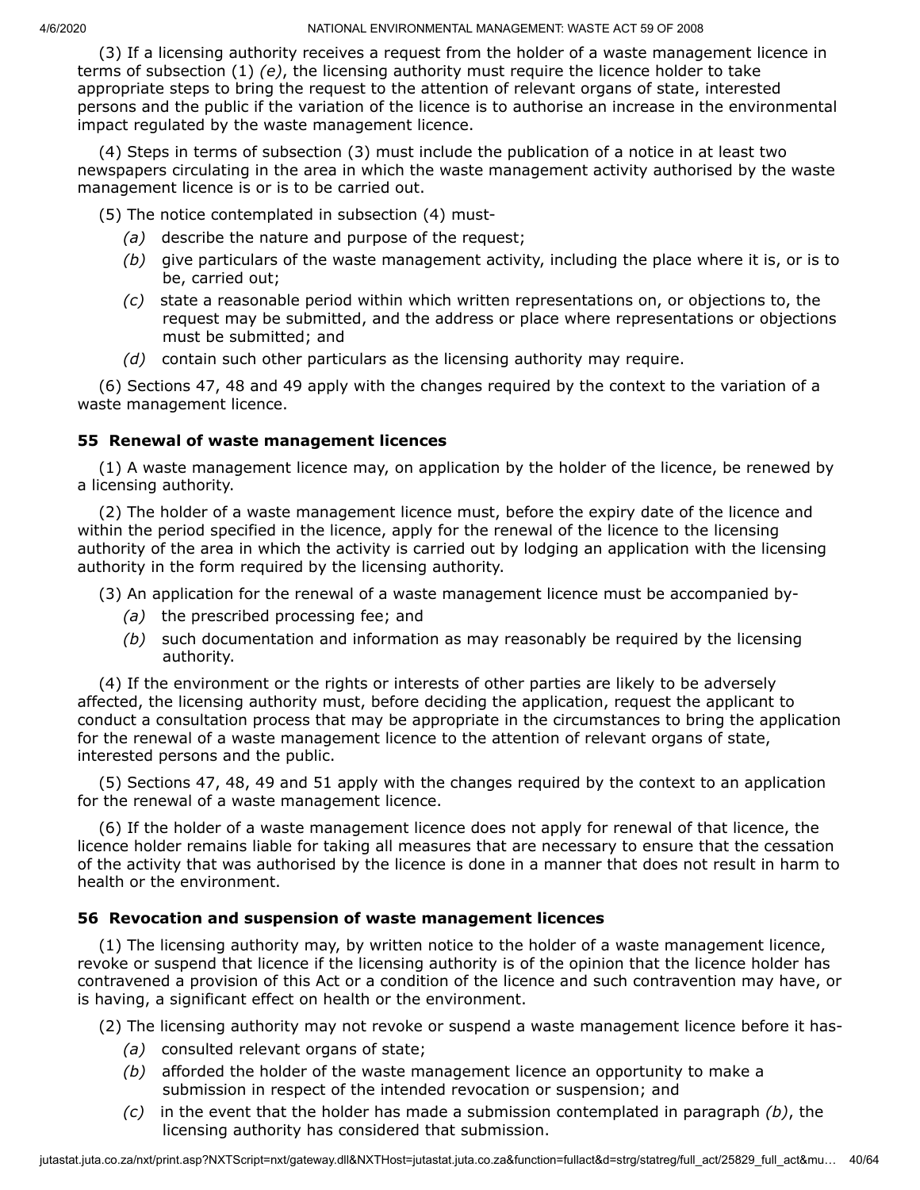(3) If a licensing authority receives a request from the holder of a waste management licence in terms of subsection (1) *(e)*, the licensing authority must require the licence holder to take appropriate steps to bring the request to the attention of relevant organs of state, interested persons and the public if the variation of the licence is to authorise an increase in the environmental impact regulated by the waste management licence.

(4) Steps in terms of subsection (3) must include the publication of a notice in at least two newspapers circulating in the area in which the waste management activity authorised by the waste management licence is or is to be carried out.

(5) The notice contemplated in subsection (4) must-

- *(a)* describe the nature and purpose of the request;
- *(b)* give particulars of the waste management activity, including the place where it is, or is to be, carried out;
- *(c)* state a reasonable period within which written representations on, or objections to, the request may be submitted, and the address or place where representations or objections must be submitted; and
- *(d)* contain such other particulars as the licensing authority may require.

(6) Sections 47, 48 and 49 apply with the changes required by the context to the variation of a waste management licence.

### 55 Renewal of waste management licences

(1) A waste management licence may, on application by the holder of the licence, be renewed by a licensing authority.

(2) The holder of a waste management licence must, before the expiry date of the licence and within the period specified in the licence, apply for the renewal of the licence to the licensing authority of the area in which the activity is carried out by lodging an application with the licensing authority in the form required by the licensing authority.

(3) An application for the renewal of a waste management licence must be accompanied by-

- *(a)* the prescribed processing fee; and
- *(b)* such documentation and information as may reasonably be required by the licensing authority.

(4) If the environment or the rights or interests of other parties are likely to be adversely affected, the licensing authority must, before deciding the application, request the applicant to conduct a consultation process that may be appropriate in the circumstances to bring the application for the renewal of a waste management licence to the attention of relevant organs of state, interested persons and the public.

(5) Sections 47, 48, 49 and 51 apply with the changes required by the context to an application for the renewal of a waste management licence.

(6) If the holder of a waste management licence does not apply for renewal of that licence, the licence holder remains liable for taking all measures that are necessary to ensure that the cessation of the activity that was authorised by the licence is done in a manner that does not result in harm to health or the environment.

### 56 Revocation and suspension of waste management licences

(1) The licensing authority may, by written notice to the holder of a waste management licence, revoke or suspend that licence if the licensing authority is of the opinion that the licence holder has contravened a provision of this Act or a condition of the licence and such contravention may have, or is having, a significant effect on health or the environment.

(2) The licensing authority may not revoke or suspend a waste management licence before it has-

- *(a)* consulted relevant organs of state;
- *(b)* afforded the holder of the waste management licence an opportunity to make a submission in respect of the intended revocation or suspension; and
- *(c)* in the event that the holder has made a submission contemplated in paragraph *(b)*, the licensing authority has considered that submission.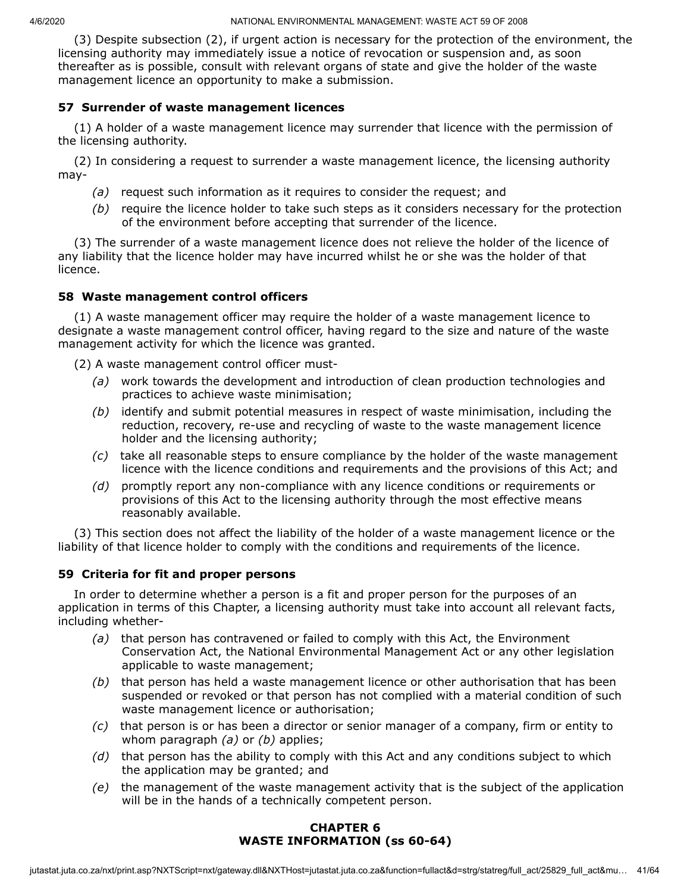(3) Despite subsection (2), if urgent action is necessary for the protection of the environment, the licensing authority may immediately issue a notice of revocation or suspension and, as soon thereafter as is possible, consult with relevant organs of state and give the holder of the waste management licence an opportunity to make a submission.

### 57 Surrender of waste management licences

(1) A holder of a waste management licence may surrender that licence with the permission of the licensing authority.

(2) In considering a request to surrender a waste management licence, the licensing authority may-

- *(a)* request such information as it requires to consider the request; and
- *(b)* require the licence holder to take such steps as it considers necessary for the protection of the environment before accepting that surrender of the licence.

(3) The surrender of a waste management licence does not relieve the holder of the licence of any liability that the licence holder may have incurred whilst he or she was the holder of that licence.

### 58 Waste management control officers

(1) A waste management officer may require the holder of a waste management licence to designate a waste management control officer, having regard to the size and nature of the waste management activity for which the licence was granted.

(2) A waste management control officer must-

- *(a)* work towards the development and introduction of clean production technologies and practices to achieve waste minimisation;
- *(b)* identify and submit potential measures in respect of waste minimisation, including the reduction, recovery, re-use and recycling of waste to the waste management licence holder and the licensing authority;
- *(c)* take all reasonable steps to ensure compliance by the holder of the waste management licence with the licence conditions and requirements and the provisions of this Act; and
- *(d)* promptly report any non-compliance with any licence conditions or requirements or provisions of this Act to the licensing authority through the most effective means reasonably available.

(3) This section does not affect the liability of the holder of a waste management licence or the liability of that licence holder to comply with the conditions and requirements of the licence.

### 59 Criteria for fit and proper persons

In order to determine whether a person is a fit and proper person for the purposes of an application in terms of this Chapter, a licensing authority must take into account all relevant facts, including whether-

- *(a)* that person has contravened or failed to comply with this Act, the Environment Conservation Act, the National Environmental Management Act or any other legislation applicable to waste management;
- *(b)* that person has held a waste management licence or other authorisation that has been suspended or revoked or that person has not complied with a material condition of such waste management licence or authorisation;
- *(c)* that person is or has been a director or senior manager of a company, firm or entity to whom paragraph *(a)* or *(b)* applies;
- *(d)* that person has the ability to comply with this Act and any conditions subject to which the application may be granted; and
- *(e)* the management of the waste management activity that is the subject of the application will be in the hands of a technically competent person.

## CHAPTER 6
## WASTE INFORMATION (ss 60-64)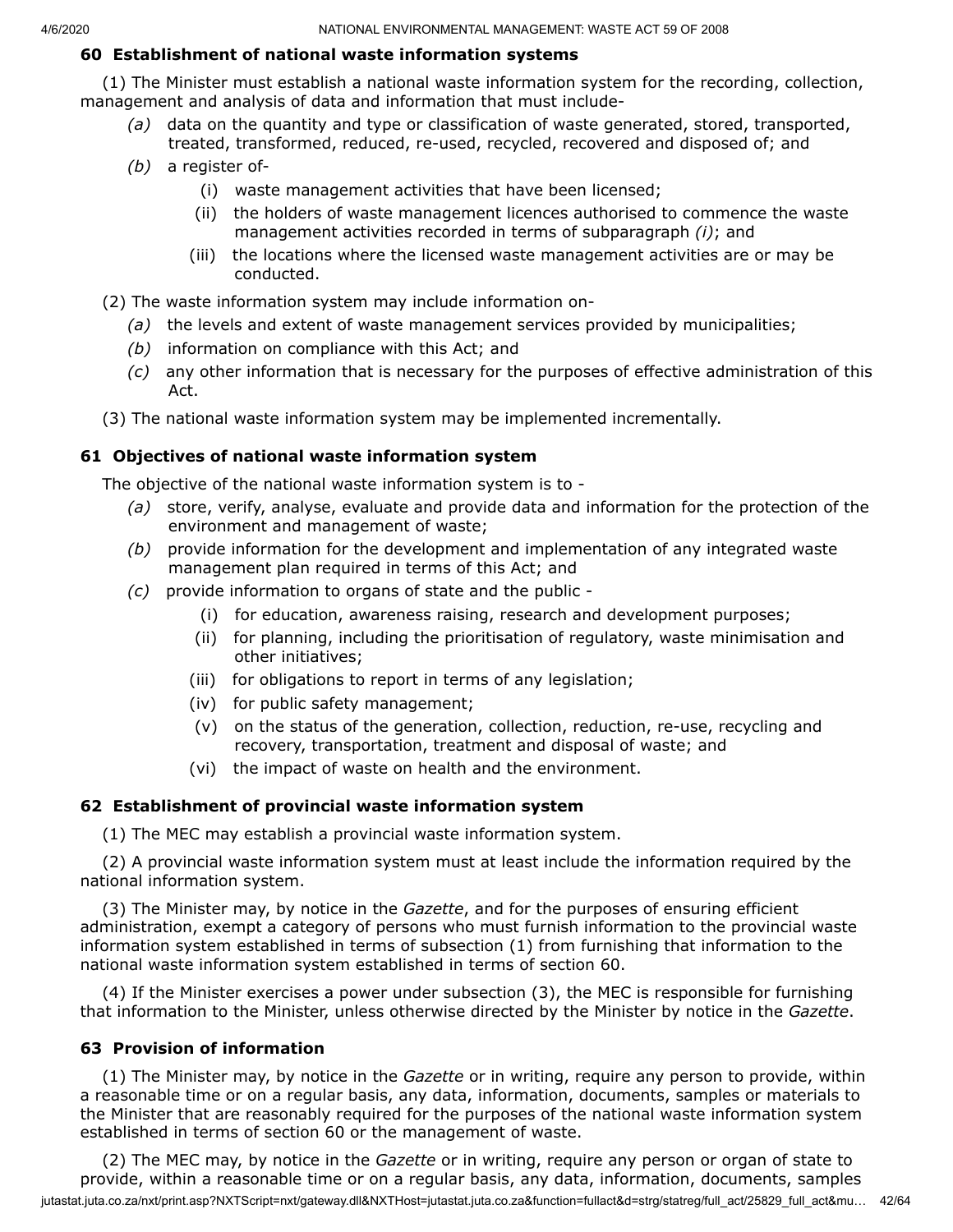### 60 Establishment of national waste information systems

(1) The Minister must establish a national waste information system for the recording, collection, management and analysis of data and information that must include-

*(a)* data on the quantity and type or classification of waste generated, stored, transported, treated, transformed, reduced, re-used, recycled, recovered and disposed of; and

*(b)* a register of-

(i) waste management activities that have been licensed;

(ii) the holders of waste management licences authorised to commence the waste management activities recorded in terms of subparagraph *(i)*; and

(iii) the locations where the licensed waste management activities are or may be conducted.

(2) The waste information system may include information on-

*(a)* the levels and extent of waste management services provided by municipalities;

*(b)* information on compliance with this Act; and

*(c)* any other information that is necessary for the purposes of effective administration of this Act.

(3) The national waste information system may be implemented incrementally.

### 61 Objectives of national waste information system

The objective of the national waste information system is to -

*(a)* store, verify, analyse, evaluate and provide data and information for the protection of the environment and management of waste;

*(b)* provide information for the development and implementation of any integrated waste management plan required in terms of this Act; and

*(c)* provide information to organs of state and the public -

(i) for education, awareness raising, research and development purposes;

(ii) for planning, including the prioritisation of regulatory, waste minimisation and other initiatives;

(iii) for obligations to report in terms of any legislation;

(iv) for public safety management;

(v) on the status of the generation, collection, reduction, re-use, recycling and recovery, transportation, treatment and disposal of waste; and

(vi) the impact of waste on health and the environment.

### 62 Establishment of provincial waste information system

(1) The MEC may establish a provincial waste information system.

(2) A provincial waste information system must at least include the information required by the national information system.

(3) The Minister may, by notice in the *Gazette*, and for the purposes of ensuring efficient administration, exempt a category of persons who must furnish information to the provincial waste information system established in terms of subsection (1) from furnishing that information to the national waste information system established in terms of section 60.

(4) If the Minister exercises a power under subsection (3), the MEC is responsible for furnishing that information to the Minister, unless otherwise directed by the Minister by notice in the *Gazette*.

### 63 Provision of information

(1) The Minister may, by notice in the *Gazette* or in writing, require any person to provide, within a reasonable time or on a regular basis, any data, information, documents, samples or materials to the Minister that are reasonably required for the purposes of the national waste information system established in terms of section 60 or the management of waste.

(2) The MEC may, by notice in the *Gazette* or in writing, require any person or organ of state to provide, within a reasonable time or on a regular basis, any data, information, documents, samples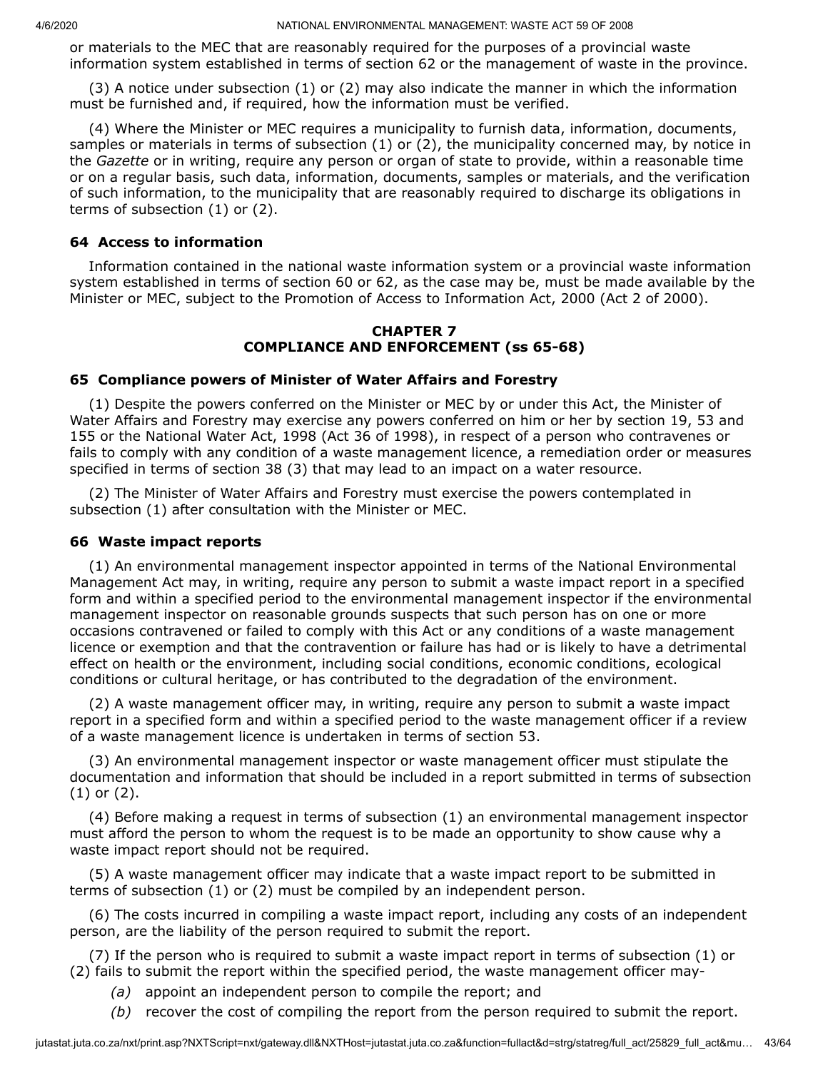or materials to the MEC that are reasonably required for the purposes of a provincial waste information system established in terms of section 62 or the management of waste in the province.

(3) A notice under subsection (1) or (2) may also indicate the manner in which the information must be furnished and, if required, how the information must be verified.

(4) Where the Minister or MEC requires a municipality to furnish data, information, documents, samples or materials in terms of subsection (1) or (2), the municipality concerned may, by notice in the *Gazette* or in writing, require any person or organ of state to provide, within a reasonable time or on a regular basis, such data, information, documents, samples or materials, and the verification of such information, to the municipality that are reasonably required to discharge its obligations in terms of subsection (1) or (2).

### 64 Access to information

Information contained in the national waste information system or a provincial waste information system established in terms of section 60 or 62, as the case may be, must be made available by the Minister or MEC, subject to the Promotion of Access to Information Act, 2000 (Act 2 of 2000).

## CHAPTER 7
## COMPLIANCE AND ENFORCEMENT (ss 65-68)

### 65 Compliance powers of Minister of Water Affairs and Forestry

(1) Despite the powers conferred on the Minister or MEC by or under this Act, the Minister of Water Affairs and Forestry may exercise any powers conferred on him or her by section 19, 53 and 155 or the National Water Act, 1998 (Act 36 of 1998), in respect of a person who contravenes or fails to comply with any condition of a waste management licence, a remediation order or measures specified in terms of section 38 (3) that may lead to an impact on a water resource.

(2) The Minister of Water Affairs and Forestry must exercise the powers contemplated in subsection (1) after consultation with the Minister or MEC.

### 66 Waste impact reports

(1) An environmental management inspector appointed in terms of the National Environmental Management Act may, in writing, require any person to submit a waste impact report in a specified form and within a specified period to the environmental management inspector if the environmental management inspector on reasonable grounds suspects that such person has on one or more occasions contravened or failed to comply with this Act or any conditions of a waste management licence or exemption and that the contravention or failure has had or is likely to have a detrimental effect on health or the environment, including social conditions, economic conditions, ecological conditions or cultural heritage, or has contributed to the degradation of the environment.

(2) A waste management officer may, in writing, require any person to submit a waste impact report in a specified form and within a specified period to the waste management officer if a review of a waste management licence is undertaken in terms of section 53.

(3) An environmental management inspector or waste management officer must stipulate the documentation and information that should be included in a report submitted in terms of subsection (1) or (2).

(4) Before making a request in terms of subsection (1) an environmental management inspector must afford the person to whom the request is to be made an opportunity to show cause why a waste impact report should not be required.

(5) A waste management officer may indicate that a waste impact report to be submitted in terms of subsection (1) or (2) must be compiled by an independent person.

(6) The costs incurred in compiling a waste impact report, including any costs of an independent person, are the liability of the person required to submit the report.

(7) If the person who is required to submit a waste impact report in terms of subsection (1) or (2) fails to submit the report within the specified period, the waste management officer may-

*(a)* appoint an independent person to compile the report; and

*(b)* recover the cost of compiling the report from the person required to submit the report.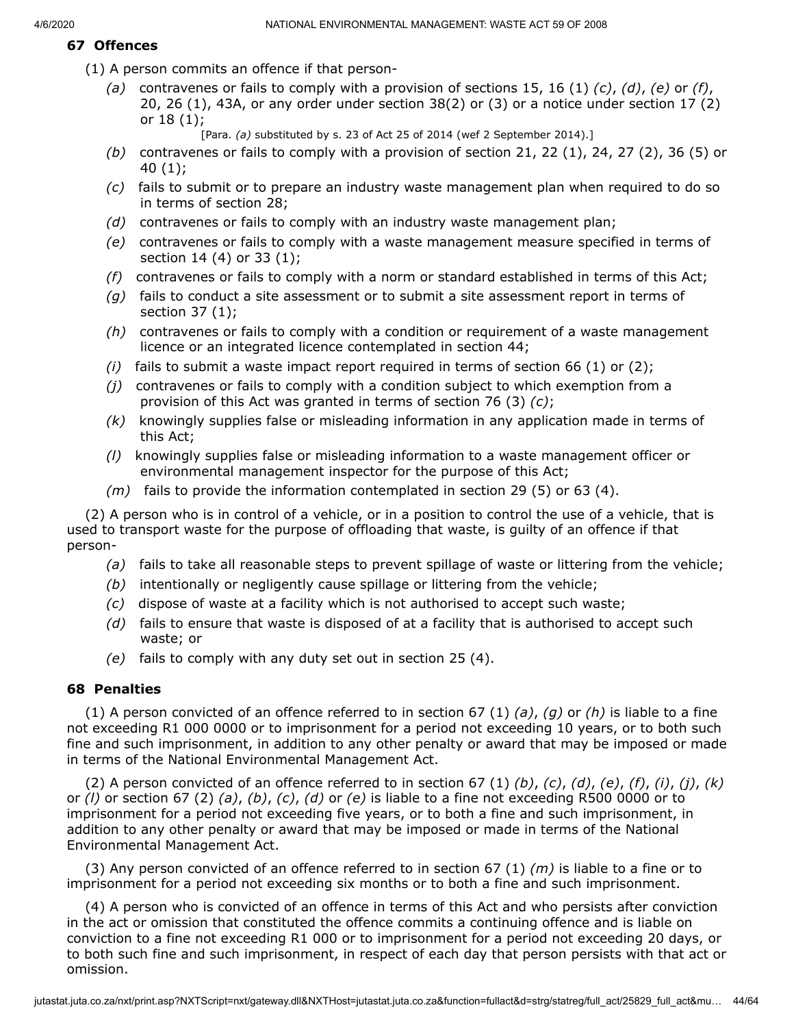**67 Offences**

(1) A person commits an offence if that person-

*(a)* contravenes or fails to comply with a provision of sections 15, 16 (1) *(c)*, *(d)*, *(e)* or *(f)*, 20, 26 (1), 43A, or any order under section 38(2) or (3) or a notice under section 17 (2) or 18 (1);

[Para. *(a)* substituted by s. 23 of Act 25 of 2014 (wef 2 September 2014).]

*(b)* contravenes or fails to comply with a provision of section 21, 22 (1), 24, 27 (2), 36 (5) or 40 (1);

*(c)* fails to submit or to prepare an industry waste management plan when required to do so in terms of section 28;

*(d)* contravenes or fails to comply with an industry waste management plan;

*(e)* contravenes or fails to comply with a waste management measure specified in terms of section 14 (4) or 33 (1);

*(f)* contravenes or fails to comply with a norm or standard established in terms of this Act;

*(g)* fails to conduct a site assessment or to submit a site assessment report in terms of section 37 (1);

*(h)* contravenes or fails to comply with a condition or requirement of a waste management licence or an integrated licence contemplated in section 44;

*(i)* fails to submit a waste impact report required in terms of section 66 (1) or (2);

*(j)* contravenes or fails to comply with a condition subject to which exemption from a provision of this Act was granted in terms of section 76 (3) *(c)*;

*(k)* knowingly supplies false or misleading information in any application made in terms of this Act;

*(l)* knowingly supplies false or misleading information to a waste management officer or environmental management inspector for the purpose of this Act;

*(m)* fails to provide the information contemplated in section 29 (5) or 63 (4).

(2) A person who is in control of a vehicle, or in a position to control the use of a vehicle, that is used to transport waste for the purpose of offloading that waste, is guilty of an offence if that person-

*(a)* fails to take all reasonable steps to prevent spillage of waste or littering from the vehicle;

*(b)* intentionally or negligently cause spillage or littering from the vehicle;

*(c)* dispose of waste at a facility which is not authorised to accept such waste;

*(d)* fails to ensure that waste is disposed of at a facility that is authorised to accept such waste; or

*(e)* fails to comply with any duty set out in section 25 (4).

**68 Penalties**

(1) A person convicted of an offence referred to in section 67 (1) *(a)*, *(g)* or *(h)* is liable to a fine not exceeding R1 000 0000 or to imprisonment for a period not exceeding 10 years, or to both such fine and such imprisonment, in addition to any other penalty or award that may be imposed or made in terms of the National Environmental Management Act.

(2) A person convicted of an offence referred to in section 67 (1) *(b)*, *(c)*, *(d)*, *(e)*, *(f)*, *(i)*, *(j)*, *(k)* or *(l)* or section 67 (2) *(a)*, *(b)*, *(c)*, *(d)* or *(e)* is liable to a fine not exceeding R500 0000 or to imprisonment for a period not exceeding five years, or to both a fine and such imprisonment, in addition to any other penalty or award that may be imposed or made in terms of the National Environmental Management Act.

(3) Any person convicted of an offence referred to in section 67 (1) *(m)* is liable to a fine or to imprisonment for a period not exceeding six months or to both a fine and such imprisonment.

(4) A person who is convicted of an offence in terms of this Act and who persists after conviction in the act or omission that constituted the offence commits a continuing offence and is liable on conviction to a fine not exceeding R1 000 or to imprisonment for a period not exceeding 20 days, or to both such fine and such imprisonment, in respect of each day that person persists with that act or omission.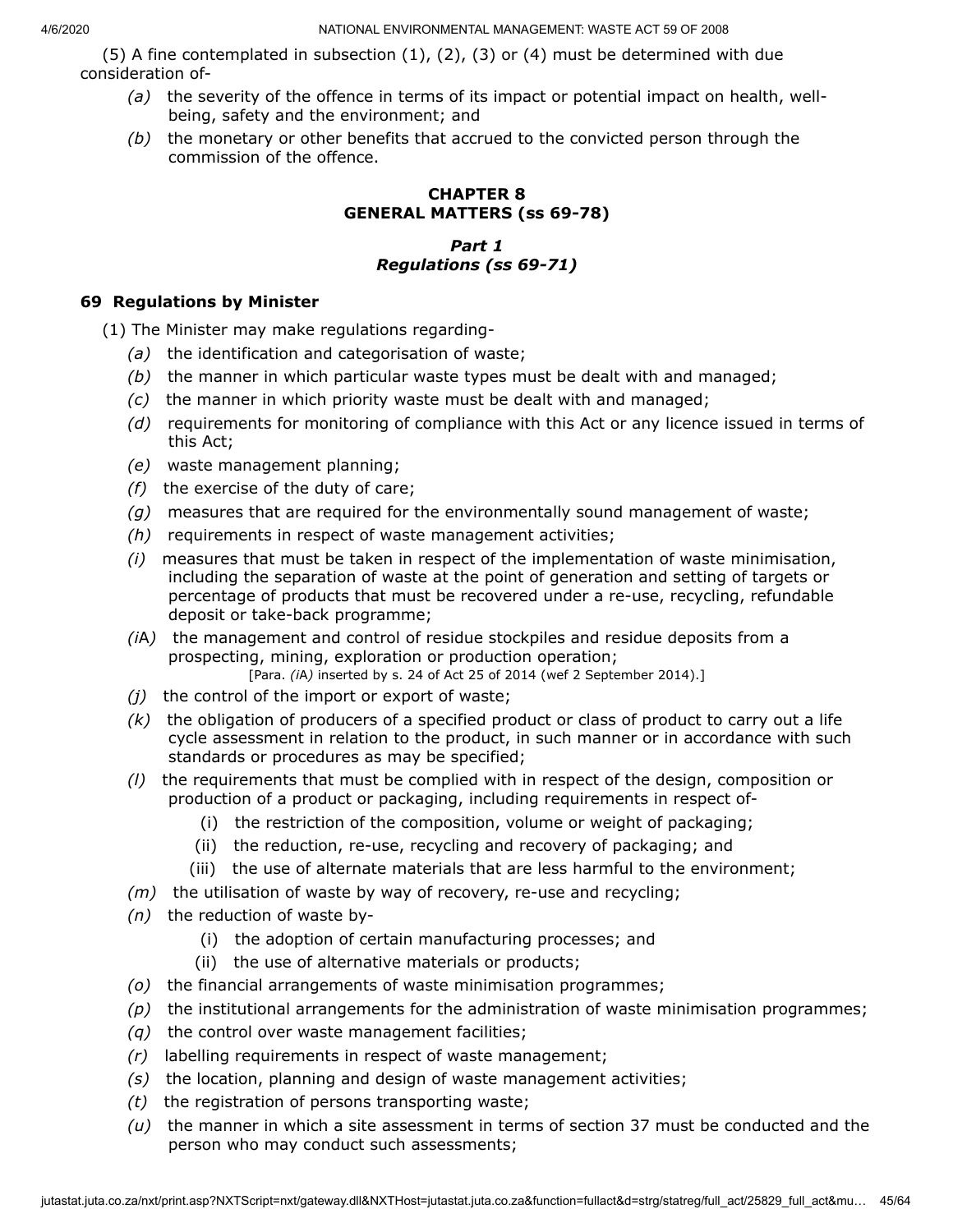(5) A fine contemplated in subsection (1), (2), (3) or (4) must be determined with due consideration of-

- *(a)* the severity of the offence in terms of its impact or potential impact on health, well-being, safety and the environment; and
- *(b)* the monetary or other benefits that accrued to the convicted person through the commission of the offence.

## CHAPTER 8
## GENERAL MATTERS (ss 69-78)

### *Part 1*
### *Regulations (ss 69-71)*

### 69 Regulations by Minister

(1) The Minister may make regulations regarding-

- *(a)* the identification and categorisation of waste;
- *(b)* the manner in which particular waste types must be dealt with and managed;
- *(c)* the manner in which priority waste must be dealt with and managed;
- *(d)* requirements for monitoring of compliance with this Act or any licence issued in terms of this Act;
- *(e)* waste management planning;
- *(f)* the exercise of the duty of care;
- *(g)* measures that are required for the environmentally sound management of waste;
- *(h)* requirements in respect of waste management activities;
- *(i)* measures that must be taken in respect of the implementation of waste minimisation, including the separation of waste at the point of generation and setting of targets or percentage of products that must be recovered under a re-use, recycling, refundable deposit or take-back programme;
- *(i*A*)* the management and control of residue stockpiles and residue deposits from a prospecting, mining, exploration or production operation;

  [Para. *(i*A*)* inserted by s. 24 of Act 25 of 2014 (wef 2 September 2014).]
- *(j)* the control of the import or export of waste;
- *(k)* the obligation of producers of a specified product or class of product to carry out a life cycle assessment in relation to the product, in such manner or in accordance with such standards or procedures as may be specified;
- *(l)* the requirements that must be complied with in respect of the design, composition or production of a product or packaging, including requirements in respect of-
  - (i) the restriction of the composition, volume or weight of packaging;
  - (ii) the reduction, re-use, recycling and recovery of packaging; and
  - (iii) the use of alternate materials that are less harmful to the environment;
- *(m)* the utilisation of waste by way of recovery, re-use and recycling;
- *(n)* the reduction of waste by-
  - (i) the adoption of certain manufacturing processes; and
  - (ii) the use of alternative materials or products;
- *(o)* the financial arrangements of waste minimisation programmes;
- *(p)* the institutional arrangements for the administration of waste minimisation programmes;
- *(q)* the control over waste management facilities;
- *(r)* labelling requirements in respect of waste management;
- *(s)* the location, planning and design of waste management activities;
- *(t)* the registration of persons transporting waste;
- *(u)* the manner in which a site assessment in terms of section 37 must be conducted and the person who may conduct such assessments;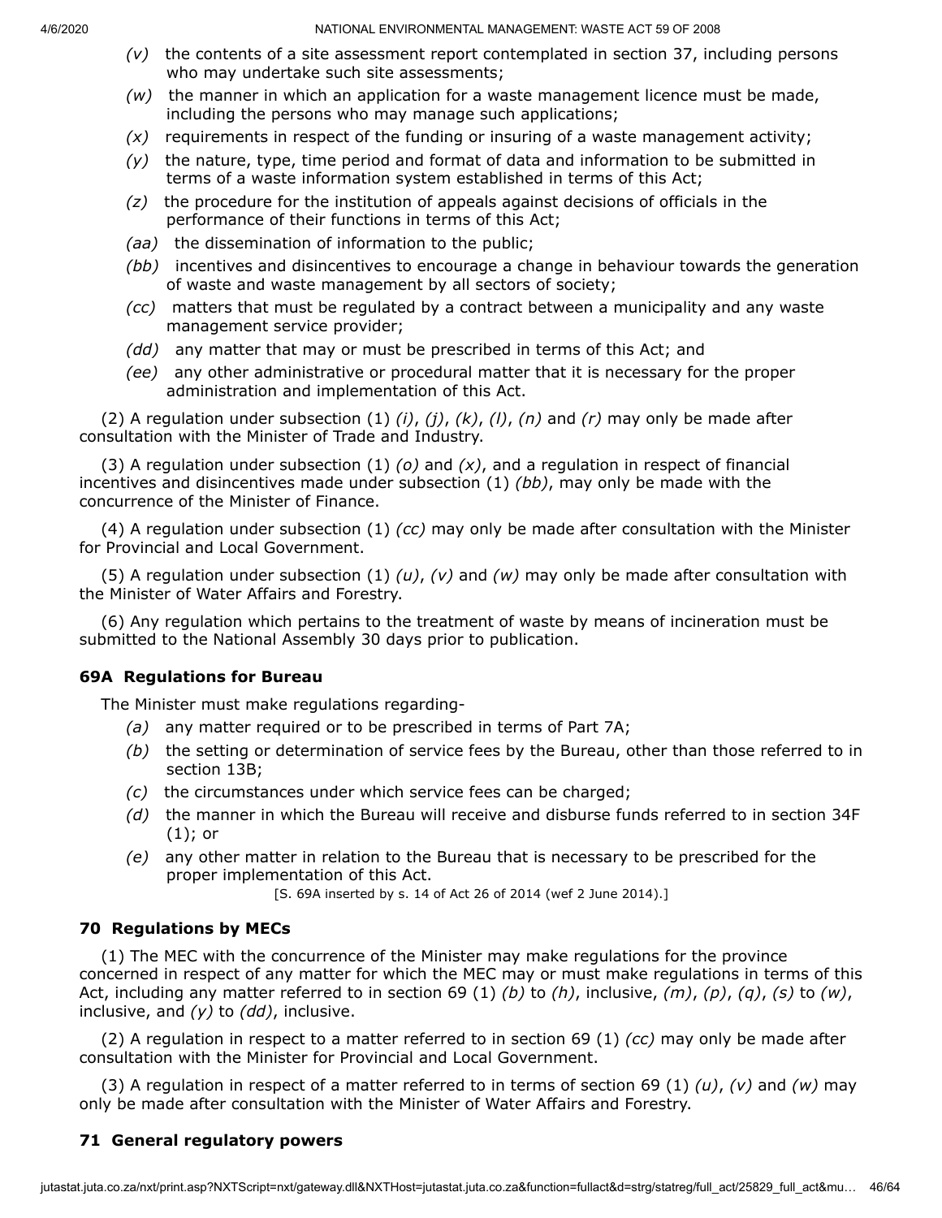*(v)* the contents of a site assessment report contemplated in section 37, including persons who may undertake such site assessments;

*(w)* the manner in which an application for a waste management licence must be made, including the persons who may manage such applications;

*(x)* requirements in respect of the funding or insuring of a waste management activity;

*(y)* the nature, type, time period and format of data and information to be submitted in terms of a waste information system established in terms of this Act;

*(z)* the procedure for the institution of appeals against decisions of officials in the performance of their functions in terms of this Act;

*(aa)* the dissemination of information to the public;

*(bb)* incentives and disincentives to encourage a change in behaviour towards the generation of waste and waste management by all sectors of society;

*(cc)* matters that must be regulated by a contract between a municipality and any waste management service provider;

*(dd)* any matter that may or must be prescribed in terms of this Act; and

*(ee)* any other administrative or procedural matter that it is necessary for the proper administration and implementation of this Act.

(2) A regulation under subsection (1) *(i)*, *(j)*, *(k)*, *(l)*, *(n)* and *(r)* may only be made after consultation with the Minister of Trade and Industry.

(3) A regulation under subsection (1) *(o)* and *(x)*, and a regulation in respect of financial incentives and disincentives made under subsection (1) *(bb)*, may only be made with the concurrence of the Minister of Finance.

(4) A regulation under subsection (1) *(cc)* may only be made after consultation with the Minister for Provincial and Local Government.

(5) A regulation under subsection (1) *(u)*, *(v)* and *(w)* may only be made after consultation with the Minister of Water Affairs and Forestry.

(6) Any regulation which pertains to the treatment of waste by means of incineration must be submitted to the National Assembly 30 days prior to publication.

### 69A Regulations for Bureau

The Minister must make regulations regarding-

*(a)* any matter required or to be prescribed in terms of Part 7A;

*(b)* the setting or determination of service fees by the Bureau, other than those referred to in section 13B;

*(c)* the circumstances under which service fees can be charged;

*(d)* the manner in which the Bureau will receive and disburse funds referred to in section 34F (1); or

*(e)* any other matter in relation to the Bureau that is necessary to be prescribed for the proper implementation of this Act.

[S. 69A inserted by s. 14 of Act 26 of 2014 (wef 2 June 2014).]

### 70 Regulations by MECs

(1) The MEC with the concurrence of the Minister may make regulations for the province concerned in respect of any matter for which the MEC may or must make regulations in terms of this Act, including any matter referred to in section 69 (1) *(b)* to *(h)*, inclusive, *(m)*, *(p)*, *(q)*, *(s)* to *(w)*, inclusive, and *(y)* to *(dd)*, inclusive.

(2) A regulation in respect to a matter referred to in section 69 (1) *(cc)* may only be made after consultation with the Minister for Provincial and Local Government.

(3) A regulation in respect of a matter referred to in terms of section 69 (1) *(u)*, *(v)* and *(w)* may only be made after consultation with the Minister of Water Affairs and Forestry.

### 71 General regulatory powers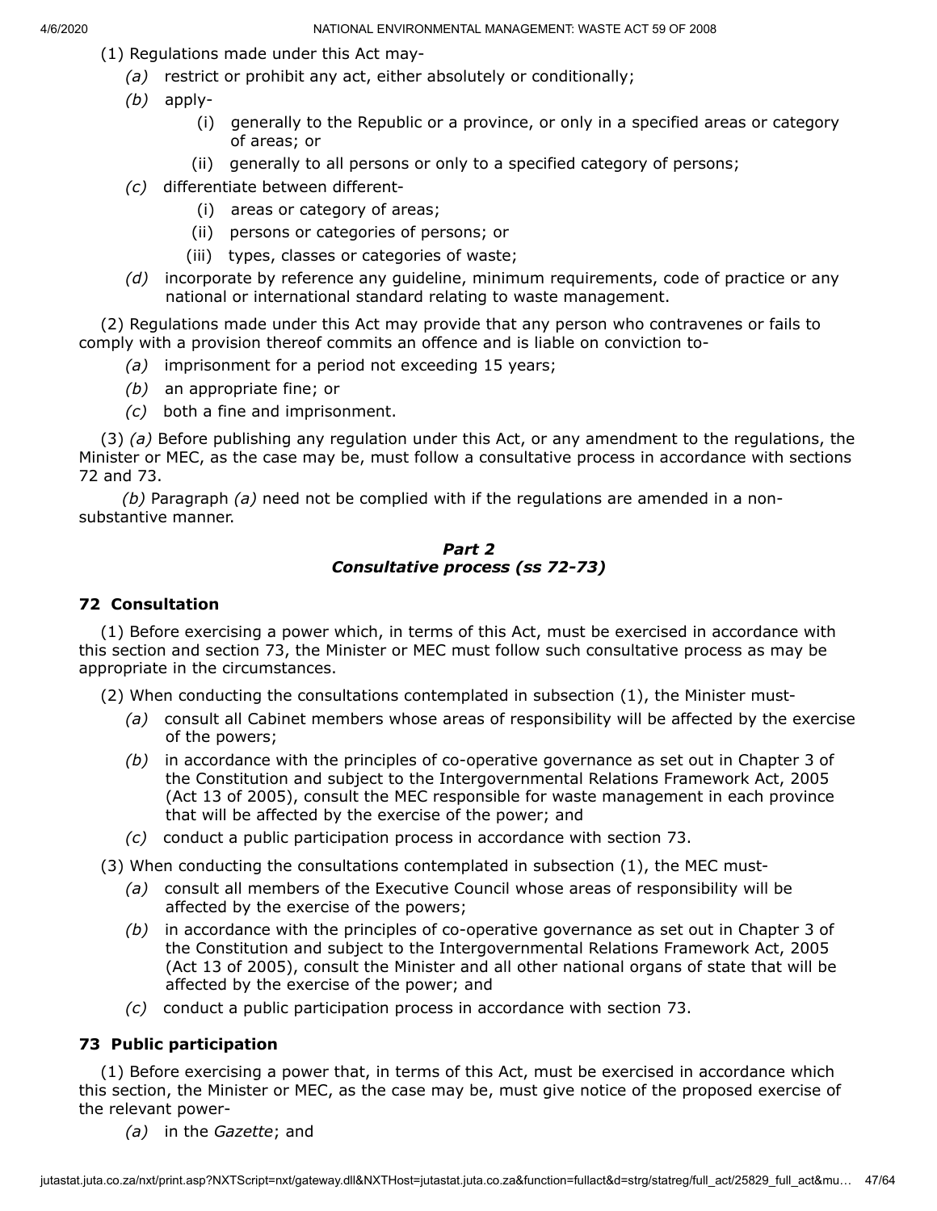(1) Regulations made under this Act may-

*(a)* restrict or prohibit any act, either absolutely or conditionally;

*(b)* apply-

(i) generally to the Republic or a province, or only in a specified areas or category of areas; or

(ii) generally to all persons or only to a specified category of persons;

*(c)* differentiate between different-

(i) areas or category of areas;

(ii) persons or categories of persons; or

(iii) types, classes or categories of waste;

*(d)* incorporate by reference any guideline, minimum requirements, code of practice or any national or international standard relating to waste management.

(2) Regulations made under this Act may provide that any person who contravenes or fails to comply with a provision thereof commits an offence and is liable on conviction to-

*(a)* imprisonment for a period not exceeding 15 years;

*(b)* an appropriate fine; or

*(c)* both a fine and imprisonment.

(3) *(a)* Before publishing any regulation under this Act, or any amendment to the regulations, the Minister or MEC, as the case may be, must follow a consultative process in accordance with sections 72 and 73.

*(b)* Paragraph *(a)* need not be complied with if the regulations are amended in a non-substantive manner.

## *Part 2*
## *Consultative process (ss 72-73)*

### 72 Consultation

(1) Before exercising a power which, in terms of this Act, must be exercised in accordance with this section and section 73, the Minister or MEC must follow such consultative process as may be appropriate in the circumstances.

(2) When conducting the consultations contemplated in subsection (1), the Minister must-

*(a)* consult all Cabinet members whose areas of responsibility will be affected by the exercise of the powers;

*(b)* in accordance with the principles of co-operative governance as set out in Chapter 3 of the Constitution and subject to the Intergovernmental Relations Framework Act, 2005 (Act 13 of 2005), consult the MEC responsible for waste management in each province that will be affected by the exercise of the power; and

*(c)* conduct a public participation process in accordance with section 73.

(3) When conducting the consultations contemplated in subsection (1), the MEC must-

*(a)* consult all members of the Executive Council whose areas of responsibility will be affected by the exercise of the powers;

*(b)* in accordance with the principles of co-operative governance as set out in Chapter 3 of the Constitution and subject to the Intergovernmental Relations Framework Act, 2005 (Act 13 of 2005), consult the Minister and all other national organs of state that will be affected by the exercise of the power; and

*(c)* conduct a public participation process in accordance with section 73.

### 73 Public participation

(1) Before exercising a power that, in terms of this Act, must be exercised in accordance which this section, the Minister or MEC, as the case may be, must give notice of the proposed exercise of the relevant power-

*(a)* in the *Gazette*; and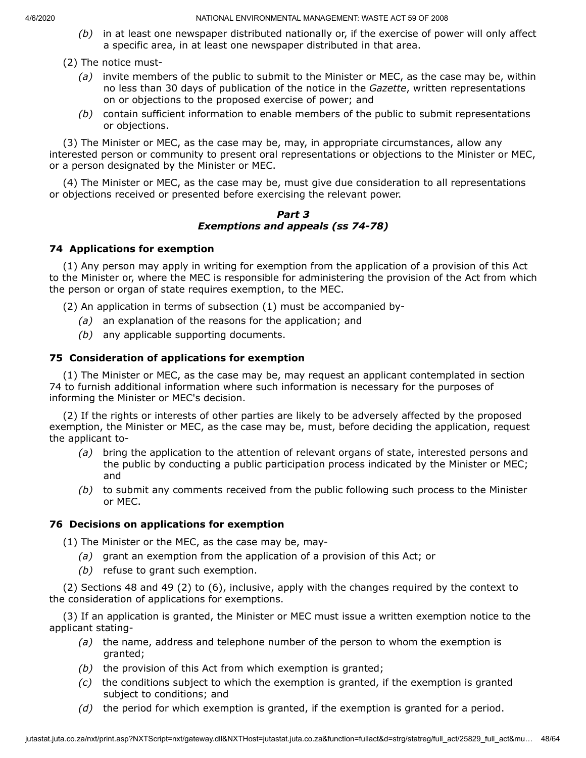*(b)* in at least one newspaper distributed nationally or, if the exercise of power will only affect a specific area, in at least one newspaper distributed in that area.

(2) The notice must-

*(a)* invite members of the public to submit to the Minister or MEC, as the case may be, within no less than 30 days of publication of the notice in the *Gazette*, written representations on or objections to the proposed exercise of power; and

*(b)* contain sufficient information to enable members of the public to submit representations or objections.

(3) The Minister or MEC, as the case may be, may, in appropriate circumstances, allow any interested person or community to present oral representations or objections to the Minister or MEC, or a person designated by the Minister or MEC.

(4) The Minister or MEC, as the case may be, must give due consideration to all representations or objections received or presented before exercising the relevant power.

## *Part 3*
## *Exemptions and appeals (ss 74-78)*

### 74 Applications for exemption

(1) Any person may apply in writing for exemption from the application of a provision of this Act to the Minister or, where the MEC is responsible for administering the provision of the Act from which the person or organ of state requires exemption, to the MEC.

(2) An application in terms of subsection (1) must be accompanied by-

*(a)* an explanation of the reasons for the application; and

*(b)* any applicable supporting documents.

### 75 Consideration of applications for exemption

(1) The Minister or MEC, as the case may be, may request an applicant contemplated in section 74 to furnish additional information where such information is necessary for the purposes of informing the Minister or MEC's decision.

(2) If the rights or interests of other parties are likely to be adversely affected by the proposed exemption, the Minister or MEC, as the case may be, must, before deciding the application, request the applicant to-

*(a)* bring the application to the attention of relevant organs of state, interested persons and the public by conducting a public participation process indicated by the Minister or MEC; and

*(b)* to submit any comments received from the public following such process to the Minister or MEC.

### 76 Decisions on applications for exemption

(1) The Minister or the MEC, as the case may be, may-

*(a)* grant an exemption from the application of a provision of this Act; or

*(b)* refuse to grant such exemption.

(2) Sections 48 and 49 (2) to (6), inclusive, apply with the changes required by the context to the consideration of applications for exemptions.

(3) If an application is granted, the Minister or MEC must issue a written exemption notice to the applicant stating-

*(a)* the name, address and telephone number of the person to whom the exemption is granted;

*(b)* the provision of this Act from which exemption is granted;

*(c)* the conditions subject to which the exemption is granted, if the exemption is granted subject to conditions; and

*(d)* the period for which exemption is granted, if the exemption is granted for a period.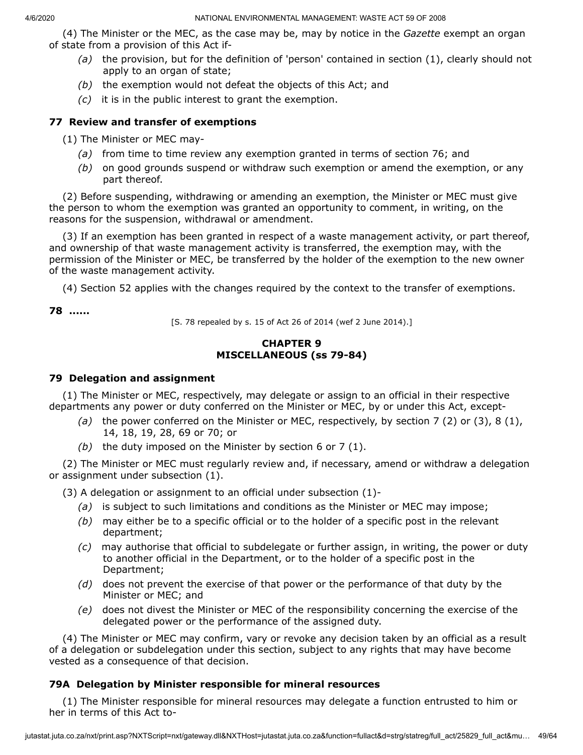(4) The Minister or the MEC, as the case may be, may by notice in the *Gazette* exempt an organ of state from a provision of this Act if-

*(a)* the provision, but for the definition of 'person' contained in section (1), clearly should not apply to an organ of state;

*(b)* the exemption would not defeat the objects of this Act; and

*(c)* it is in the public interest to grant the exemption.

### 77 Review and transfer of exemptions

(1) The Minister or MEC may-

*(a)* from time to time review any exemption granted in terms of section 76; and

*(b)* on good grounds suspend or withdraw such exemption or amend the exemption, or any part thereof.

(2) Before suspending, withdrawing or amending an exemption, the Minister or MEC must give the person to whom the exemption was granted an opportunity to comment, in writing, on the reasons for the suspension, withdrawal or amendment.

(3) If an exemption has been granted in respect of a waste management activity, or part thereof, and ownership of that waste management activity is transferred, the exemption may, with the permission of the Minister or MEC, be transferred by the holder of the exemption to the new owner of the waste management activity.

(4) Section 52 applies with the changes required by the context to the transfer of exemptions.

### 78 ......

[S. 78 repealed by s. 15 of Act 26 of 2014 (wef 2 June 2014).]

## CHAPTER 9
## MISCELLANEOUS (ss 79-84)

### 79 Delegation and assignment

(1) The Minister or MEC, respectively, may delegate or assign to an official in their respective departments any power or duty conferred on the Minister or MEC, by or under this Act, except-

*(a)* the power conferred on the Minister or MEC, respectively, by section 7 (2) or (3), 8 (1), 14, 18, 19, 28, 69 or 70; or

*(b)* the duty imposed on the Minister by section 6 or 7 (1).

(2) The Minister or MEC must regularly review and, if necessary, amend or withdraw a delegation or assignment under subsection (1).

(3) A delegation or assignment to an official under subsection (1)-

*(a)* is subject to such limitations and conditions as the Minister or MEC may impose;

*(b)* may either be to a specific official or to the holder of a specific post in the relevant department;

*(c)* may authorise that official to subdelegate or further assign, in writing, the power or duty to another official in the Department, or to the holder of a specific post in the Department;

*(d)* does not prevent the exercise of that power or the performance of that duty by the Minister or MEC; and

*(e)* does not divest the Minister or MEC of the responsibility concerning the exercise of the delegated power or the performance of the assigned duty.

(4) The Minister or MEC may confirm, vary or revoke any decision taken by an official as a result of a delegation or subdelegation under this section, subject to any rights that may have become vested as a consequence of that decision.

### 79A Delegation by Minister responsible for mineral resources

(1) The Minister responsible for mineral resources may delegate a function entrusted to him or her in terms of this Act to-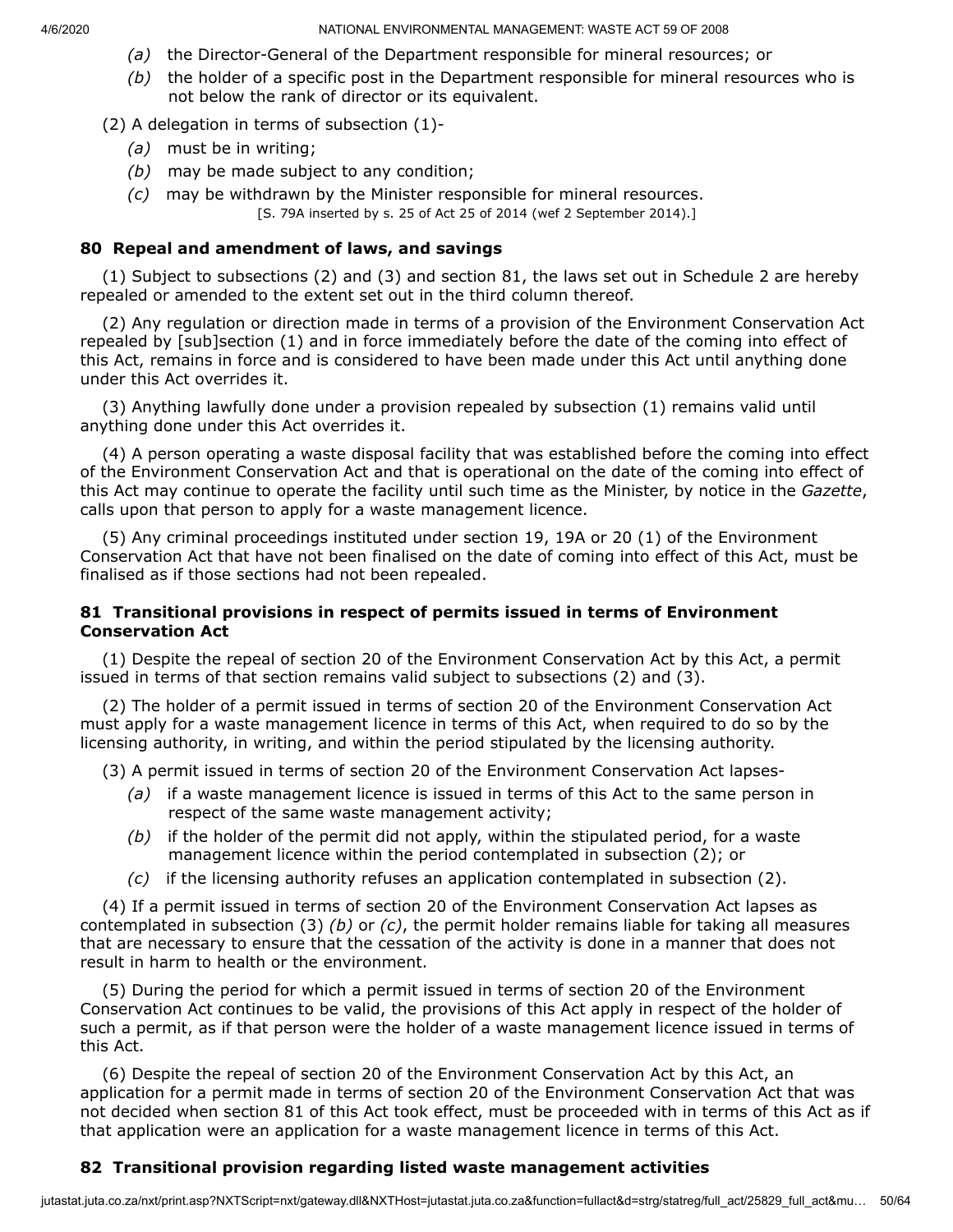*(a)* the Director-General of the Department responsible for mineral resources; or

*(b)* the holder of a specific post in the Department responsible for mineral resources who is not below the rank of director or its equivalent.

(2) A delegation in terms of subsection (1)-

*(a)* must be in writing;

*(b)* may be made subject to any condition;

*(c)* may be withdrawn by the Minister responsible for mineral resources.

[S. 79A inserted by s. 25 of Act 25 of 2014 (wef 2 September 2014).]

### 80 Repeal and amendment of laws, and savings

(1) Subject to subsections (2) and (3) and section 81, the laws set out in Schedule 2 are hereby repealed or amended to the extent set out in the third column thereof.

(2) Any regulation or direction made in terms of a provision of the Environment Conservation Act repealed by [sub]section (1) and in force immediately before the date of the coming into effect of this Act, remains in force and is considered to have been made under this Act until anything done under this Act overrides it.

(3) Anything lawfully done under a provision repealed by subsection (1) remains valid until anything done under this Act overrides it.

(4) A person operating a waste disposal facility that was established before the coming into effect of the Environment Conservation Act and that is operational on the date of the coming into effect of this Act may continue to operate the facility until such time as the Minister, by notice in the *Gazette*, calls upon that person to apply for a waste management licence.

(5) Any criminal proceedings instituted under section 19, 19A or 20 (1) of the Environment Conservation Act that have not been finalised on the date of coming into effect of this Act, must be finalised as if those sections had not been repealed.

### 81 Transitional provisions in respect of permits issued in terms of Environment Conservation Act

(1) Despite the repeal of section 20 of the Environment Conservation Act by this Act, a permit issued in terms of that section remains valid subject to subsections (2) and (3).

(2) The holder of a permit issued in terms of section 20 of the Environment Conservation Act must apply for a waste management licence in terms of this Act, when required to do so by the licensing authority, in writing, and within the period stipulated by the licensing authority.

(3) A permit issued in terms of section 20 of the Environment Conservation Act lapses-

*(a)* if a waste management licence is issued in terms of this Act to the same person in respect of the same waste management activity;

*(b)* if the holder of the permit did not apply, within the stipulated period, for a waste management licence within the period contemplated in subsection (2); or

*(c)* if the licensing authority refuses an application contemplated in subsection (2).

(4) If a permit issued in terms of section 20 of the Environment Conservation Act lapses as contemplated in subsection (3) *(b)* or *(c)*, the permit holder remains liable for taking all measures that are necessary to ensure that the cessation of the activity is done in a manner that does not result in harm to health or the environment.

(5) During the period for which a permit issued in terms of section 20 of the Environment Conservation Act continues to be valid, the provisions of this Act apply in respect of the holder of such a permit, as if that person were the holder of a waste management licence issued in terms of this Act.

(6) Despite the repeal of section 20 of the Environment Conservation Act by this Act, an application for a permit made in terms of section 20 of the Environment Conservation Act that was not decided when section 81 of this Act took effect, must be proceeded with in terms of this Act as if that application were an application for a waste management licence in terms of this Act.

### 82 Transitional provision regarding listed waste management activities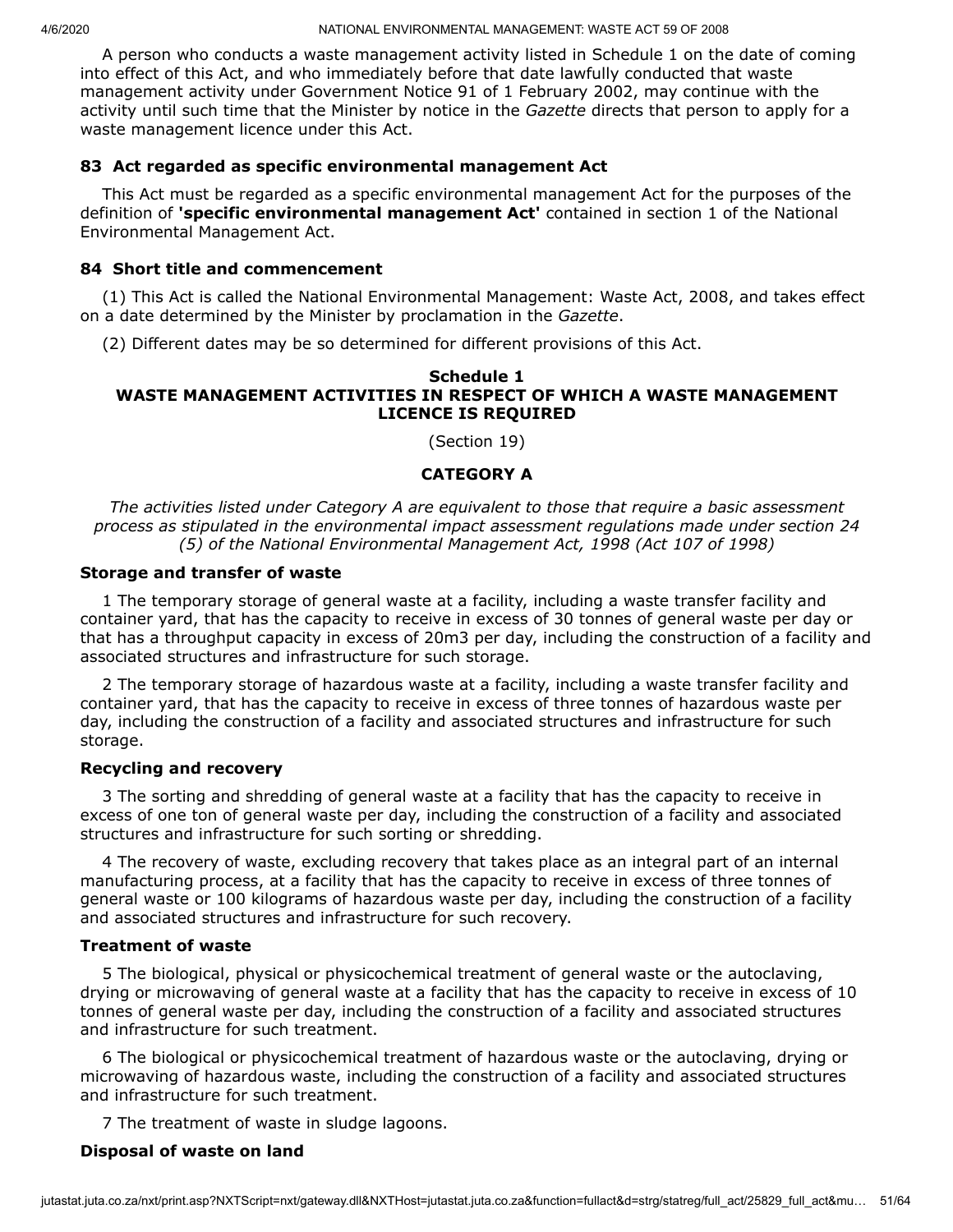A person who conducts a waste management activity listed in Schedule 1 on the date of coming into effect of this Act, and who immediately before that date lawfully conducted that waste management activity under Government Notice 91 of 1 February 2002, may continue with the activity until such time that the Minister by notice in the *Gazette* directs that person to apply for a waste management licence under this Act.

### 83 Act regarded as specific environmental management Act

This Act must be regarded as a specific environmental management Act for the purposes of the definition of **'specific environmental management Act'** contained in section 1 of the National Environmental Management Act.

### 84 Short title and commencement

(1) This Act is called the National Environmental Management: Waste Act, 2008, and takes effect on a date determined by the Minister by proclamation in the *Gazette*.

(2) Different dates may be so determined for different provisions of this Act.

## Schedule 1
## WASTE MANAGEMENT ACTIVITIES IN RESPECT OF WHICH A WASTE MANAGEMENT LICENCE IS REQUIRED

(Section 19)

### CATEGORY A

*The activities listed under Category A are equivalent to those that require a basic assessment process as stipulated in the environmental impact assessment regulations made under section 24 (5) of the National Environmental Management Act, 1998 (Act 107 of 1998)*

#### Storage and transfer of waste

1 The temporary storage of general waste at a facility, including a waste transfer facility and container yard, that has the capacity to receive in excess of 30 tonnes of general waste per day or that has a throughput capacity in excess of 20m3 per day, including the construction of a facility and associated structures and infrastructure for such storage.

2 The temporary storage of hazardous waste at a facility, including a waste transfer facility and container yard, that has the capacity to receive in excess of three tonnes of hazardous waste per day, including the construction of a facility and associated structures and infrastructure for such storage.

#### Recycling and recovery

3 The sorting and shredding of general waste at a facility that has the capacity to receive in excess of one ton of general waste per day, including the construction of a facility and associated structures and infrastructure for such sorting or shredding.

4 The recovery of waste, excluding recovery that takes place as an integral part of an internal manufacturing process, at a facility that has the capacity to receive in excess of three tonnes of general waste or 100 kilograms of hazardous waste per day, including the construction of a facility and associated structures and infrastructure for such recovery.

#### Treatment of waste

5 The biological, physical or physicochemical treatment of general waste or the autoclaving, drying or microwaving of general waste at a facility that has the capacity to receive in excess of 10 tonnes of general waste per day, including the construction of a facility and associated structures and infrastructure for such treatment.

6 The biological or physicochemical treatment of hazardous waste or the autoclaving, drying or microwaving of hazardous waste, including the construction of a facility and associated structures and infrastructure for such treatment.

7 The treatment of waste in sludge lagoons.

#### Disposal of waste on land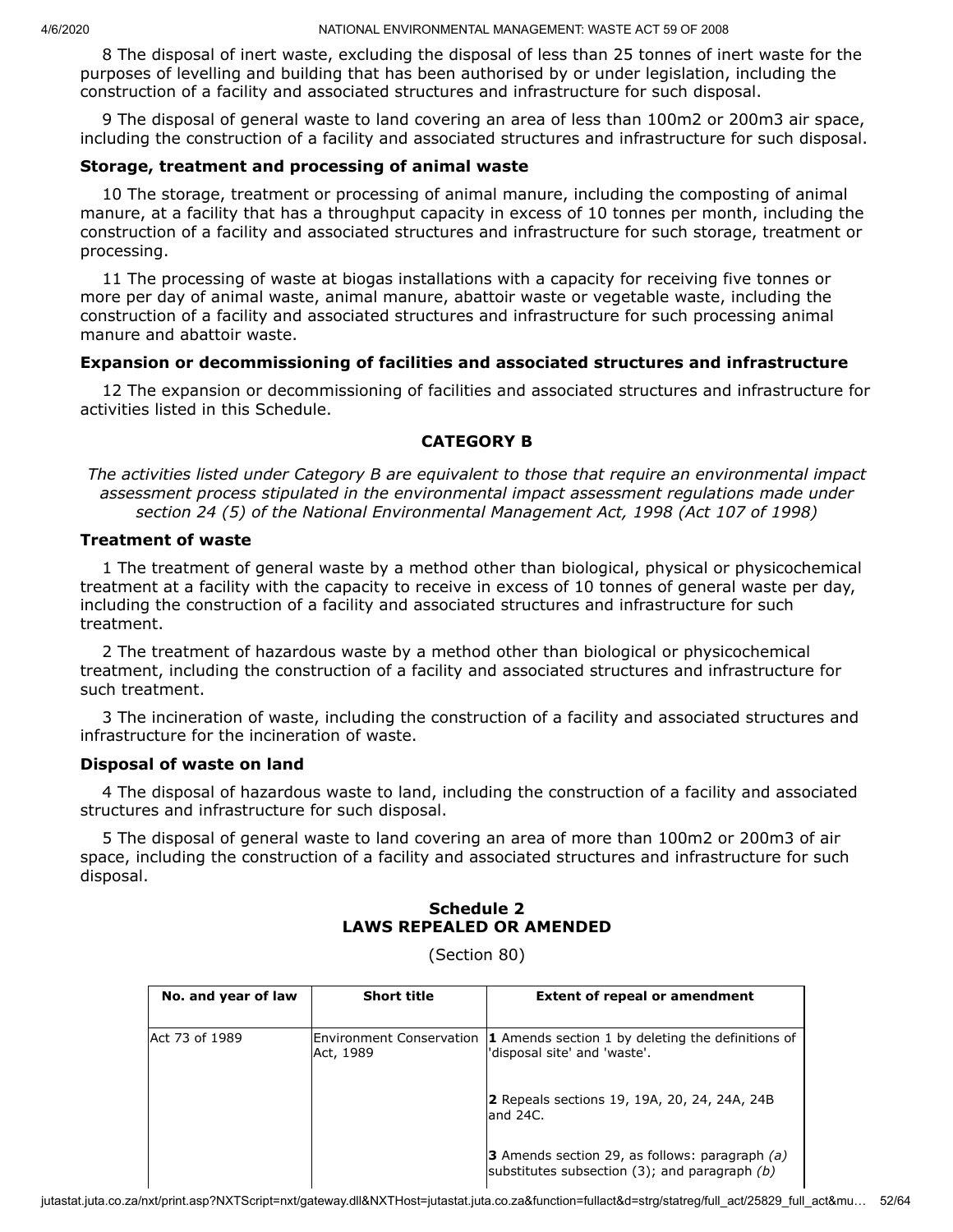8 The disposal of inert waste, excluding the disposal of less than 25 tonnes of inert waste for the purposes of levelling and building that has been authorised by or under legislation, including the construction of a facility and associated structures and infrastructure for such disposal.

9 The disposal of general waste to land covering an area of less than 100m2 or 200m3 air space, including the construction of a facility and associated structures and infrastructure for such disposal.

**Storage, treatment and processing of animal waste**

10 The storage, treatment or processing of animal manure, including the composting of animal manure, at a facility that has a throughput capacity in excess of 10 tonnes per month, including the construction of a facility and associated structures and infrastructure for such storage, treatment or processing.

11 The processing of waste at biogas installations with a capacity for receiving five tonnes or more per day of animal waste, animal manure, abattoir waste or vegetable waste, including the construction of a facility and associated structures and infrastructure for such processing animal manure and abattoir waste.

**Expansion or decommissioning of facilities and associated structures and infrastructure**

12 The expansion or decommissioning of facilities and associated structures and infrastructure for activities listed in this Schedule.

## CATEGORY B

*The activities listed under Category B are equivalent to those that require an environmental impact assessment process stipulated in the environmental impact assessment regulations made under section 24 (5) of the National Environmental Management Act, 1998 (Act 107 of 1998)*

**Treatment of waste**

1 The treatment of general waste by a method other than biological, physical or physicochemical treatment at a facility with the capacity to receive in excess of 10 tonnes of general waste per day, including the construction of a facility and associated structures and infrastructure for such treatment.

2 The treatment of hazardous waste by a method other than biological or physicochemical treatment, including the construction of a facility and associated structures and infrastructure for such treatment.

3 The incineration of waste, including the construction of a facility and associated structures and infrastructure for the incineration of waste.

**Disposal of waste on land**

4 The disposal of hazardous waste to land, including the construction of a facility and associated structures and infrastructure for such disposal.

5 The disposal of general waste to land covering an area of more than 100m2 or 200m3 of air space, including the construction of a facility and associated structures and infrastructure for such disposal.

## Schedule 2
## LAWS REPEALED OR AMENDED

(Section 80)

| No. and year of law | Short title | Extent of repeal or amendment |
|---|---|---|
| Act 73 of 1989 | Environment Conservation Act, 1989 | **1** Amends section 1 by deleting the definitions of 'disposal site' and 'waste'. |
| | | **2** Repeals sections 19, 19A, 20, 24, 24A, 24B and 24C. |
| | | **3** Amends section 29, as follows: paragraph *(a)* substitutes subsection (3); and paragraph *(b)* |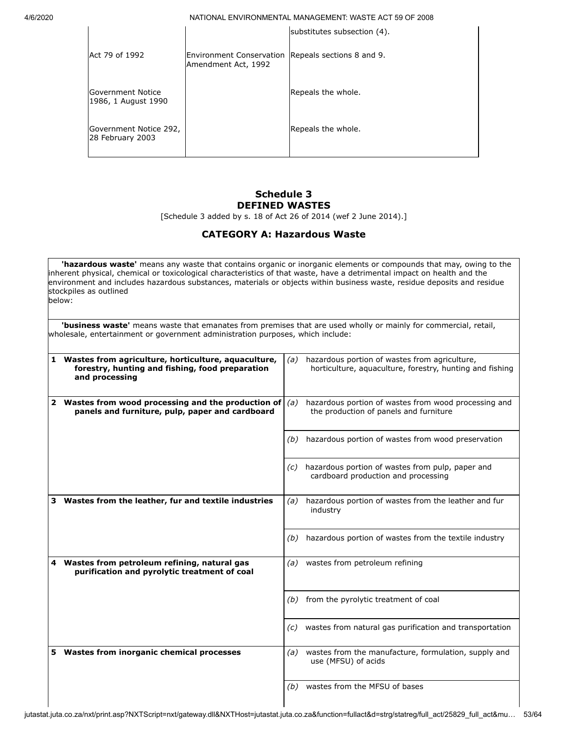| | | substitutes subsection (4). |
|---|---|---|
| Act 79 of 1992 | Environment Conservation Amendment Act, 1992 | Repeals sections 8 and 9. |
| Government Notice 1986, 1 August 1990 | | Repeals the whole. |
| Government Notice 292, 28 February 2003 | | Repeals the whole. |

## Schedule 3
## DEFINED WASTES

[Schedule 3 added by s. 18 of Act 26 of 2014 (wef 2 June 2014).]

### CATEGORY A: Hazardous Waste

**'hazardous waste'** means any waste that contains organic or inorganic elements or compounds that may, owing to the inherent physical, chemical or toxicological characteristics of that waste, have a detrimental impact on health and the environment and includes hazardous substances, materials or objects within business waste, residue deposits and residue stockpiles as outlined below:

**'business waste'** means waste that emanates from premises that are used wholly or mainly for commercial, retail, wholesale, entertainment or government administration purposes, which include:

| | |
|---|---|
| **1 Wastes from agriculture, horticulture, aquaculture, forestry, hunting and fishing, food preparation and processing** | *(a)* hazardous portion of wastes from agriculture, horticulture, aquaculture, forestry, hunting and fishing |
| **2 Wastes from wood processing and the production of panels and furniture, pulp, paper and cardboard** | *(a)* hazardous portion of wastes from wood processing and the production of panels and furniture |
| | *(b)* hazardous portion of wastes from wood preservation |
| | *(c)* hazardous portion of wastes from pulp, paper and cardboard production and processing |
| **3 Wastes from the leather, fur and textile industries** | *(a)* hazardous portion of wastes from the leather and fur industry |
| | *(b)* hazardous portion of wastes from the textile industry |
| **4 Wastes from petroleum refining, natural gas purification and pyrolytic treatment of coal** | *(a)* wastes from petroleum refining |
| | *(b)* from the pyrolytic treatment of coal |
| | *(c)* wastes from natural gas purification and transportation |
| **5 Wastes from inorganic chemical processes** | *(a)* wastes from the manufacture, formulation, supply and use (MFSU) of acids |
| | *(b)* wastes from the MFSU of bases |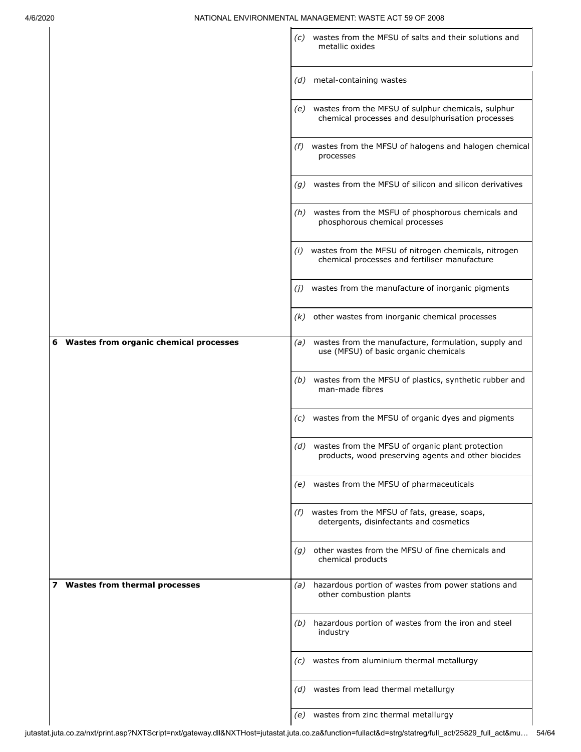| | |
|---|---|
| | *(c)* wastes from the MFSU of salts and their solutions and metallic oxides |
| | *(d)* metal-containing wastes |
| | *(e)* wastes from the MFSU of sulphur chemicals, sulphur chemical processes and desulphurisation processes |
| | *(f)* wastes from the MFSU of halogens and halogen chemical processes |
| | *(g)* wastes from the MFSU of silicon and silicon derivatives |
| | *(h)* wastes from the MSFU of phosphorous chemicals and phosphorous chemical processes |
| | *(i)* wastes from the MFSU of nitrogen chemicals, nitrogen chemical processes and fertiliser manufacture |
| | *(j)* wastes from the manufacture of inorganic pigments |
| | *(k)* other wastes from inorganic chemical processes |
| **6 Wastes from organic chemical processes** | *(a)* wastes from the manufacture, formulation, supply and use (MFSU) of basic organic chemicals |
| | *(b)* wastes from the MFSU of plastics, synthetic rubber and man-made fibres |
| | *(c)* wastes from the MFSU of organic dyes and pigments |
| | *(d)* wastes from the MFSU of organic plant protection products, wood preserving agents and other biocides |
| | *(e)* wastes from the MFSU of pharmaceuticals |
| | *(f)* wastes from the MFSU of fats, grease, soaps, detergents, disinfectants and cosmetics |
| | *(g)* other wastes from the MFSU of fine chemicals and chemical products |
| **7 Wastes from thermal processes** | *(a)* hazardous portion of wastes from power stations and other combustion plants |
| | *(b)* hazardous portion of wastes from the iron and steel industry |
| | *(c)* wastes from aluminium thermal metallurgy |
| | *(d)* wastes from lead thermal metallurgy |
| | *(e)* wastes from zinc thermal metallurgy |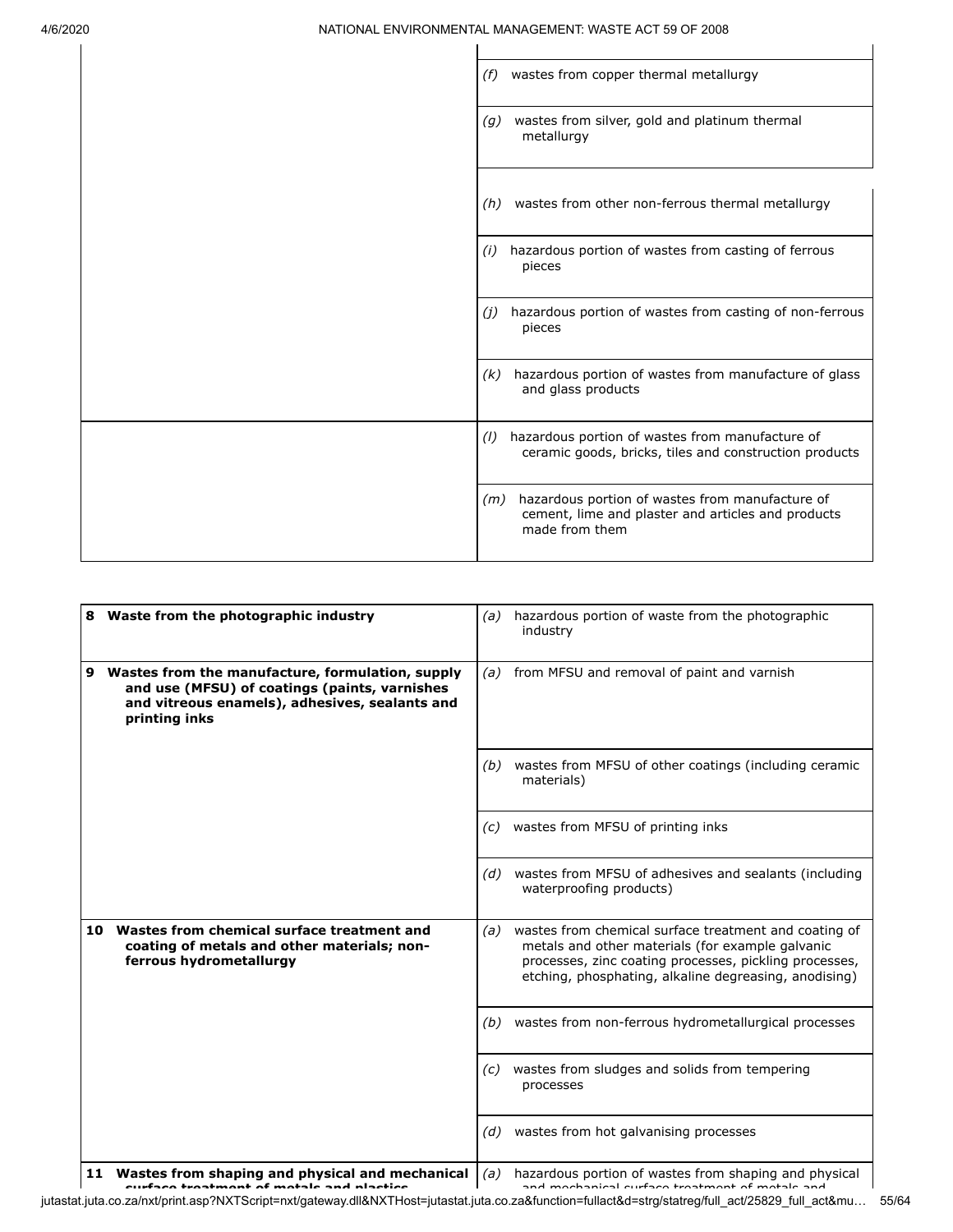| | |
|---|---|
| | *(f)* wastes from copper thermal metallurgy |
| | *(g)* wastes from silver, gold and platinum thermal metallurgy |
| | *(h)* wastes from other non-ferrous thermal metallurgy |
| | *(i)* hazardous portion of wastes from casting of ferrous pieces |
| | *(j)* hazardous portion of wastes from casting of non-ferrous pieces |
| | *(k)* hazardous portion of wastes from manufacture of glass and glass products |
| | *(l)* hazardous portion of wastes from manufacture of ceramic goods, bricks, tiles and construction products |
| | *(m)* hazardous portion of wastes from manufacture of cement, lime and plaster and articles and products made from them |

| | |
|---|---|
| **8 Waste from the photographic industry** | *(a)* hazardous portion of waste from the photographic industry |
| **9 Wastes from the manufacture, formulation, supply and use (MFSU) of coatings (paints, varnishes and vitreous enamels), adhesives, sealants and printing inks** | *(a)* from MFSU and removal of paint and varnish |
| | *(b)* wastes from MFSU of other coatings (including ceramic materials) |
| | *(c)* wastes from MFSU of printing inks |
| | *(d)* wastes from MFSU of adhesives and sealants (including waterproofing products) |
| **10 Wastes from chemical surface treatment and coating of metals and other materials; non-ferrous hydrometallurgy** | *(a)* wastes from chemical surface treatment and coating of metals and other materials (for example galvanic processes, zinc coating processes, pickling processes, etching, phosphating, alkaline degreasing, anodising) |
| | *(b)* wastes from non-ferrous hydrometallurgical processes |
| | *(c)* wastes from sludges and solids from tempering processes |
| | *(d)* wastes from hot galvanising processes |
| **11 Wastes from shaping and physical and mechanical surface treatment of metals and plastics** | *(a)* hazardous portion of wastes from shaping and physical and mechanical surface treatment of metals and |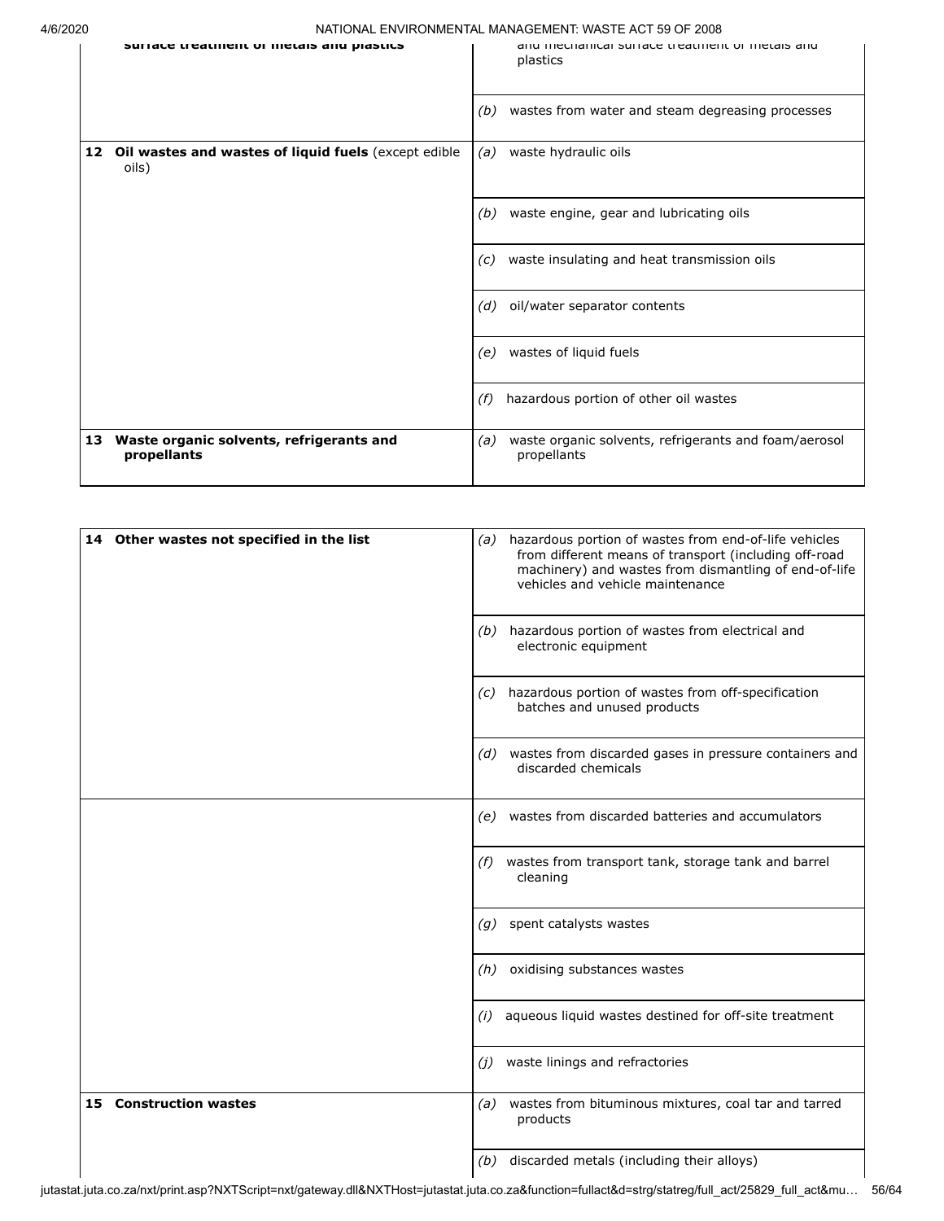| | |
|---|---|
| **surface treatment of metals and plastics** | and mechanical surface treatment of metals and plastics |
| | *(b)* wastes from water and steam degreasing processes |
| **12 Oil wastes and wastes of liquid fuels** (except edible oils) | *(a)* waste hydraulic oils |
| | *(b)* waste engine, gear and lubricating oils |
| | *(c)* waste insulating and heat transmission oils |
| | *(d)* oil/water separator contents |
| | *(e)* wastes of liquid fuels |
| | *(f)* hazardous portion of other oil wastes |
| **13 Waste organic solvents, refrigerants and propellants** | *(a)* waste organic solvents, refrigerants and foam/aerosol propellants |

| | |
|---|---|
| **14 Other wastes not specified in the list** | *(a)* hazardous portion of wastes from end-of-life vehicles from different means of transport (including off-road machinery) and wastes from dismantling of end-of-life vehicles and vehicle maintenance |
| | *(b)* hazardous portion of wastes from electrical and electronic equipment |
| | *(c)* hazardous portion of wastes from off-specification batches and unused products |
| | *(d)* wastes from discarded gases in pressure containers and discarded chemicals |
| | *(e)* wastes from discarded batteries and accumulators |
| | *(f)* wastes from transport tank, storage tank and barrel cleaning |
| | *(g)* spent catalysts wastes |
| | *(h)* oxidising substances wastes |
| | *(i)* aqueous liquid wastes destined for off-site treatment |
| | *(j)* waste linings and refractories |
| **15 Construction wastes** | *(a)* wastes from bituminous mixtures, coal tar and tarred products |
| | *(b)* discarded metals (including their alloys) |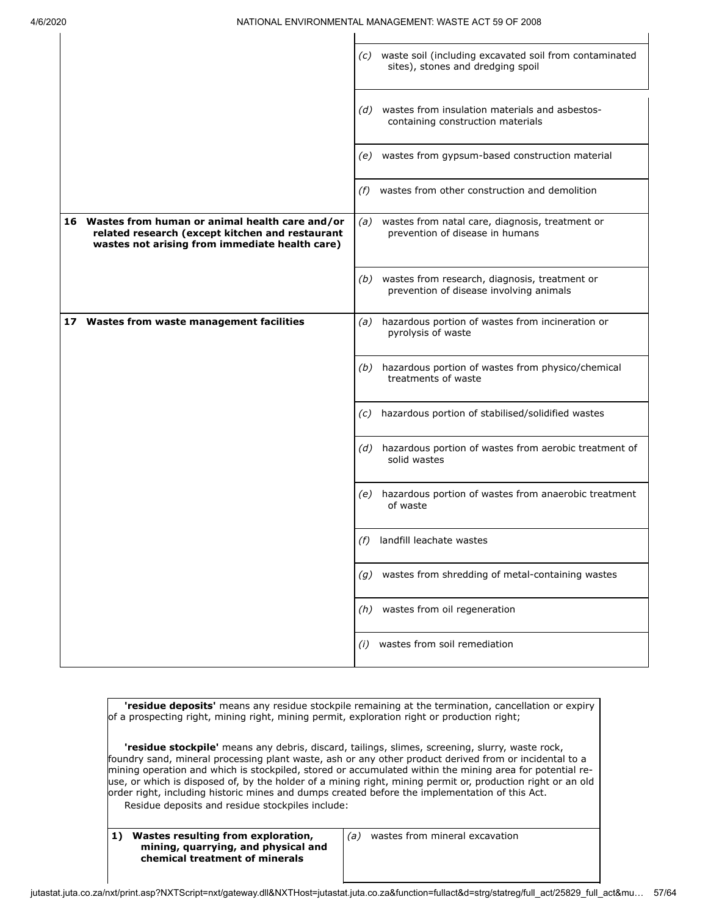| | |
|---|---|
| | *(c)* waste soil (including excavated soil from contaminated sites), stones and dredging spoil |
| | *(d)* wastes from insulation materials and asbestos-containing construction materials |
| | *(e)* wastes from gypsum-based construction material |
| | *(f)* wastes from other construction and demolition |
| **16 Wastes from human or animal health care and/or related research (except kitchen and restaurant wastes not arising from immediate health care)** | *(a)* wastes from natal care, diagnosis, treatment or prevention of disease in humans |
| | *(b)* wastes from research, diagnosis, treatment or prevention of disease involving animals |
| **17 Wastes from waste management facilities** | *(a)* hazardous portion of wastes from incineration or pyrolysis of waste |
| | *(b)* hazardous portion of wastes from physico/chemical treatments of waste |
| | *(c)* hazardous portion of stabilised/solidified wastes |
| | *(d)* hazardous portion of wastes from aerobic treatment of solid wastes |
| | *(e)* hazardous portion of wastes from anaerobic treatment of waste |
| | *(f)* landfill leachate wastes |
| | *(g)* wastes from shredding of metal-containing wastes |
| | *(h)* wastes from oil regeneration |
| | *(i)* wastes from soil remediation |

**'residue deposits'** means any residue stockpile remaining at the termination, cancellation or expiry of a prospecting right, mining right, mining permit, exploration right or production right;

**'residue stockpile'** means any debris, discard, tailings, slimes, screening, slurry, waste rock, foundry sand, mineral processing plant waste, ash or any other product derived from or incidental to a mining operation and which is stockpiled, stored or accumulated within the mining area for potential re-use, or which is disposed of, by the holder of a mining right, mining permit or, production right or an old order right, including historic mines and dumps created before the implementation of this Act.

Residue deposits and residue stockpiles include:

| | |
|---|---|
| **1) Wastes resulting from exploration, mining, quarrying, and physical and chemical treatment of minerals** | *(a)* wastes from mineral excavation |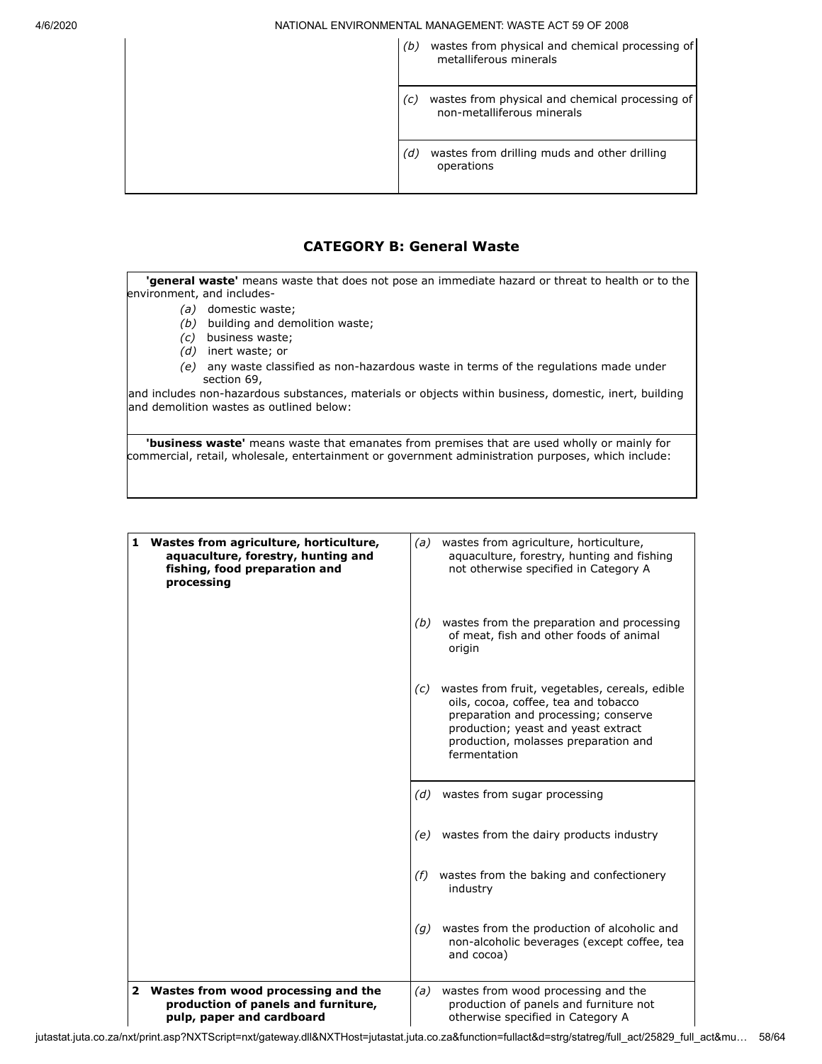| | |
|---|---|
| | *(b)* wastes from physical and chemical processing of metalliferous minerals |
| | *(c)* wastes from physical and chemical processing of non-metalliferous minerals |
| | *(d)* wastes from drilling muds and other drilling operations |

## CATEGORY B: General Waste

**'general waste'** means waste that does not pose an immediate hazard or threat to health or to the environment, and includes-

*(a)* domestic waste;

*(b)* building and demolition waste;

*(c)* business waste;

*(d)* inert waste; or

*(e)* any waste classified as non-hazardous waste in terms of the regulations made under section 69,

and includes non-hazardous substances, materials or objects within business, domestic, inert, building and demolition wastes as outlined below:

**'business waste'** means waste that emanates from premises that are used wholly or mainly for commercial, retail, wholesale, entertainment or government administration purposes, which include:

| | |
|---|---|
| **1 Wastes from agriculture, horticulture, aquaculture, forestry, hunting and fishing, food preparation and processing** | *(a)* wastes from agriculture, horticulture, aquaculture, forestry, hunting and fishing not otherwise specified in Category A |
| | *(b)* wastes from the preparation and processing of meat, fish and other foods of animal origin |
| | *(c)* wastes from fruit, vegetables, cereals, edible oils, cocoa, coffee, tea and tobacco preparation and processing; conserve production; yeast and yeast extract production, molasses preparation and fermentation |
| | *(d)* wastes from sugar processing |
| | *(e)* wastes from the dairy products industry |
| | *(f)* wastes from the baking and confectionery industry |
| | *(g)* wastes from the production of alcoholic and non-alcoholic beverages (except coffee, tea and cocoa) |
| **2 Wastes from wood processing and the production of panels and furniture, pulp, paper and cardboard** | *(a)* wastes from wood processing and the production of panels and furniture not otherwise specified in Category A |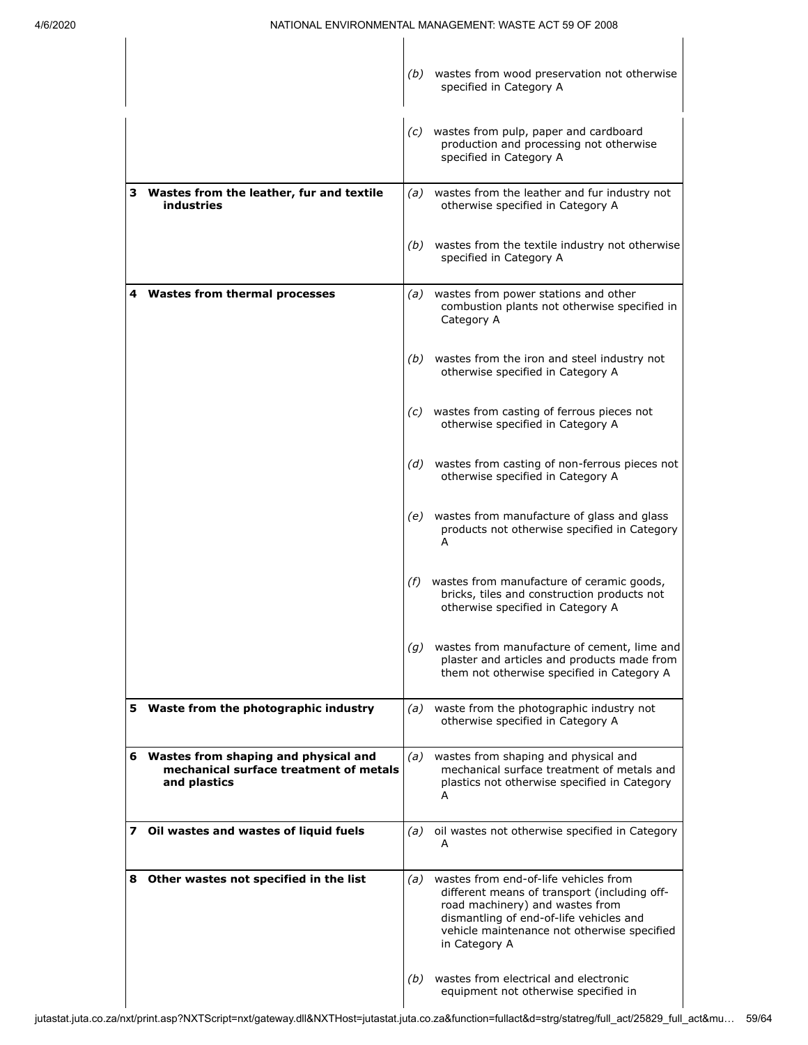| | |
|---|---|
| | *(b)* wastes from wood preservation not otherwise specified in Category A |
| | *(c)* wastes from pulp, paper and cardboard production and processing not otherwise specified in Category A |
| **3 Wastes from the leather, fur and textile industries** | *(a)* wastes from the leather and fur industry not otherwise specified in Category A |
| | *(b)* wastes from the textile industry not otherwise specified in Category A |
| **4 Wastes from thermal processes** | *(a)* wastes from power stations and other combustion plants not otherwise specified in Category A |
| | *(b)* wastes from the iron and steel industry not otherwise specified in Category A |
| | *(c)* wastes from casting of ferrous pieces not otherwise specified in Category A |
| | *(d)* wastes from casting of non-ferrous pieces not otherwise specified in Category A |
| | *(e)* wastes from manufacture of glass and glass products not otherwise specified in Category A |
| | *(f)* wastes from manufacture of ceramic goods, bricks, tiles and construction products not otherwise specified in Category A |
| | *(g)* wastes from manufacture of cement, lime and plaster and articles and products made from them not otherwise specified in Category A |
| **5 Waste from the photographic industry** | *(a)* waste from the photographic industry not otherwise specified in Category A |
| **6 Wastes from shaping and physical and mechanical surface treatment of metals and plastics** | *(a)* wastes from shaping and physical and mechanical surface treatment of metals and plastics not otherwise specified in Category A |
| **7 Oil wastes and wastes of liquid fuels** | *(a)* oil wastes not otherwise specified in Category A |
| **8 Other wastes not specified in the list** | *(a)* wastes from end-of-life vehicles from different means of transport (including off-road machinery) and wastes from dismantling of end-of-life vehicles and vehicle maintenance not otherwise specified in Category A |
| | *(b)* wastes from electrical and electronic equipment not otherwise specified in |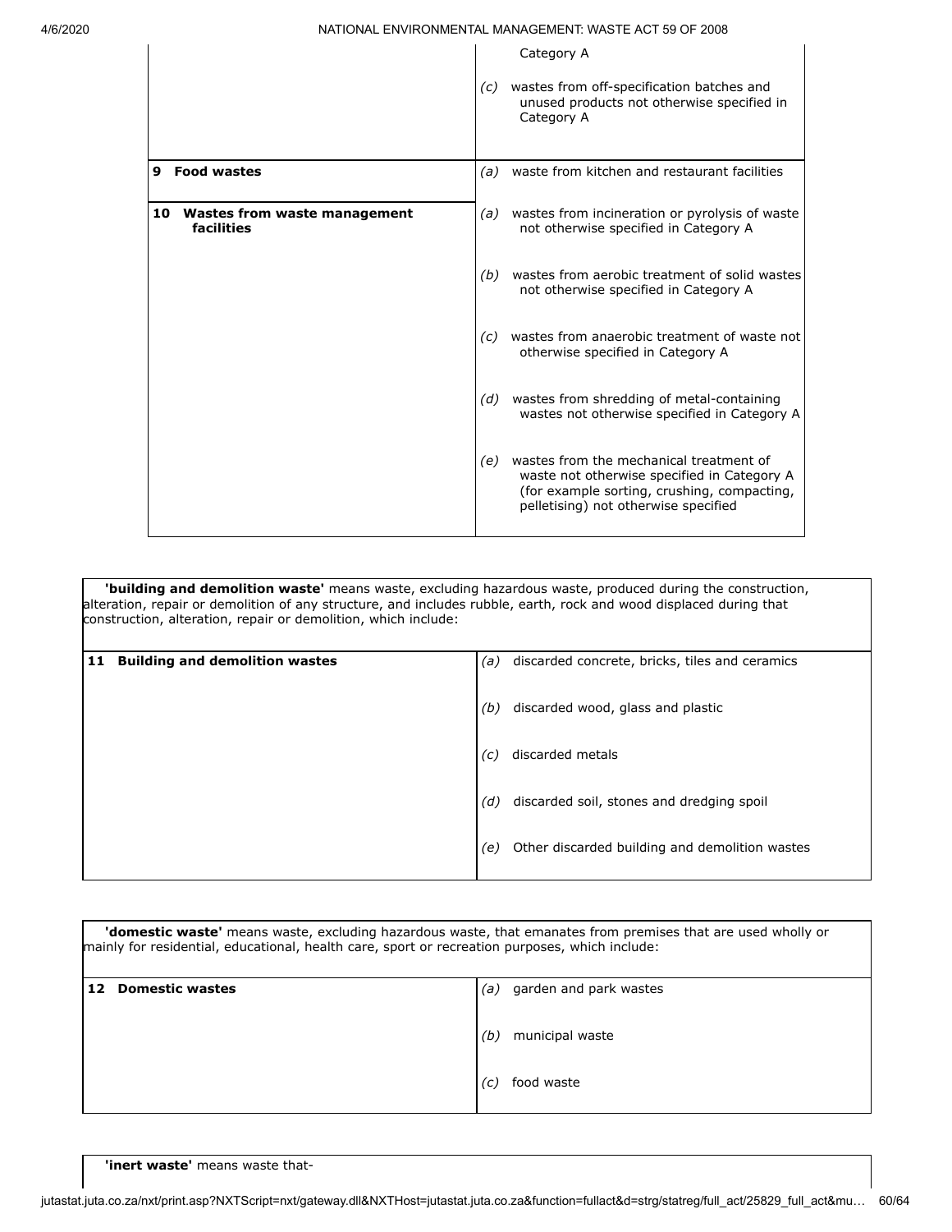| | |
|---|---|
| | Category A |
| | *(c)* wastes from off-specification batches and unused products not otherwise specified in Category A |
| **9 Food wastes** | *(a)* waste from kitchen and restaurant facilities |
| **10 Wastes from waste management facilities** | *(a)* wastes from incineration or pyrolysis of waste not otherwise specified in Category A |
| | *(b)* wastes from aerobic treatment of solid wastes not otherwise specified in Category A |
| | *(c)* wastes from anaerobic treatment of waste not otherwise specified in Category A |
| | *(d)* wastes from shredding of metal-containing wastes not otherwise specified in Category A |
| | *(e)* wastes from the mechanical treatment of waste not otherwise specified in Category A (for example sorting, crushing, compacting, pelletising) not otherwise specified |

**'building and demolition waste'** means waste, excluding hazardous waste, produced during the construction, alteration, repair or demolition of any structure, and includes rubble, earth, rock and wood displaced during that construction, alteration, repair or demolition, which include:

| | |
|---|---|
| **11 Building and demolition wastes** | *(a)* discarded concrete, bricks, tiles and ceramics |
| | *(b)* discarded wood, glass and plastic |
| | *(c)* discarded metals |
| | *(d)* discarded soil, stones and dredging spoil |
| | *(e)* Other discarded building and demolition wastes |

**'domestic waste'** means waste, excluding hazardous waste, that emanates from premises that are used wholly or mainly for residential, educational, health care, sport or recreation purposes, which include:

| | |
|---|---|
| **12 Domestic wastes** | *(a)* garden and park wastes |
| | *(b)* municipal waste |
| | *(c)* food waste |

**'inert waste'** means waste that-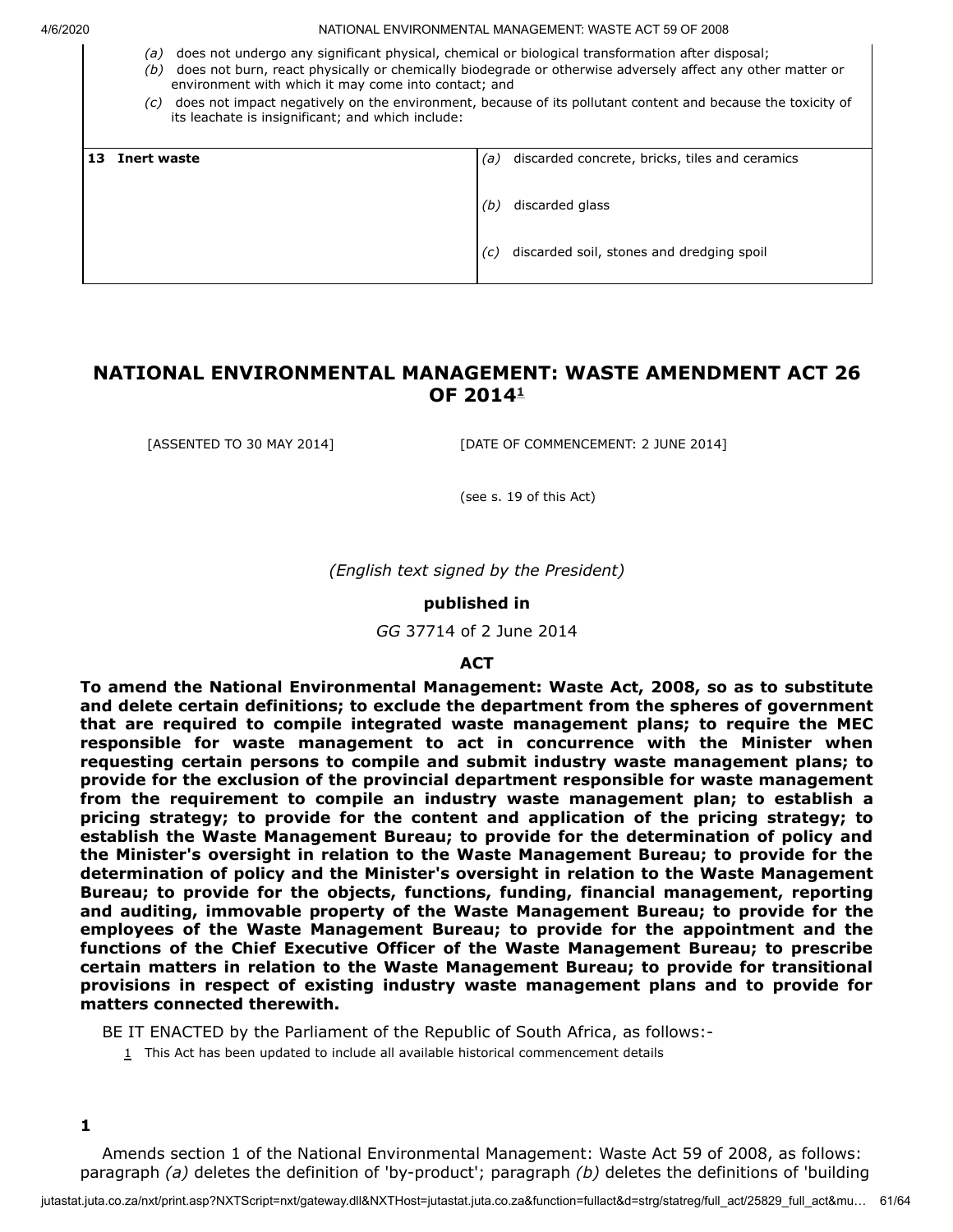(a) does not undergo any significant physical, chemical or biological transformation after disposal;

(b) does not burn, react physically or chemically biodegrade or otherwise adversely affect any other matter or environment with which it may come into contact; and

(c) does not impact negatively on the environment, because of its pollutant content and because the toxicity of its leachate is insignificant; and which include:

| | |
|---|---|
| **13 Inert waste** | (a) discarded concrete, bricks, tiles and ceramics |
| | (b) discarded glass |
| | (c) discarded soil, stones and dredging spoil |

## NATIONAL ENVIRONMENTAL MANAGEMENT: WASTE AMENDMENT ACT 26 OF 2014[1]

[ASSENTED TO 30 MAY 2014] [DATE OF COMMENCEMENT: 2 JUNE 2014]

(see s. 19 of this Act)

*(English text signed by the President)*

**published in**

*GG* 37714 of 2 June 2014

**ACT**

**To amend the National Environmental Management: Waste Act, 2008, so as to substitute and delete certain definitions; to exclude the department from the spheres of government that are required to compile integrated waste management plans; to require the MEC responsible for waste management to act in concurrence with the Minister when requesting certain persons to compile and submit industry waste management plans; to provide for the exclusion of the provincial department responsible for waste management from the requirement to compile an industry waste management plan; to establish a pricing strategy; to provide for the content and application of the pricing strategy; to establish the Waste Management Bureau; to provide for the determination of policy and the Minister's oversight in relation to the Waste Management Bureau; to provide for the determination of policy and the Minister's oversight in relation to the Waste Management Bureau; to provide for the objects, functions, funding, financial management, reporting and auditing, immovable property of the Waste Management Bureau; to provide for the employees of the Waste Management Bureau; to provide for the appointment and the functions of the Chief Executive Officer of the Waste Management Bureau; to prescribe certain matters in relation to the Waste Management Bureau; to provide for transitional provisions in respect of existing industry waste management plans and to provide for matters connected therewith.**

BE IT ENACTED by the Parliament of the Republic of South Africa, as follows:-

[1] This Act has been updated to include all available historical commencement details

**1**

Amends section 1 of the National Environmental Management: Waste Act 59 of 2008, as follows: paragraph *(a)* deletes the definition of 'by-product'; paragraph *(b)* deletes the definitions of 'building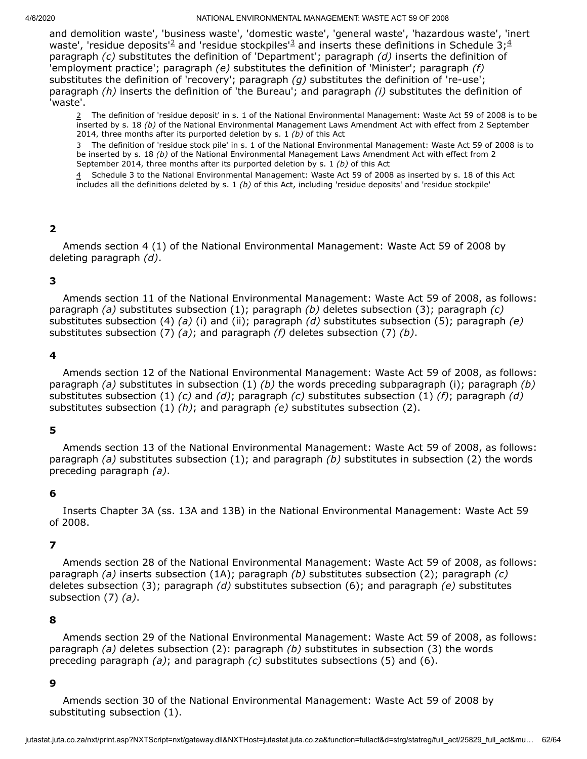and demolition waste', 'business waste', 'domestic waste', 'general waste', 'hazardous waste', 'inert waste', 'residue deposits'[2] and 'residue stockpiles'[3] and inserts these definitions in Schedule 3;[4] paragraph *(c)* substitutes the definition of 'Department'; paragraph *(d)* inserts the definition of 'employment practice'; paragraph *(e)* substitutes the definition of 'Minister'; paragraph *(f)* substitutes the definition of 'recovery'; paragraph *(g)* substitutes the definition of 're-use'; paragraph *(h)* inserts the definition of 'the Bureau'; and paragraph *(i)* substitutes the definition of 'waste'.

[2] The definition of 'residue deposit' in s. 1 of the National Environmental Management: Waste Act 59 of 2008 is to be inserted by s. 18 *(b)* of the National Environmental Management Laws Amendment Act with effect from 2 September 2014, three months after its purported deletion by s. 1 *(b)* of this Act

[3] The definition of 'residue stock pile' in s. 1 of the National Environmental Management: Waste Act 59 of 2008 is to be inserted by s. 18 *(b)* of the National Environmental Management Laws Amendment Act with effect from 2 September 2014, three months after its purported deletion by s. 1 *(b)* of this Act

[4] Schedule 3 to the National Environmental Management: Waste Act 59 of 2008 as inserted by s. 18 of this Act includes all the definitions deleted by s. 1 *(b)* of this Act, including 'residue deposits' and 'residue stockpile'

**2**

Amends section 4 (1) of the National Environmental Management: Waste Act 59 of 2008 by deleting paragraph *(d)*.

**3**

Amends section 11 of the National Environmental Management: Waste Act 59 of 2008, as follows: paragraph *(a)* substitutes subsection (1); paragraph *(b)* deletes subsection (3); paragraph *(c)* substitutes subsection (4) *(a)* (i) and (ii); paragraph *(d)* substitutes subsection (5); paragraph *(e)* substitutes subsection (7) *(a)*; and paragraph *(f)* deletes subsection (7) *(b)*.

**4**

Amends section 12 of the National Environmental Management: Waste Act 59 of 2008, as follows: paragraph *(a)* substitutes in subsection (1) *(b)* the words preceding subparagraph (i); paragraph *(b)* substitutes subsection (1) *(c)* and *(d)*; paragraph *(c)* substitutes subsection (1) *(f)*; paragraph *(d)* substitutes subsection (1) *(h)*; and paragraph *(e)* substitutes subsection (2).

**5**

Amends section 13 of the National Environmental Management: Waste Act 59 of 2008, as follows: paragraph *(a)* substitutes subsection (1); and paragraph *(b)* substitutes in subsection (2) the words preceding paragraph *(a)*.

**6**

Inserts Chapter 3A (ss. 13A and 13B) in the National Environmental Management: Waste Act 59 of 2008.

**7**

Amends section 28 of the National Environmental Management: Waste Act 59 of 2008, as follows: paragraph *(a)* inserts subsection (1A); paragraph *(b)* substitutes subsection (2); paragraph *(c)* deletes subsection (3); paragraph *(d)* substitutes subsection (6); and paragraph *(e)* substitutes subsection (7) *(a)*.

**8**

Amends section 29 of the National Environmental Management: Waste Act 59 of 2008, as follows: paragraph *(a)* deletes subsection (2): paragraph *(b)* substitutes in subsection (3) the words preceding paragraph *(a)*; and paragraph *(c)* substitutes subsections (5) and (6).

**9**

Amends section 30 of the National Environmental Management: Waste Act 59 of 2008 by substituting subsection (1).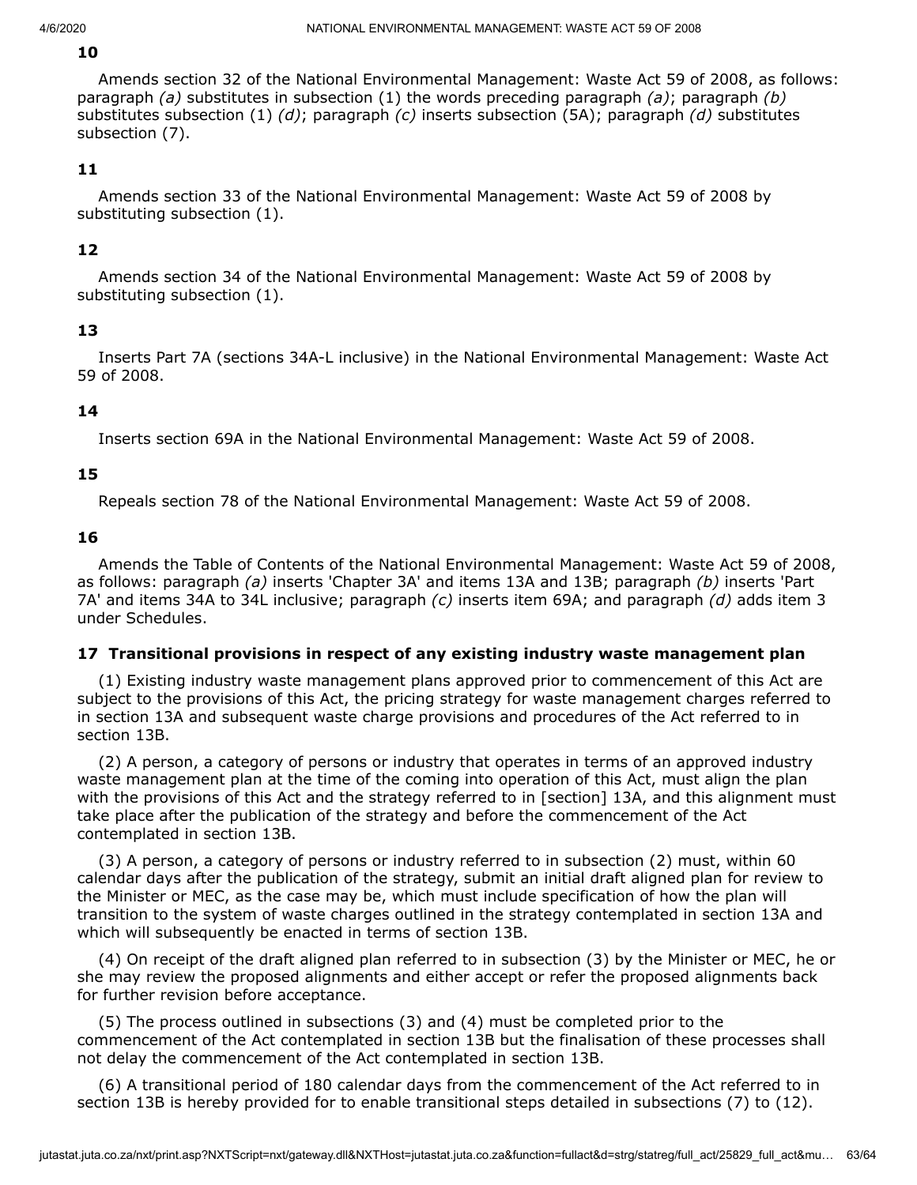**10**

Amends section 32 of the National Environmental Management: Waste Act 59 of 2008, as follows: paragraph *(a)* substitutes in subsection (1) the words preceding paragraph *(a)*; paragraph *(b)* substitutes subsection (1) *(d)*; paragraph *(c)* inserts subsection (5A); paragraph *(d)* substitutes subsection (7).

**11**

Amends section 33 of the National Environmental Management: Waste Act 59 of 2008 by substituting subsection (1).

**12**

Amends section 34 of the National Environmental Management: Waste Act 59 of 2008 by substituting subsection (1).

**13**

Inserts Part 7A (sections 34A-L inclusive) in the National Environmental Management: Waste Act 59 of 2008.

**14**

Inserts section 69A in the National Environmental Management: Waste Act 59 of 2008.

**15**

Repeals section 78 of the National Environmental Management: Waste Act 59 of 2008.

**16**

Amends the Table of Contents of the National Environmental Management: Waste Act 59 of 2008, as follows: paragraph *(a)* inserts 'Chapter 3A' and items 13A and 13B; paragraph *(b)* inserts 'Part 7A' and items 34A to 34L inclusive; paragraph *(c)* inserts item 69A; and paragraph *(d)* adds item 3 under Schedules.

**17 Transitional provisions in respect of any existing industry waste management plan**

(1) Existing industry waste management plans approved prior to commencement of this Act are subject to the provisions of this Act, the pricing strategy for waste management charges referred to in section 13A and subsequent waste charge provisions and procedures of the Act referred to in section 13B.

(2) A person, a category of persons or industry that operates in terms of an approved industry waste management plan at the time of the coming into operation of this Act, must align the plan with the provisions of this Act and the strategy referred to in [section] 13A, and this alignment must take place after the publication of the strategy and before the commencement of the Act contemplated in section 13B.

(3) A person, a category of persons or industry referred to in subsection (2) must, within 60 calendar days after the publication of the strategy, submit an initial draft aligned plan for review to the Minister or MEC, as the case may be, which must include specification of how the plan will transition to the system of waste charges outlined in the strategy contemplated in section 13A and which will subsequently be enacted in terms of section 13B.

(4) On receipt of the draft aligned plan referred to in subsection (3) by the Minister or MEC, he or she may review the proposed alignments and either accept or refer the proposed alignments back for further revision before acceptance.

(5) The process outlined in subsections (3) and (4) must be completed prior to the commencement of the Act contemplated in section 13B but the finalisation of these processes shall not delay the commencement of the Act contemplated in section 13B.

(6) A transitional period of 180 calendar days from the commencement of the Act referred to in section 13B is hereby provided for to enable transitional steps detailed in subsections (7) to (12).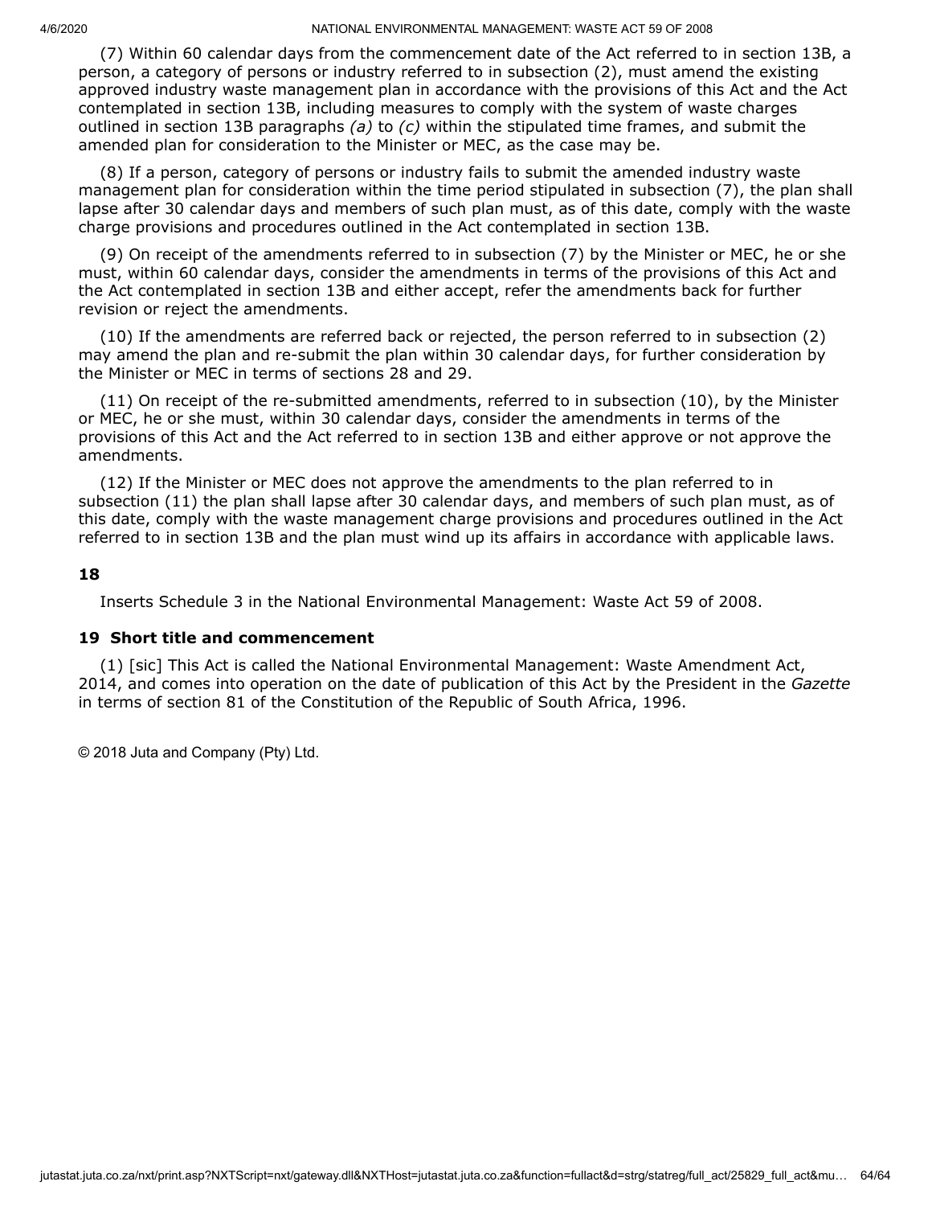(7) Within 60 calendar days from the commencement date of the Act referred to in section 13B, a person, a category of persons or industry referred to in subsection (2), must amend the existing approved industry waste management plan in accordance with the provisions of this Act and the Act contemplated in section 13B, including measures to comply with the system of waste charges outlined in section 13B paragraphs *(a)* to *(c)* within the stipulated time frames, and submit the amended plan for consideration to the Minister or MEC, as the case may be.

(8) If a person, category of persons or industry fails to submit the amended industry waste management plan for consideration within the time period stipulated in subsection (7), the plan shall lapse after 30 calendar days and members of such plan must, as of this date, comply with the waste charge provisions and procedures outlined in the Act contemplated in section 13B.

(9) On receipt of the amendments referred to in subsection (7) by the Minister or MEC, he or she must, within 60 calendar days, consider the amendments in terms of the provisions of this Act and the Act contemplated in section 13B and either accept, refer the amendments back for further revision or reject the amendments.

(10) If the amendments are referred back or rejected, the person referred to in subsection (2) may amend the plan and re-submit the plan within 30 calendar days, for further consideration by the Minister or MEC in terms of sections 28 and 29.

(11) On receipt of the re-submitted amendments, referred to in subsection (10), by the Minister or MEC, he or she must, within 30 calendar days, consider the amendments in terms of the provisions of this Act and the Act referred to in section 13B and either approve or not approve the amendments.

(12) If the Minister or MEC does not approve the amendments to the plan referred to in subsection (11) the plan shall lapse after 30 calendar days, and members of such plan must, as of this date, comply with the waste management charge provisions and procedures outlined in the Act referred to in section 13B and the plan must wind up its affairs in accordance with applicable laws.

**18**

Inserts Schedule 3 in the National Environmental Management: Waste Act 59 of 2008.

**19 Short title and commencement**

(1) [sic] This Act is called the National Environmental Management: Waste Amendment Act, 2014, and comes into operation on the date of publication of this Act by the President in the *Gazette* in terms of section 81 of the Constitution of the Republic of South Africa, 1996.

© 2018 Juta and Company (Pty) Ltd.